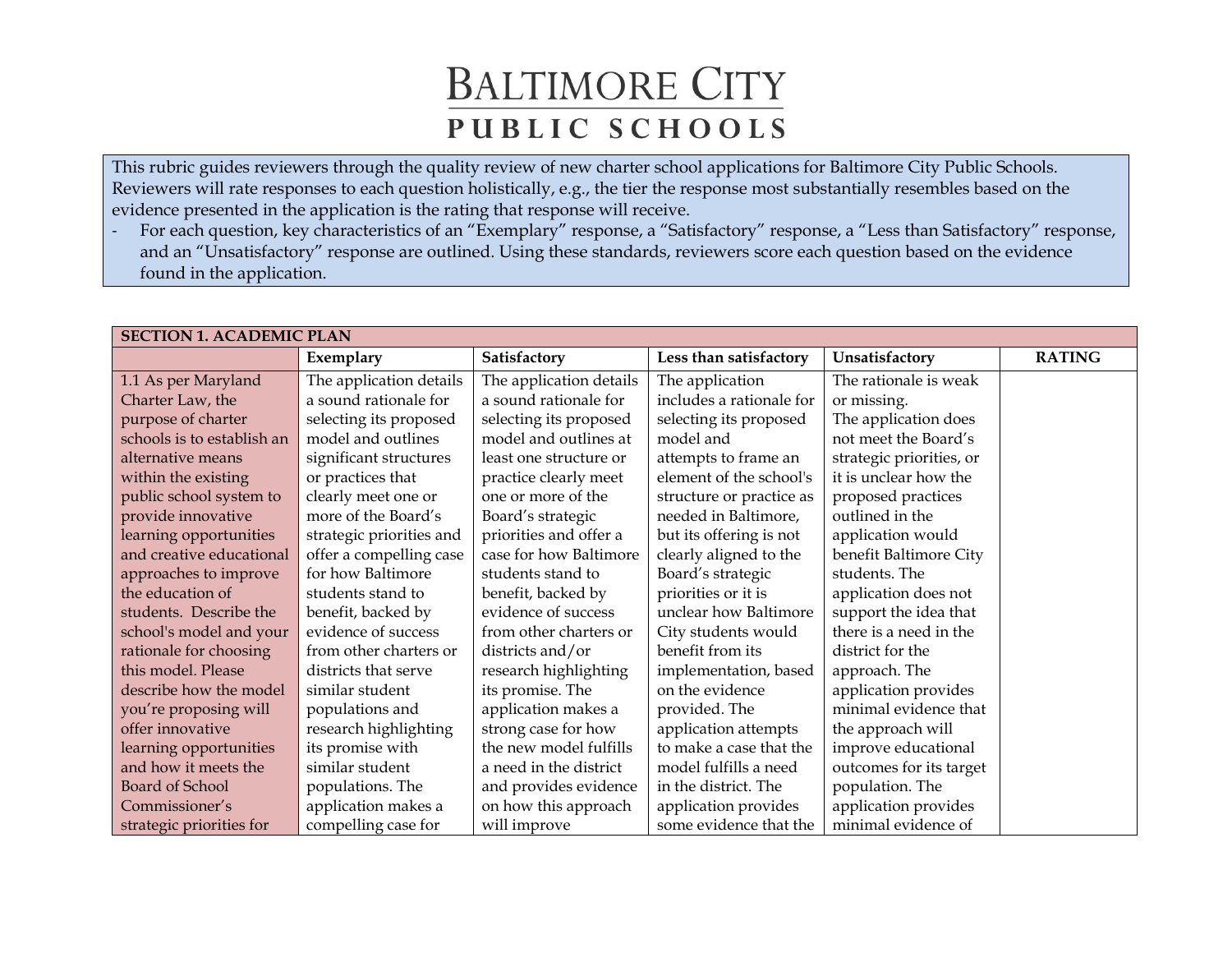# BALTIMORE CITY PUBLIC SCHOOLS

This rubric guides reviewers through the quality review of new charter school applications for Baltimore City Public Schools. Reviewers will rate responses to each question holistically, e.g., the tier the response most substantially resembles based on the evidence presented in the application is the rating that response will receive.

- For each question, key characteristics of an "Exemplary" response, a "Satisfactory" response, a "Less than Satisfactory" response, and an "Unsatisfactory" response are outlined. Using these standards, reviewers score each question based on the evidence found in the application.

| SECTION 1. ACADEMIC PLAN | | | | | |
|---|---|---|---|---|---|
| | **Exemplary** | **Satisfactory** | **Less than satisfactory** | **Unsatisfactory** | **RATING** |
| 1.1 As per Maryland Charter Law, the purpose of charter schools is to establish an alternative means within the existing public school system to provide innovative learning opportunities and creative educational approaches to improve the education of students. Describe the school's model and your rationale for choosing this model. Please describe how the model you're proposing will offer innovative learning opportunities and how it meets the Board of School Commissioner's strategic priorities for | The application details a sound rationale for selecting its proposed model and outlines significant structures or practices that clearly meet one or more of the Board's strategic priorities and offer a compelling case for how Baltimore students stand to benefit, backed by evidence of success from other charters or districts that serve similar student populations and research highlighting its promise with similar student populations. The application makes a compelling case for | The application details a sound rationale for selecting its proposed model and outlines at least one structure or practice clearly meet one or more of the Board's strategic priorities and offer a case for how Baltimore students stand to benefit, backed by evidence of success from other charters or districts and/or research highlighting its promise. The application makes a strong case for how the new model fulfills a need in the district and provides evidence on how this approach will improve | The application includes a rationale for selecting its proposed model and attempts to frame an element of the school's structure or practice as needed in Baltimore, but its offering is not clearly aligned to the Board's strategic priorities or it is unclear how Baltimore City students would benefit from its implementation, based on the evidence provided. The application attempts to make a case that the model fulfills a need in the district. The application provides some evidence that the | The rationale is weak or missing. The application does not meet the Board's strategic priorities, or it is unclear how the proposed practices outlined in the application would benefit Baltimore City students. The application does not support the idea that there is a need in the district for the approach. The application provides minimal evidence that the approach will improve educational outcomes for its target population. The application provides minimal evidence of | |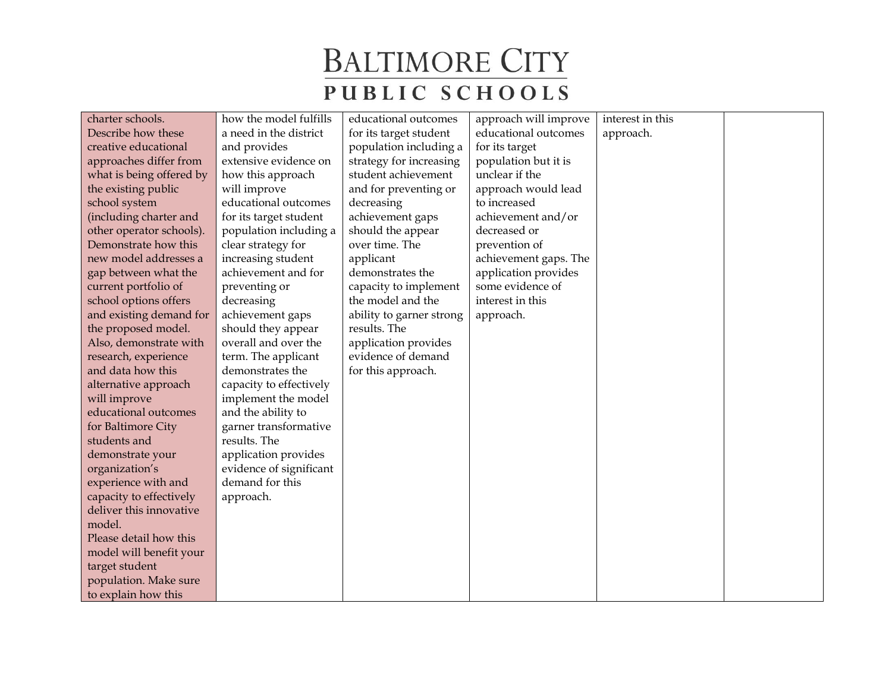| | | | | | |
|---|---|---|---|---|---|
| charter schools. Describe how these creative educational approaches differ from what is being offered by the existing public school system (including charter and other operator schools). Demonstrate how this new model addresses a gap between what the current portfolio of school options offers and existing demand for the proposed model. Also, demonstrate with research, experience and data how this alternative approach will improve educational outcomes for Baltimore City students and demonstrate your organization's experience with and capacity to effectively deliver this innovative model. Please detail how this model will benefit your target student population. Make sure to explain how this | how the model fulfills a need in the district and provides extensive evidence on how this approach will improve educational outcomes for its target student population including a clear strategy for increasing student achievement and for preventing or decreasing achievement gaps should they appear overall and over the term. The applicant demonstrates the capacity to effectively implement the model and the ability to garner transformative results. The application provides evidence of significant demand for this approach. | educational outcomes for its target student population including a strategy for increasing student achievement and for preventing or decreasing achievement gaps should the appear over time. The applicant demonstrates the capacity to implement the model and the ability to garner strong results. The application provides evidence of demand for this approach. | approach will improve educational outcomes for its target population but it is unclear if the approach would lead to increased achievement and/or decreased or prevention of achievement gaps. The application provides some evidence of interest in this approach. | interest in this approach. | |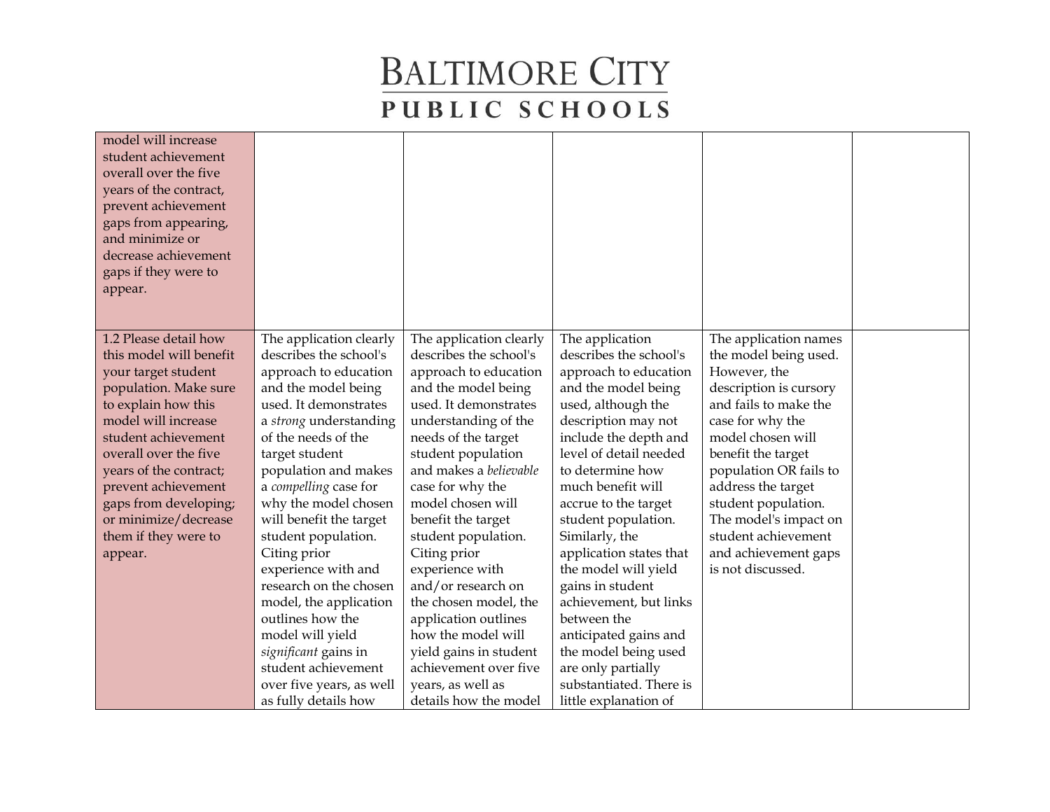| | | | | | |
|---|---|---|---|---|---|
| model will increase student achievement overall over the five years of the contract, prevent achievement gaps from appearing, and minimize or decrease achievement gaps if they were to appear. | | | | | |
| 1.2 Please detail how this model will benefit your target student population. Make sure to explain how this model will increase student achievement overall over the five years of the contract; prevent achievement gaps from developing; or minimize/decrease them if they were to appear. | The application clearly describes the school's approach to education and the model being used. It demonstrates a *strong* understanding of the needs of the target student population and makes a *compelling* case for why the model chosen will benefit the target student population. Citing prior experience with and research on the chosen model, the application outlines how the model will yield *significant* gains in student achievement over five years, as well as fully details how | The application clearly describes the school's approach to education and the model being used. It demonstrates understanding of the needs of the target student population and makes a *believable* case for why the model chosen will benefit the target student population. Citing prior experience with and/or research on the chosen model, the application outlines how the model will yield gains in student achievement over five years, as well as details how the model | The application describes the school's approach to education and the model being used, although the description may not include the depth and level of detail needed to determine how much benefit will accrue to the target student population. Similarly, the application states that the model will yield gains in student achievement, but links between the anticipated gains and the model being used are only partially substantiated. There is little explanation of | The application names the model being used. However, the description is cursory and fails to make the case for why the model chosen will benefit the target population OR fails to address the target student population. The model's impact on student achievement and achievement gaps is not discussed. | |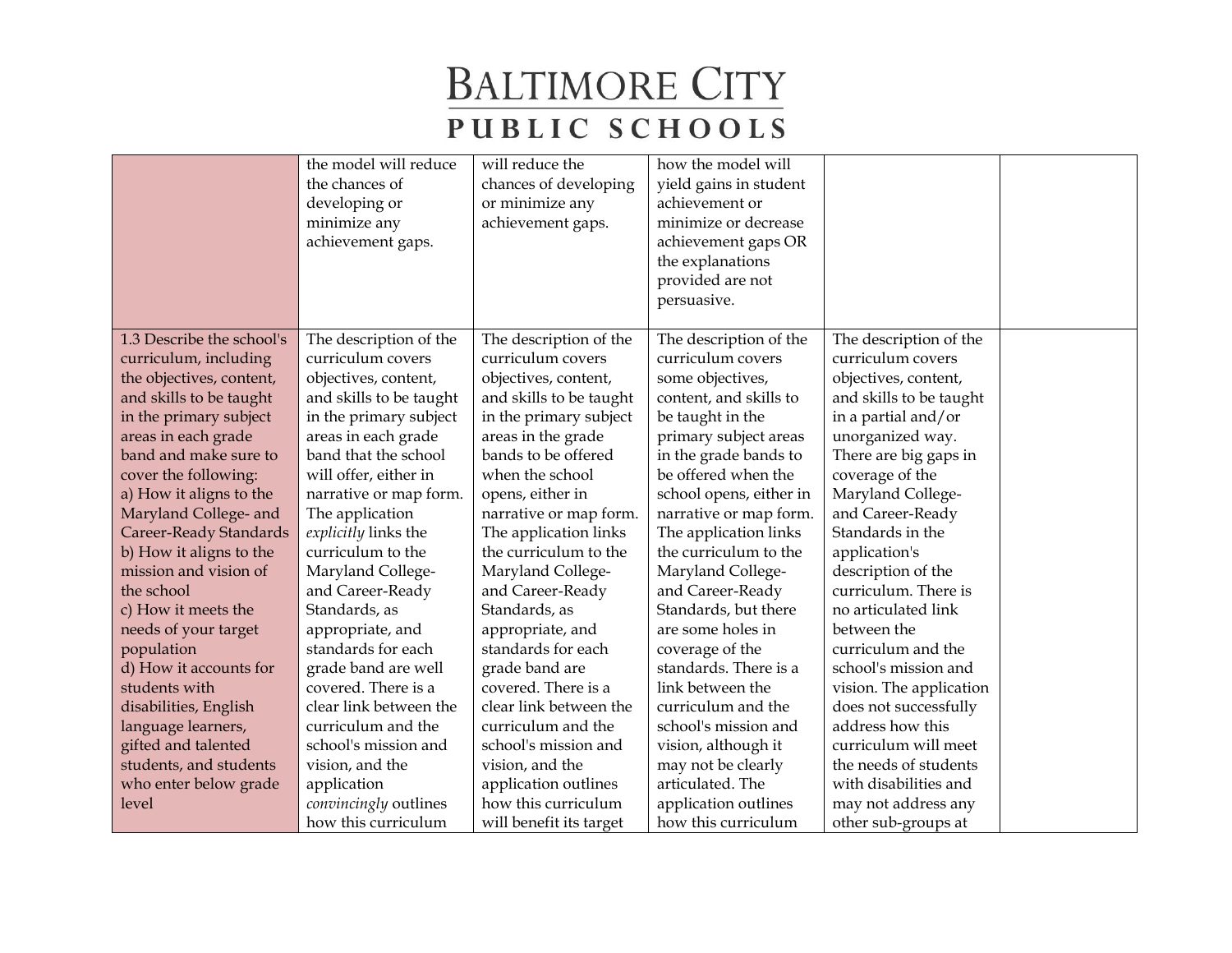| | | | | | |
|---|---|---|---|---|---|
| | the model will reduce the chances of developing or minimize any achievement gaps. | will reduce the chances of developing or minimize any achievement gaps. | how the model will yield gains in student achievement or minimize or decrease achievement gaps OR the explanations provided are not persuasive. | | |
| 1.3 Describe the school's curriculum, including the objectives, content, and skills to be taught in the primary subject areas in each grade band and make sure to cover the following:<br>a) How it aligns to the Maryland College- and Career-Ready Standards<br>b) How it aligns to the mission and vision of the school<br>c) How it meets the needs of your target population<br>d) How it accounts for students with disabilities, English language learners, gifted and talented students, and students who enter below grade level | The description of the curriculum covers objectives, content, and skills to be taught in the primary subject areas in each grade band that the school will offer, either in narrative or map form. The application *explicitly* links the curriculum to the Maryland College- and Career-Ready Standards, as appropriate, and standards for each grade band are well covered. There is a clear link between the curriculum and the school's mission and vision, and the application *convincingly* outlines how this curriculum | The description of the curriculum covers objectives, content, and skills to be taught in the primary subject areas in the grade bands to be offered when the school opens, either in narrative or map form. The application links the curriculum to the Maryland College- and Career-Ready Standards, as appropriate, and standards for each grade band are covered. There is a clear link between the curriculum and the school's mission and vision, and the application outlines how this curriculum will benefit its target | The description of the curriculum covers some objectives, content, and skills to be taught in the primary subject areas in the grade bands to be offered when the school opens, either in narrative or map form. The application links the curriculum to the Maryland College- and Career-Ready Standards, but there are some holes in coverage of the standards. There is a link between the curriculum and the school's mission and vision, although it may not be clearly articulated. The application outlines how this curriculum | The description of the curriculum covers objectives, content, and skills to be taught in a partial and/or unorganized way. There are big gaps in coverage of the Maryland College- and Career-Ready Standards in the application's description of the curriculum. There is no articulated link between the curriculum and the school's mission and vision. The application does not successfully address how this curriculum will meet the needs of students with disabilities and may not address any other sub-groups at | |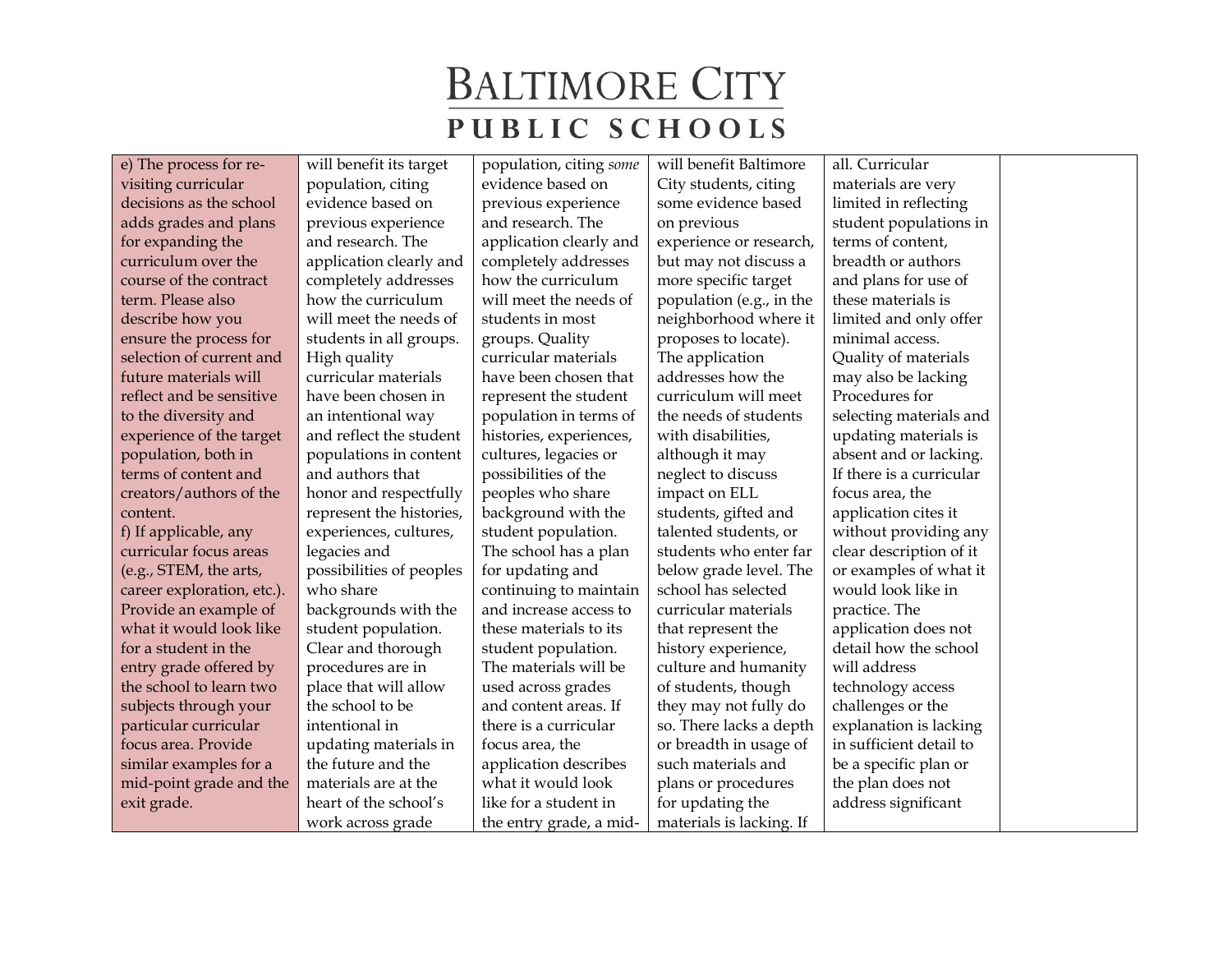| | | | | | |
|---|---|---|---|---|---|
| e) The process for re-visiting curricular decisions as the school adds grades and plans for expanding the curriculum over the course of the contract term. Please also describe how you ensure the process for selection of current and future materials will reflect and be sensitive to the diversity and experience of the target population, both in terms of content and creators/authors of the content.<br>f) If applicable, any curricular focus areas (e.g., STEM, the arts, career exploration, etc.). Provide an example of what it would look like for a student in the entry grade offered by the school to learn two subjects through your particular curricular focus area. Provide similar examples for a mid-point grade and the exit grade. | will benefit its target population, citing evidence based on previous experience and research. The application clearly and completely addresses how the curriculum will meet the needs of students in all groups. High quality curricular materials have been chosen in an intentional way and reflect the student populations in content and authors that honor and respectfully represent the histories, experiences, cultures, legacies and possibilities of peoples who share backgrounds with the student population. Clear and thorough procedures are in place that will allow the school to be intentional in updating materials in the future and the materials are at the heart of the school's work across grade | population, citing *some* evidence based on previous experience and research. The application clearly and completely addresses how the curriculum will meet the needs of students in most groups. Quality curricular materials have been chosen that represent the student population in terms of histories, experiences, cultures, legacies or possibilities of the peoples who share background with the student population. The school has a plan for updating and continuing to maintain and increase access to these materials to its student population. The materials will be used across grades and content areas. If there is a curricular focus area, the application describes what it would look like for a student in the entry grade, a mid- | will benefit Baltimore City students, citing some evidence based on previous experience or research, but may not discuss a more specific target population (e.g., in the neighborhood where it proposes to locate). The application addresses how the curriculum will meet the needs of students with disabilities, although it may neglect to discuss impact on ELL students, gifted and talented students, or students who enter far below grade level. The school has selected curricular materials that represent the history experience, culture and humanity of students, though they may not fully do so. There lacks a depth or breadth in usage of such materials and plans or procedures for updating the materials is lacking. If | all. Curricular materials are very limited in reflecting student populations in terms of content, breadth or authors and plans for use of these materials is limited and only offer minimal access. Quality of materials may also be lacking Procedures for selecting materials and updating materials is absent and or lacking. If there is a curricular focus area, the application cites it without providing any clear description of it or examples of what it would look like in practice. The application does not detail how the school will address technology access challenges or the explanation is lacking in sufficient detail to be a specific plan or the plan does not address significant | |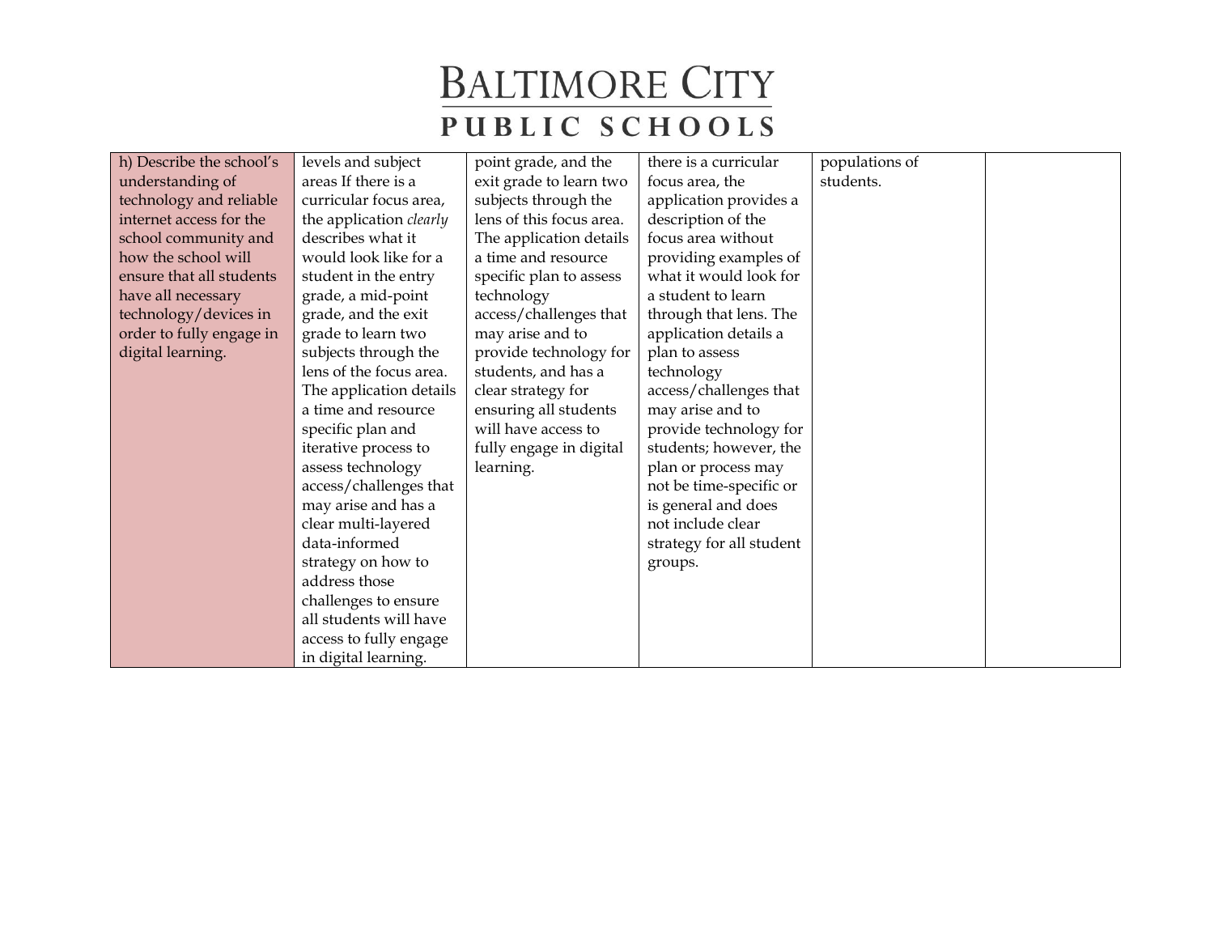| h) Describe the school's understanding of technology and reliable internet access for the school community and how the school will ensure that all students have all necessary technology/devices in order to fully engage in digital learning. | levels and subject areas If there is a curricular focus area, the application *clearly* describes what it would look like for a student in the entry grade, a mid-point grade, and the exit grade to learn two subjects through the lens of the focus area. The application details a time and resource specific plan and iterative process to assess technology access/challenges that may arise and has a clear multi-layered data-informed strategy on how to address those challenges to ensure all students will have access to fully engage in digital learning. | point grade, and the exit grade to learn two subjects through the lens of this focus area. The application details a time and resource specific plan to assess technology access/challenges that may arise and to provide technology for students, and has a clear strategy for ensuring all students will have access to fully engage in digital learning. | there is a curricular focus area, the application provides a description of the focus area without providing examples of what it would look for a student to learn through that lens. The application details a plan to assess technology access/challenges that may arise and to provide technology for students; however, the plan or process may not be time-specific or is general and does not include clear strategy for all student groups. | populations of students. | |
|---|---|---|---|---|---|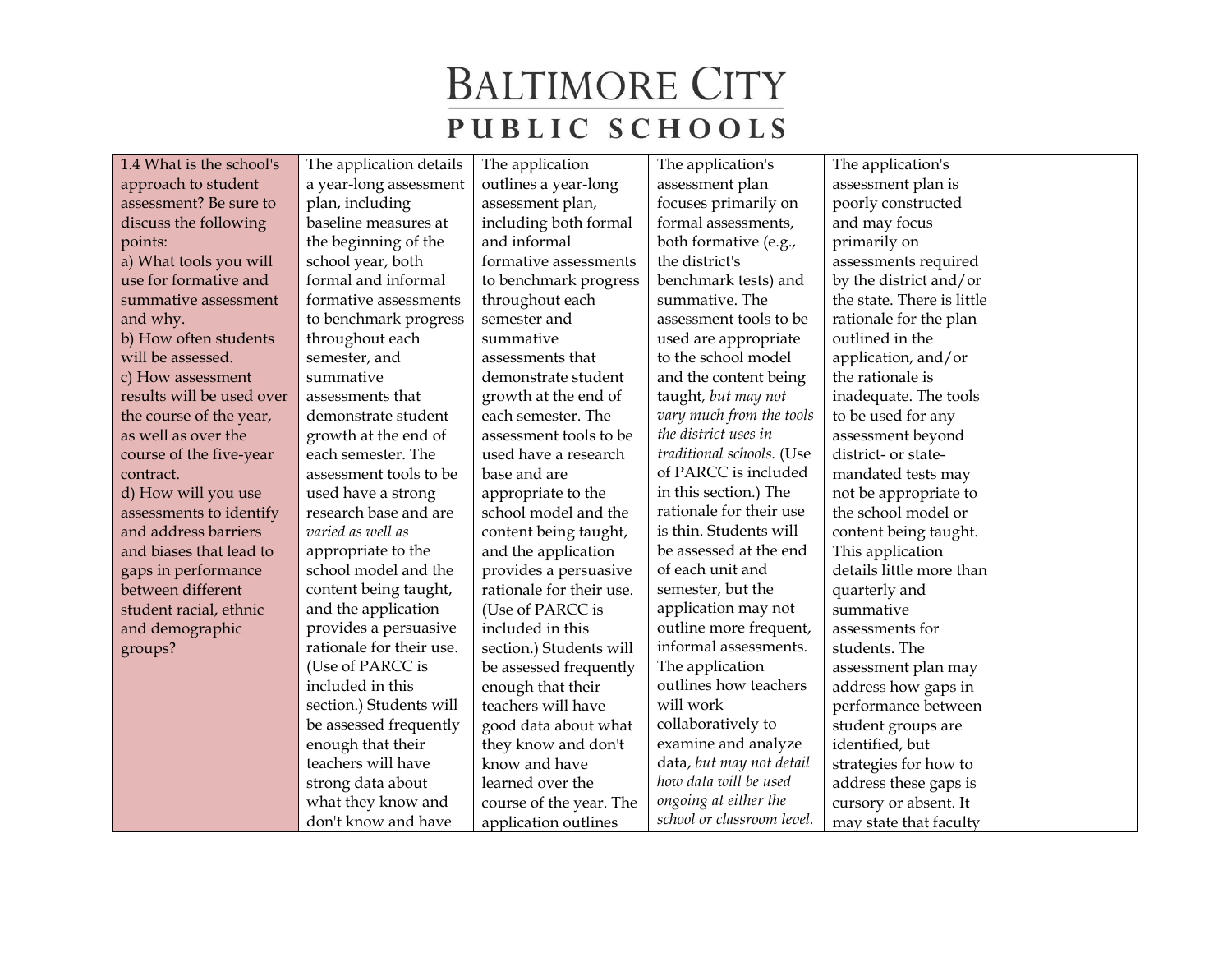| 1.4 What is the school's approach to student assessment? Be sure to discuss the following points:<br>a) What tools you will use for formative and summative assessment and why.<br>b) How often students will be assessed.<br>c) How assessment results will be used over the course of the year, as well as over the course of the five-year contract.<br>d) How will you use assessments to identify and address barriers and biases that lead to gaps in performance between different student racial, ethnic and demographic groups? | The application details a year-long assessment plan, including baseline measures at the beginning of the school year, both formal and informal formative assessments to benchmark progress throughout each semester, and summative assessments that demonstrate student growth at the end of each semester. The assessment tools to be used have a strong research base and are *varied as well as* appropriate to the school model and the content being taught, and the application provides a persuasive rationale for their use. (Use of PARCC is included in this section.) Students will be assessed frequently enough that their teachers will have strong data about what they know and don't know and have | The application outlines a year-long assessment plan, including both formal and informal formative assessments to benchmark progress throughout each semester and summative assessments that demonstrate student growth at the end of each semester. The assessment tools to be used have a research base and are appropriate to the school model and the content being taught, and the application provides a persuasive rationale for their use. (Use of PARCC is included in this section.) Students will be assessed frequently enough that their teachers will have good data about what they know and don't know and have learned over the course of the year. The application outlines | The application's assessment plan focuses primarily on formal assessments, both formative (e.g., the district's benchmark tests) and summative. The assessment tools to be used are appropriate to the school model and the content being taught, *but may not vary much from the tools the district uses in traditional schools.* (Use of PARCC is included in this section.) The rationale for their use is thin. Students will be assessed at the end of each unit and semester, but the application may not outline more frequent, informal assessments. The application outlines how teachers will work collaboratively to examine and analyze data, *but may not detail how data will be used ongoing at either the school or classroom level.* | The application's assessment plan is poorly constructed and may focus primarily on assessments required by the district and/or the state. There is little rationale for the plan outlined in the application, and/or the rationale is inadequate. The tools to be used for any assessment beyond district- or state-mandated tests may not be appropriate to the school model or content being taught. This application details little more than quarterly and summative assessments for students. The assessment plan may address how gaps in performance between student groups are identified, but strategies for how to address these gaps is cursory or absent. It may state that faculty | |
|---|---|---|---|---|---|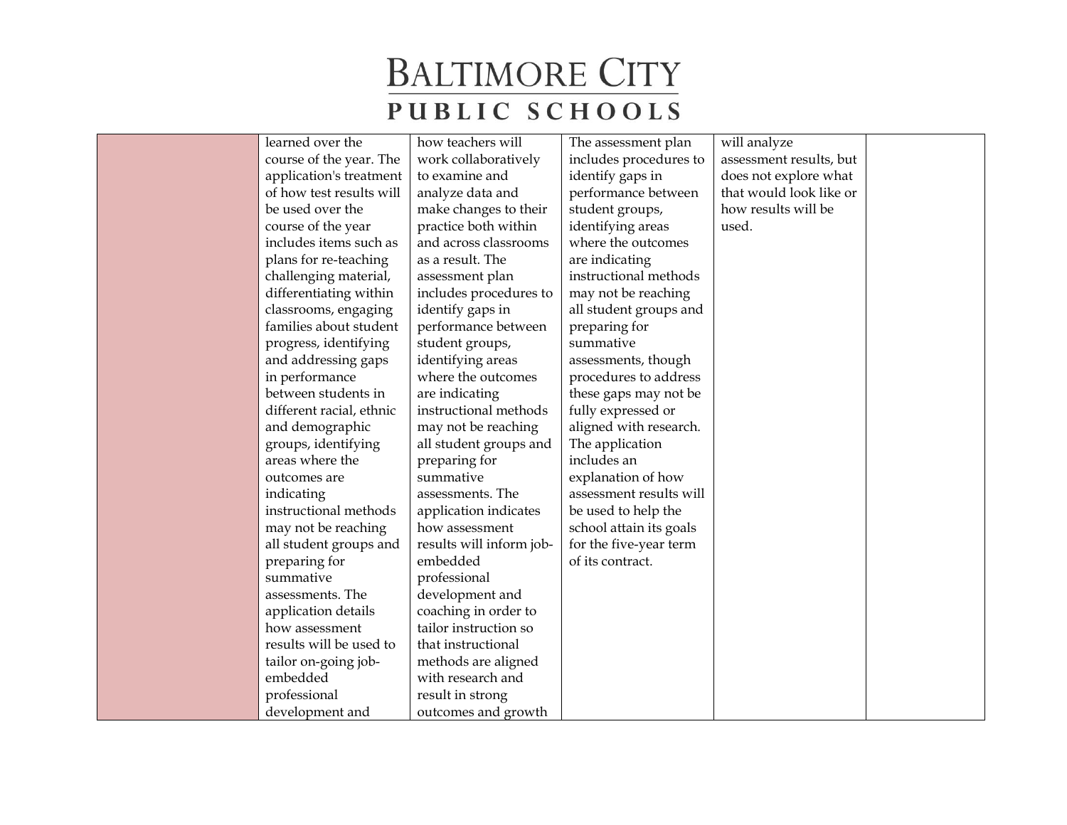| | | | | | |
|---|---|---|---|---|---|
| | learned over the course of the year. The application's treatment of how test results will be used over the course of the year includes items such as plans for re-teaching challenging material, differentiating within classrooms, engaging families about student progress, identifying and addressing gaps in performance between students in different racial, ethnic and demographic groups, identifying areas where the outcomes are indicating instructional methods may not be reaching all student groups and preparing for summative assessments. The application details how assessment results will be used to tailor on-going job-embedded professional development and | how teachers will work collaboratively to examine and analyze data and make changes to their practice both within and across classrooms as a result. The assessment plan includes procedures to identify gaps in performance between student groups, identifying areas where the outcomes are indicating instructional methods may not be reaching all student groups and preparing for summative assessments. The application indicates how assessment results will inform job-embedded professional development and coaching in order to tailor instruction so that instructional methods are aligned with research and result in strong outcomes and growth | The assessment plan includes procedures to identify gaps in performance between student groups, identifying areas where the outcomes are indicating instructional methods may not be reaching all student groups and preparing for summative assessments, though procedures to address these gaps may not be fully expressed or aligned with research. The application includes an explanation of how assessment results will be used to help the school attain its goals for the five-year term of its contract. | will analyze assessment results, but does not explore what that would look like or how results will be used. | |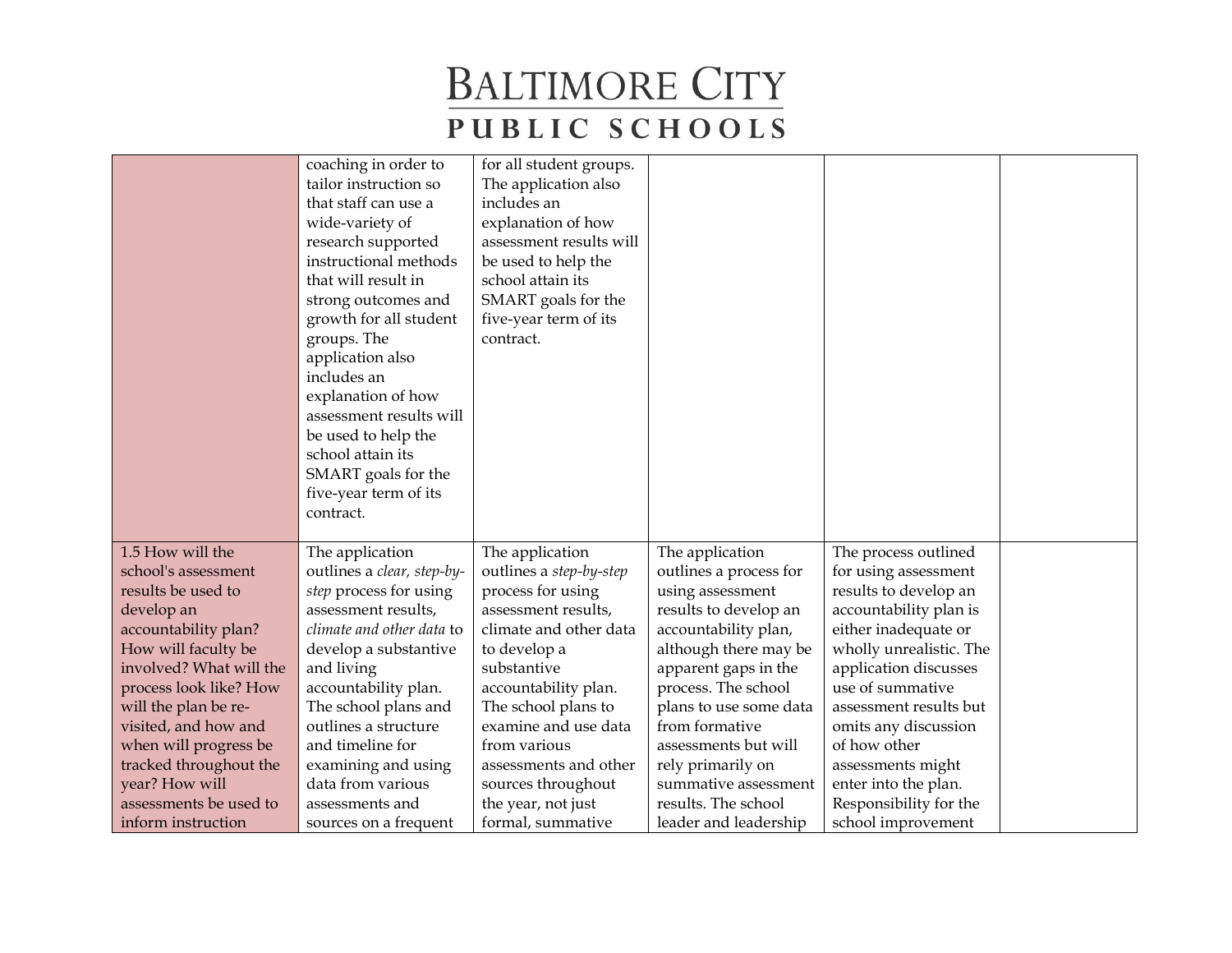| | | | | | |
|---|---|---|---|---|---|
| | coaching in order to tailor instruction so that staff can use a wide-variety of research supported instructional methods that will result in strong outcomes and growth for all student groups. The application also includes an explanation of how assessment results will be used to help the school attain its SMART goals for the five-year term of its contract. | for all student groups. The application also includes an explanation of how assessment results will be used to help the school attain its SMART goals for the five-year term of its contract. | | | |
| 1.5 How will the school's assessment results be used to develop an accountability plan? How will faculty be involved? What will the process look like? How will the plan be re-visited, and how and when will progress be tracked throughout the year? How will assessments be used to inform instruction | The application outlines a *clear, step-by-step* process for using assessment results, *climate and other data* to develop a substantive and living accountability plan. The school plans and outlines a structure and timeline for examining and using data from various assessments and sources on a frequent | The application outlines a *step-by-step* process for using assessment results, climate and other data to develop a substantive accountability plan. The school plans to examine and use data from various assessments and other sources throughout the year, not just formal, summative | The application outlines a process for using assessment results to develop an accountability plan, although there may be apparent gaps in the process. The school plans to use some data from formative assessments but will rely primarily on summative assessment results. The school leader and leadership | The process outlined for using assessment results to develop an accountability plan is either inadequate or wholly unrealistic. The application discusses use of summative assessment results but omits any discussion of how other assessments might enter into the plan. Responsibility for the school improvement | |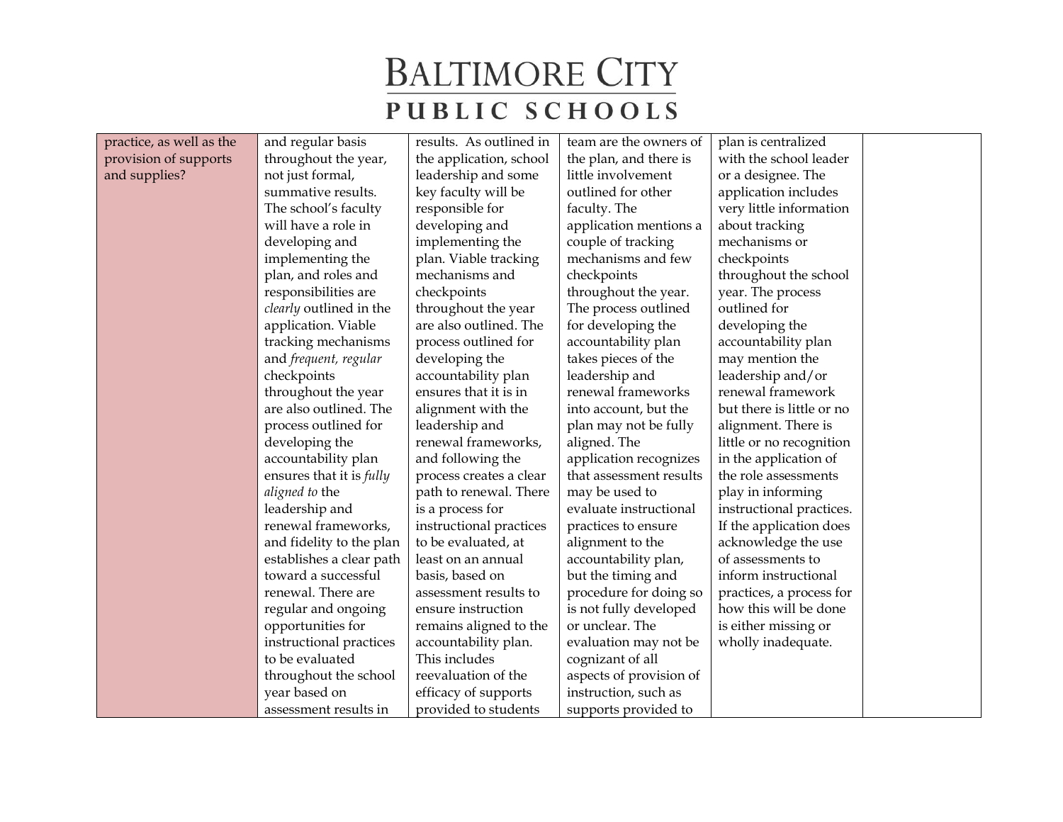| | | | | | |
|---|---|---|---|---|---|
| practice, as well as the provision of supports and supplies? | and regular basis throughout the year, not just formal, summative results. The school's faculty will have a role in developing and implementing the plan, and roles and responsibilities are *clearly* outlined in the application. Viable tracking mechanisms and *frequent, regular* checkpoints throughout the year are also outlined. The process outlined for developing the accountability plan ensures that it is *fully aligned to* the leadership and renewal frameworks, and fidelity to the plan establishes a clear path toward a successful renewal. There are regular and ongoing opportunities for instructional practices to be evaluated throughout the school year based on assessment results in | results. As outlined in the application, school leadership and some key faculty will be responsible for developing and implementing the plan. Viable tracking mechanisms and checkpoints throughout the year are also outlined. The process outlined for developing the accountability plan ensures that it is in alignment with the leadership and renewal frameworks, and following the process creates a clear path to renewal. There is a process for instructional practices to be evaluated, at least on an annual basis, based on assessment results to ensure instruction remains aligned to the accountability plan. This includes reevaluation of the efficacy of supports provided to students | team are the owners of the plan, and there is little involvement outlined for other faculty. The application mentions a couple of tracking mechanisms and few checkpoints throughout the year. The process outlined for developing the accountability plan takes pieces of the leadership and renewal frameworks into account, but the plan may not be fully aligned. The application recognizes that assessment results may be used to evaluate instructional practices to ensure alignment to the accountability plan, but the timing and procedure for doing so is not fully developed or unclear. The evaluation may not be cognizant of all aspects of provision of instruction, such as supports provided to | plan is centralized with the school leader or a designee. The application includes very little information about tracking mechanisms or checkpoints throughout the school year. The process outlined for developing the accountability plan may mention the leadership and/or renewal framework but there is little or no alignment. There is little or no recognition in the application of the role assessments play in informing instructional practices. If the application does acknowledge the use of assessments to inform instructional practices, a process for how this will be done is either missing or wholly inadequate. | |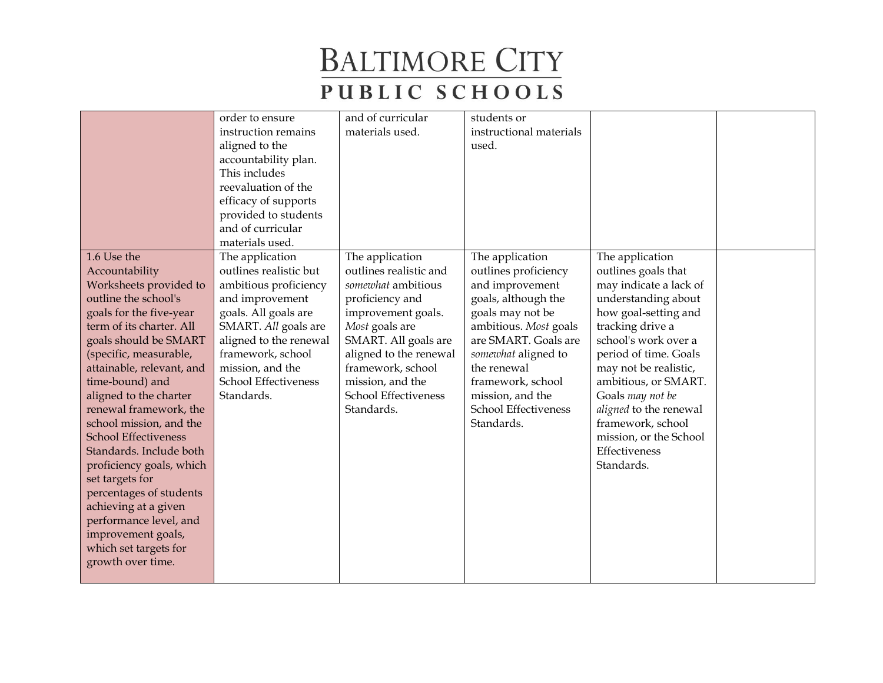| | | | | | |
|---|---|---|---|---|---|
| | order to ensure instruction remains aligned to the accountability plan. This includes reevaluation of the efficacy of supports provided to students and of curricular materials used. | and of curricular materials used. | students or instructional materials used. | | |
| 1.6 Use the Accountability Worksheets provided to outline the school's goals for the five-year term of its charter. All goals should be SMART (specific, measurable, attainable, relevant, and time-bound) and aligned to the charter renewal framework, the school mission, and the School Effectiveness Standards. Include both proficiency goals, which set targets for percentages of students achieving at a given performance level, and improvement goals, which set targets for growth over time. | The application outlines realistic but ambitious proficiency and improvement goals. All goals are SMART. *All* goals are aligned to the renewal framework, school mission, and the School Effectiveness Standards. | The application outlines realistic and *somewhat* ambitious proficiency and improvement goals. *Most* goals are SMART. All goals are aligned to the renewal framework, school mission, and the School Effectiveness Standards. | The application outlines proficiency and improvement goals, although the goals may not be ambitious. *Most* goals are SMART. Goals are *somewhat* aligned to the renewal framework, school mission, and the School Effectiveness Standards. | The application outlines goals that may indicate a lack of understanding about how goal-setting and tracking drive a school's work over a period of time. Goals may not be realistic, ambitious, or SMART. Goals *may not be aligned* to the renewal framework, school mission, or the School Effectiveness Standards. | |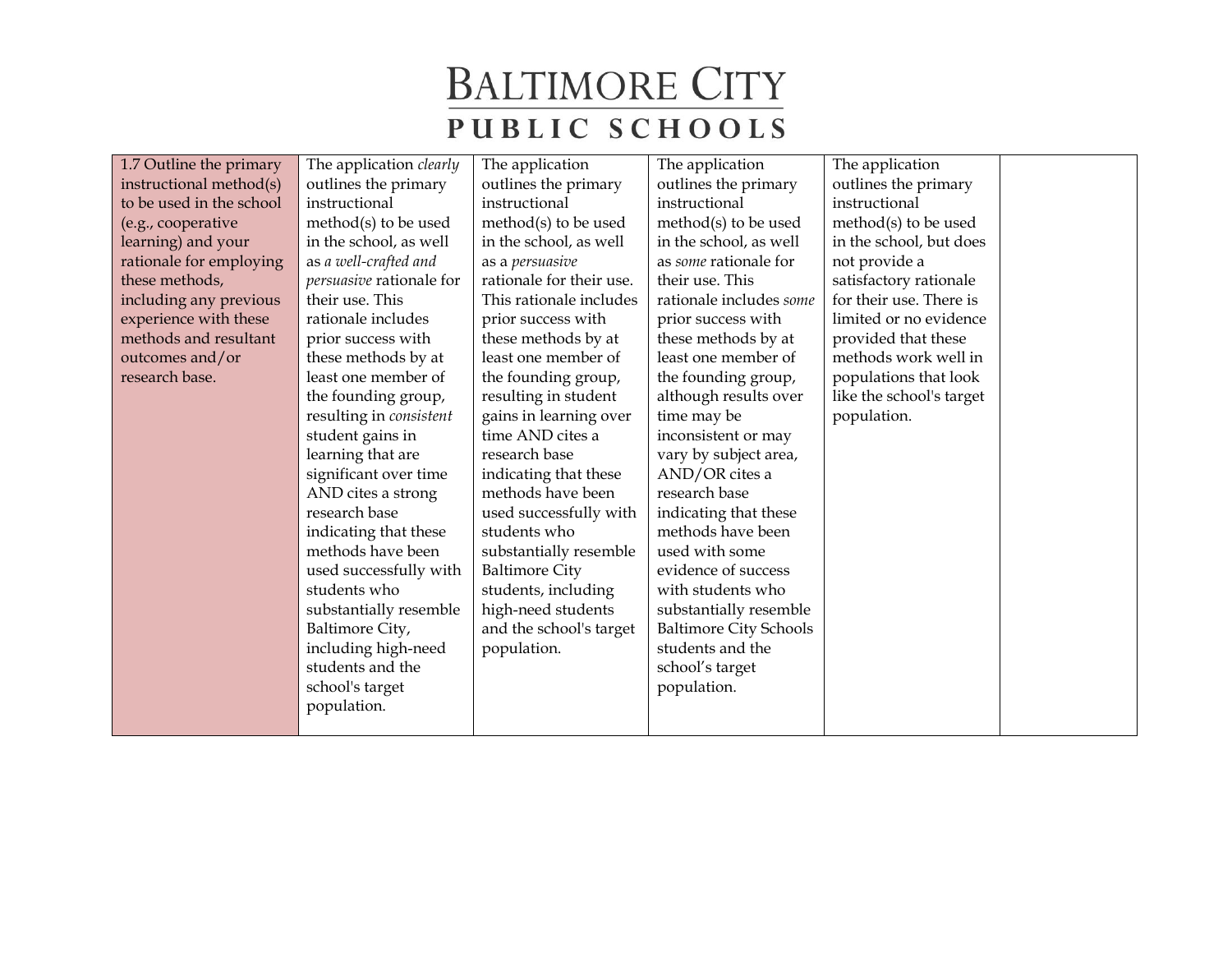| 1.7 Outline the primary instructional method(s) to be used in the school (e.g., cooperative learning) and your rationale for employing these methods, including any previous experience with these methods and resultant outcomes and/or research base. | The application *clearly* outlines the primary instructional method(s) to be used in the school, as well as *a well-crafted and persuasive* rationale for their use. This rationale includes prior success with these methods by at least one member of the founding group, resulting in *consistent* student gains in learning that are significant over time AND cites a strong research base indicating that these methods have been used successfully with students who substantially resemble Baltimore City, including high-need students and the school's target population. | The application outlines the primary instructional method(s) to be used in the school, as well as a *persuasive* rationale for their use. This rationale includes prior success with these methods by at least one member of the founding group, resulting in student gains in learning over time AND cites a research base indicating that these methods have been used successfully with students who substantially resemble Baltimore City students, including high-need students and the school's target population. | The application outlines the primary instructional method(s) to be used in the school, as well as *some* rationale for their use. This rationale includes *some* prior success with these methods by at least one member of the founding group, although results over time may be inconsistent or may vary by subject area, AND/OR cites a research base indicating that these methods have been used with some evidence of success with students who substantially resemble Baltimore City Schools students and the school's target population. | The application outlines the primary instructional method(s) to be used in the school, but does not provide a satisfactory rationale for their use. There is limited or no evidence provided that these methods work well in populations that look like the school's target population. | |
|---|---|---|---|---|---|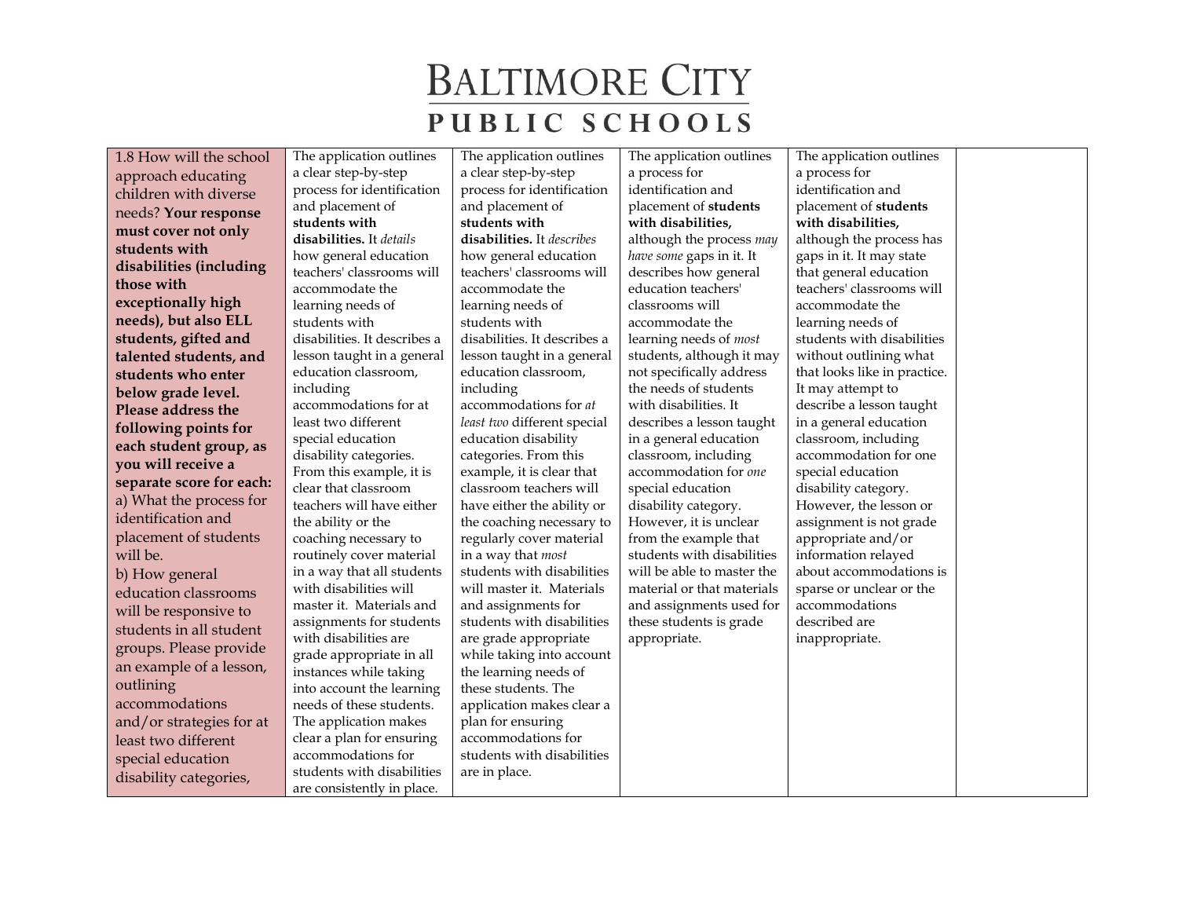| 1.8 How will the school approach educating children with diverse needs? **Your response must cover not only students with disabilities (including those with exceptionally high needs), but also ELL students, gifted and talented students, and students who enter below grade level. Please address the following points for each student group, as you will receive a separate score for each:** a) What the process for identification and placement of students will be. b) How general education classrooms will be responsive to students in all student groups. Please provide an example of a lesson, outlining accommodations and/or strategies for at least two different special education disability categories, | The application outlines a clear step-by-step process for identification and placement of **students with disabilities.** It *details* how general education teachers' classrooms will accommodate the learning needs of students with disabilities. It describes a lesson taught in a general education classroom, including accommodations for at least two different special education disability categories. From this example, it is clear that classroom teachers will have either the ability or the coaching necessary to routinely cover material in a way that all students with disabilities will master it. Materials and assignments for students with disabilities are grade appropriate in all instances while taking into account the learning needs of these students. The application makes clear a plan for ensuring accommodations for students with disabilities are consistently in place. | The application outlines a clear step-by-step process for identification and placement of **students with disabilities.** It *describes* how general education teachers' classrooms will accommodate the learning needs of students with disabilities. It describes a lesson taught in a general education classroom, including accommodations for *at least two* different special education disability categories. From this example, it is clear that classroom teachers will have either the ability or the coaching necessary to regularly cover material in a way that *most* students with disabilities will master it. Materials and assignments for students with disabilities are grade appropriate while taking into account the learning needs of these students. The application makes clear a plan for ensuring accommodations for students with disabilities are in place. | The application outlines a process for identification and placement of **students with disabilities,** although the process *may have some* gaps in it. It describes how general education teachers' classrooms will accommodate the learning needs of *most* students, although it may not specifically address the needs of students with disabilities. It describes a lesson taught in a general education classroom, including accommodation for *one* special education disability category. However, it is unclear from the example that students with disabilities will be able to master the material or that materials and assignments used for these students is grade appropriate. | The application outlines a process for identification and placement of **students with disabilities,** although the process has gaps in it. It may state that general education teachers' classrooms will accommodate the learning needs of students with disabilities without outlining what that looks like in practice. It may attempt to describe a lesson taught in a general education classroom, including accommodation for one special education disability category. However, the lesson or assignment is not grade appropriate and/or information relayed about accommodations is sparse or unclear or the accommodations described are inappropriate. | |
|---|---|---|---|---|---|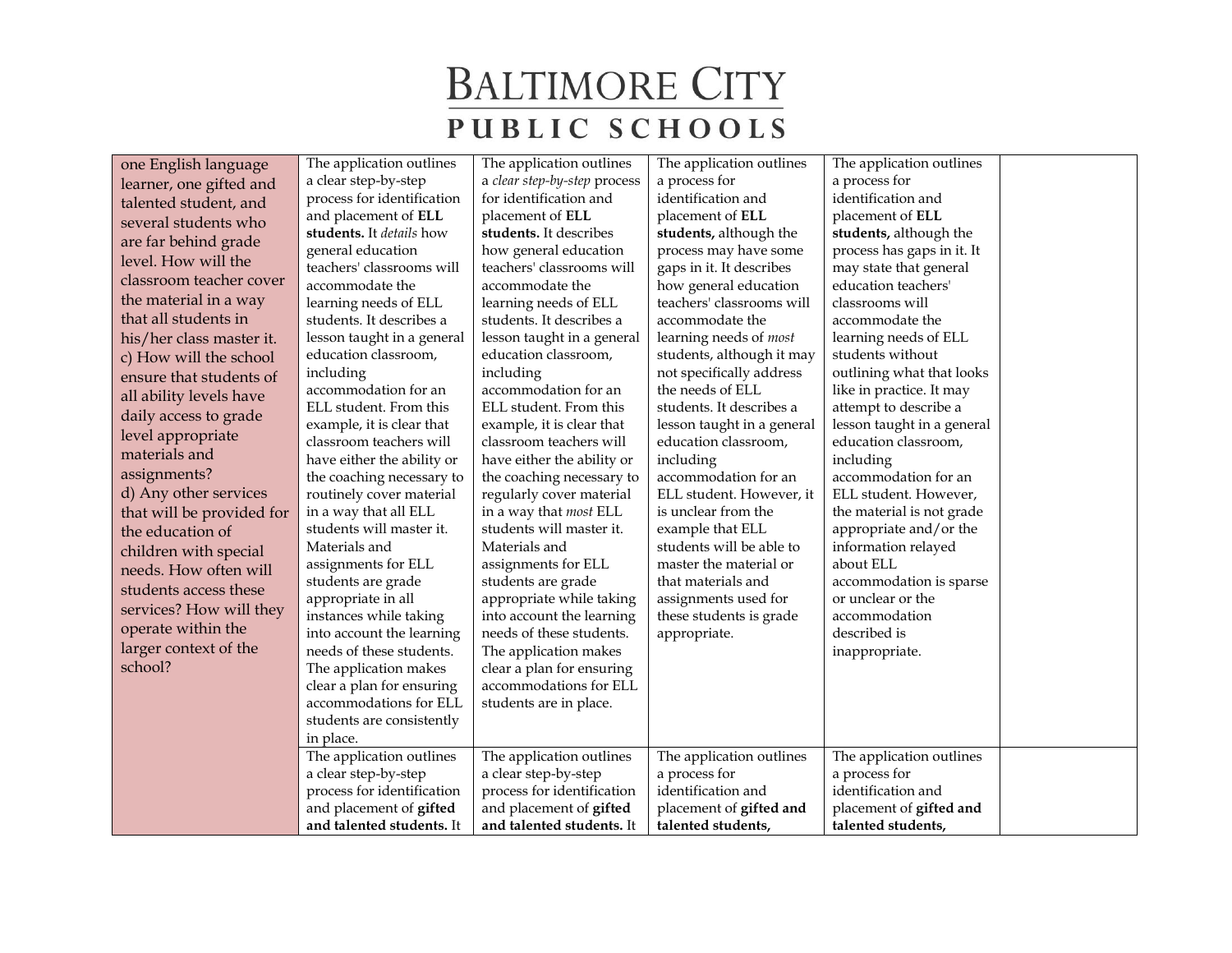| | | | | | |
|---|---|---|---|---|---|
| one English language learner, one gifted and talented student, and several students who are far behind grade level. How will the classroom teacher cover the material in a way that all students in his/her class master it.<br>c) How will the school ensure that students of all ability levels have daily access to grade level appropriate materials and assignments?<br>d) Any other services that will be provided for the education of children with special needs. How often will students access these services? How will they operate within the larger context of the school? | The application outlines a clear step-by-step process for identification and placement of **ELL students.** It *details* how general education teachers' classrooms will accommodate the learning needs of ELL students. It describes a lesson taught in a general education classroom, including accommodation for an ELL student. From this example, it is clear that classroom teachers will have either the ability or the coaching necessary to routinely cover material in a way that all ELL students will master it. Materials and assignments for ELL students are grade appropriate in all instances while taking into account the learning needs of these students. The application makes clear a plan for ensuring accommodations for ELL students are consistently in place. | The application outlines a *clear step-by-step* process for identification and placement of **ELL students.** It describes how general education teachers' classrooms will accommodate the learning needs of ELL students. It describes a lesson taught in a general education classroom, including accommodation for an ELL student. From this example, it is clear that classroom teachers will have either the ability or the coaching necessary to regularly cover material in a way that *most* ELL students will master it. Materials and assignments for ELL students are grade appropriate while taking into account the learning needs of these students. The application makes clear a plan for ensuring accommodations for ELL students are in place. | The application outlines a process for identification and placement of **ELL students,** although the process may have some gaps in it. It describes how general education teachers' classrooms will accommodate the learning needs of *most* students, although it may not specifically address the needs of ELL students. It describes a lesson taught in a general education classroom, including accommodation for an ELL student. However, it is unclear from the example that ELL students will be able to master the material or that materials and assignments used for these students is grade appropriate. | The application outlines a process for identification and placement of **ELL students,** although the process has gaps in it. It may state that general education teachers' classrooms will accommodate the learning needs of ELL students without outlining what that looks like in practice. It may attempt to describe a lesson taught in a general education classroom, including accommodation for an ELL student. However, the material is not grade appropriate and/or the information relayed about ELL accommodation is sparse or unclear or the accommodation described is inappropriate. | |
| | The application outlines a clear step-by-step process for identification and placement of **gifted and talented students.** It | The application outlines a clear step-by-step process for identification and placement of **gifted and talented students.** It | The application outlines a process for identification and placement of **gifted and talented students,** | The application outlines a process for identification and placement of **gifted and talented students,** | |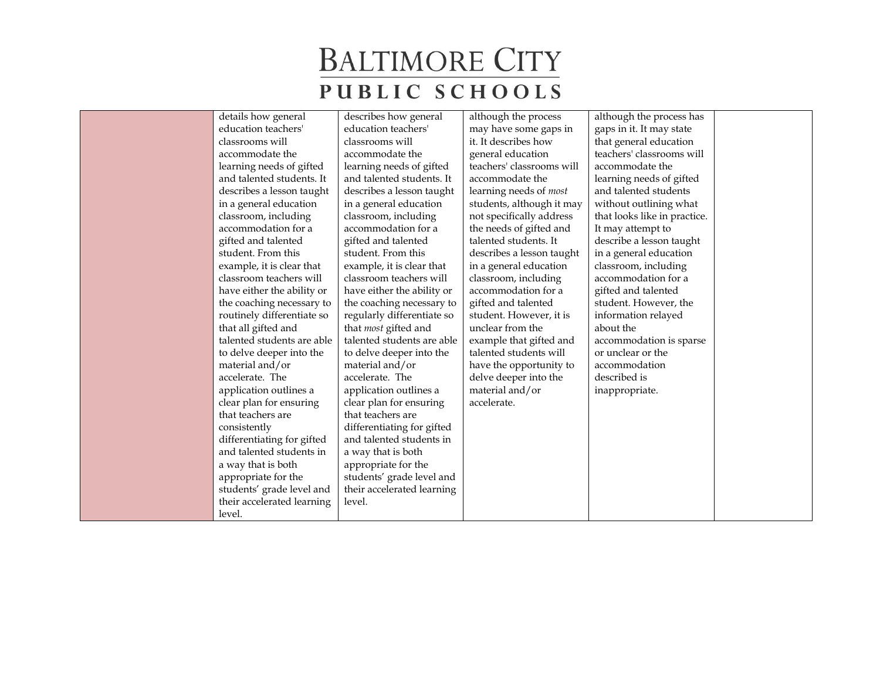|  |  |  |  |  |  |
|---|---|---|---|---|---|
|  | details how general education teachers' classrooms will accommodate the learning needs of gifted and talented students. It describes a lesson taught in a general education classroom, including accommodation for a gifted and talented student. From this example, it is clear that classroom teachers will have either the ability or the coaching necessary to routinely differentiate so that all gifted and talented students are able to delve deeper into the material and/or accelerate. The application outlines a clear plan for ensuring that teachers are consistently differentiating for gifted and talented students in a way that is both appropriate for the students' grade level and their accelerated learning level. | describes how general education teachers' classrooms will accommodate the learning needs of gifted and talented students. It describes a lesson taught in a general education classroom, including accommodation for a gifted and talented student. From this example, it is clear that classroom teachers will have either the ability or the coaching necessary to regularly differentiate so that *most* gifted and talented students are able to delve deeper into the material and/or accelerate. The application outlines a clear plan for ensuring that teachers are differentiating for gifted and talented students in a way that is both appropriate for the students' grade level and their accelerated learning level. | although the process may have some gaps in it. It describes how general education teachers' classrooms will accommodate the learning needs of *most* students, although it may not specifically address the needs of gifted and talented students. It describes a lesson taught in a general education classroom, including accommodation for a gifted and talented student. However, it is unclear from the example that gifted and talented students will have the opportunity to delve deeper into the material and/or accelerate. | although the process has gaps in it. It may state that general education teachers' classrooms will accommodate the learning needs of gifted and talented students without outlining what that looks like in practice. It may attempt to describe a lesson taught in a general education classroom, including accommodation for a gifted and talented student. However, the information relayed about the accommodation is sparse or unclear or the accommodation described is inappropriate. |  |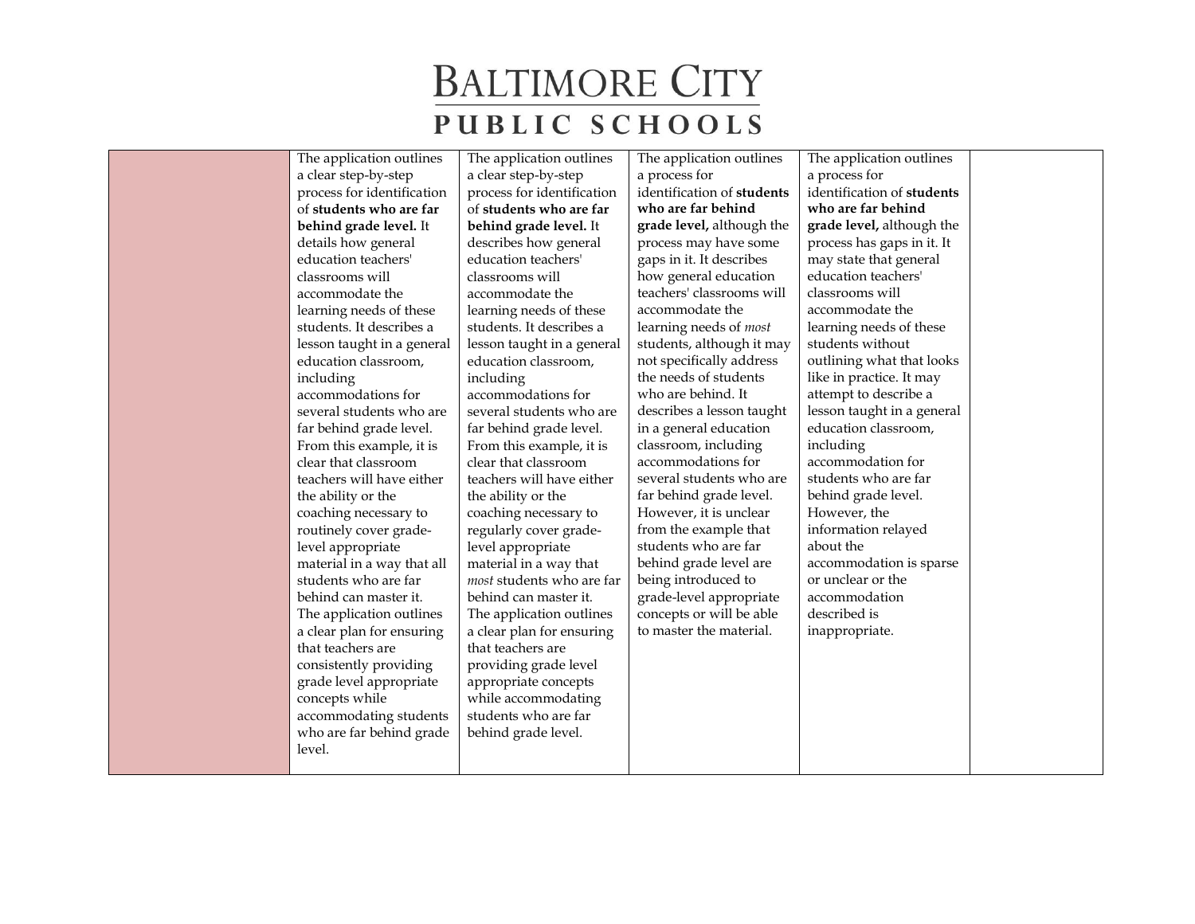| | | | | | |
|---|---|---|---|---|---|
| | The application outlines a clear step-by-step process for identification of **students who are far behind grade level.** It details how general education teachers' classrooms will accommodate the learning needs of these students. It describes a lesson taught in a general education classroom, including accommodations for several students who are far behind grade level. From this example, it is clear that classroom teachers will have either the ability or the coaching necessary to routinely cover grade-level appropriate material in a way that all students who are far behind can master it. The application outlines a clear plan for ensuring that teachers are consistently providing grade level appropriate concepts while accommodating students who are far behind grade level. | The application outlines a clear step-by-step process for identification of **students who are far behind grade level.** It describes how general education teachers' classrooms will accommodate the learning needs of these students. It describes a lesson taught in a general education classroom, including accommodations for several students who are far behind grade level. From this example, it is clear that classroom teachers will have either the ability or the coaching necessary to regularly cover grade-level appropriate material in a way that *most* students who are far behind can master it. The application outlines a clear plan for ensuring that teachers are providing grade level appropriate concepts while accommodating students who are far behind grade level. | The application outlines a process for identification of **students who are far behind grade level,** although the process may have some gaps in it. It describes how general education teachers' classrooms will accommodate the learning needs of *most* students, although it may not specifically address the needs of students who are behind. It describes a lesson taught in a general education classroom, including accommodations for several students who are far behind grade level. However, it is unclear from the example that students who are far behind grade level are being introduced to grade-level appropriate concepts or will be able to master the material. | The application outlines a process for identification of **students who are far behind grade level,** although the process has gaps in it. It may state that general education teachers' classrooms will accommodate the learning needs of these students without outlining what that looks like in practice. It may attempt to describe a lesson taught in a general education classroom, including accommodation for students who are far behind grade level. However, the information relayed about the accommodation is sparse or unclear or the accommodation described is inappropriate. | |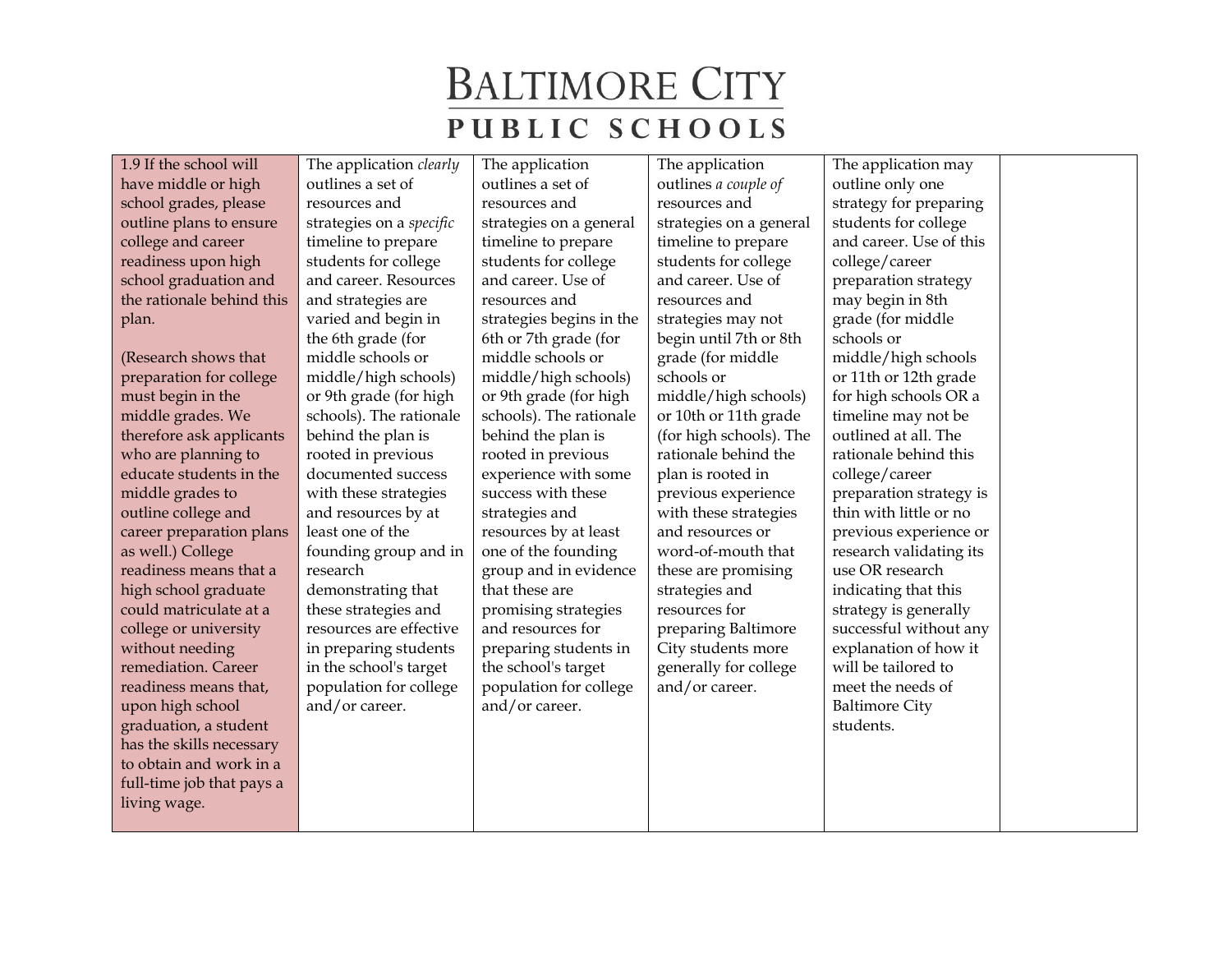# BALTIMORE CITY PUBLIC SCHOOLS

| | | | | | |
|---|---|---|---|---|---|
| 1.9 If the school will have middle or high school grades, please outline plans to ensure college and career readiness upon high school graduation and the rationale behind this plan.<br><br>(Research shows that preparation for college must begin in the middle grades. We therefore ask applicants who are planning to educate students in the middle grades to outline college and career preparation plans as well.) College readiness means that a high school graduate could matriculate at a college or university without needing remediation. Career readiness means that, upon high school graduation, a student has the skills necessary to obtain and work in a full-time job that pays a living wage. | The application *clearly* outlines a set of resources and strategies on a *specific* timeline to prepare students for college and career. Resources and strategies are varied and begin in the 6th grade (for middle schools or middle/high schools) or 9th grade (for high schools). The rationale behind the plan is rooted in previous documented success with these strategies and resources by at least one of the founding group and in research demonstrating that these strategies and resources are effective in preparing students in the school's target population for college and/or career. | The application outlines a set of resources and strategies on a general timeline to prepare students for college and career. Use of resources and strategies begins in the 6th or 7th grade (for middle schools or middle/high schools) or 9th grade (for high schools). The rationale behind the plan is rooted in previous experience with some success with these strategies and resources by at least one of the founding group and in evidence that these are promising strategies and resources for preparing students in the school's target population for college and/or career. | The application outlines *a couple of* resources and strategies on a general timeline to prepare students for college and career. Use of resources and strategies may not begin until 7th or 8th grade (for middle schools or middle/high schools) or 10th or 11th grade (for high schools). The rationale behind the plan is rooted in previous experience with these strategies and resources or word-of-mouth that these are promising strategies and resources for preparing Baltimore City students more generally for college and/or career. | The application may outline only one strategy for preparing students for college and career. Use of this college/career preparation strategy may begin in 8th grade (for middle schools or middle/high schools or 11th or 12th grade for high schools OR a timeline may not be outlined at all. The rationale behind this college/career preparation strategy is thin with little or no previous experience or research validating its use OR research indicating that this strategy is generally successful without any explanation of how it will be tailored to meet the needs of Baltimore City students. | |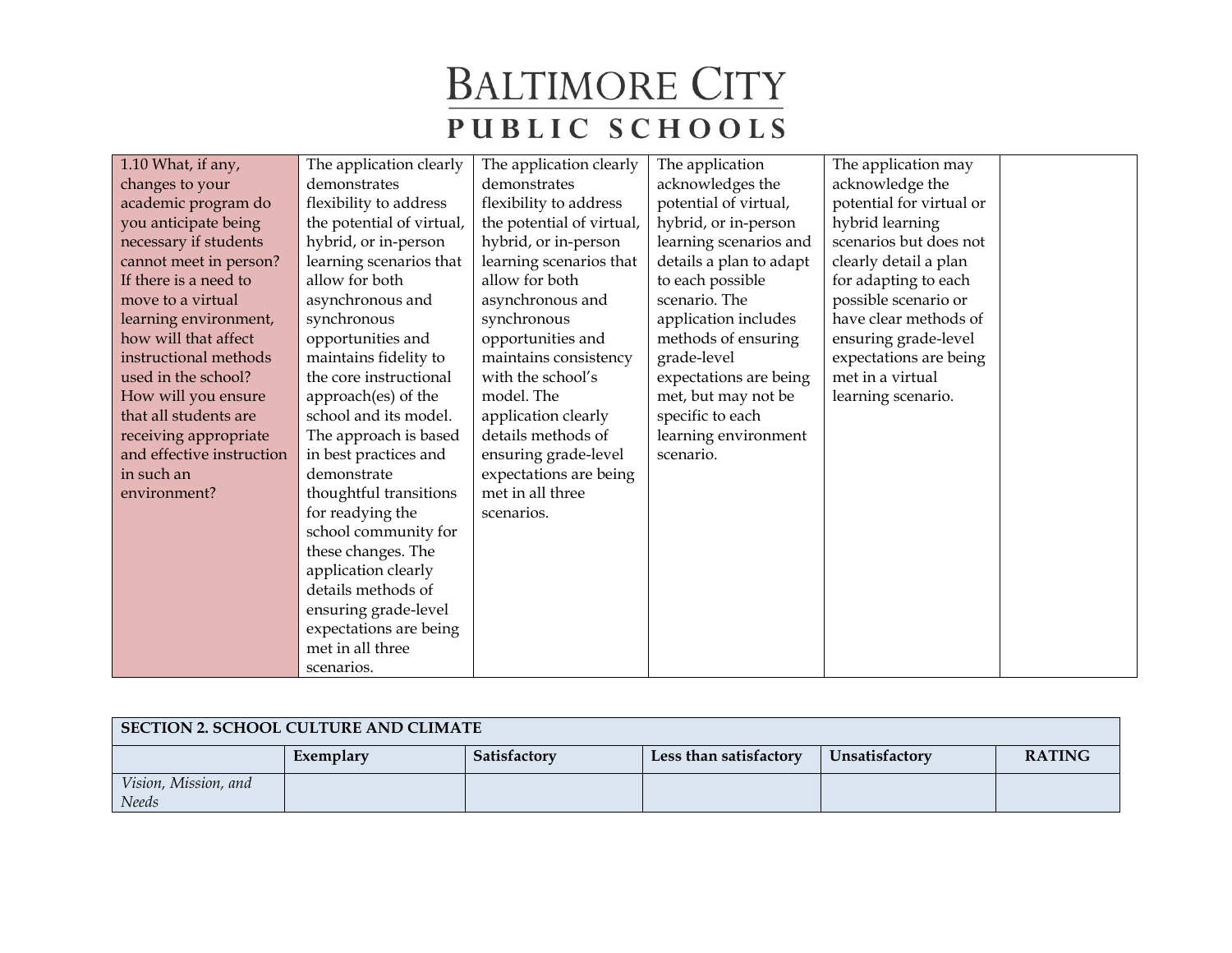| | | | | | |
|---|---|---|---|---|---|
| 1.10 What, if any, changes to your academic program do you anticipate being necessary if students cannot meet in person? If there is a need to move to a virtual learning environment, how will that affect instructional methods used in the school? How will you ensure that all students are receiving appropriate and effective instruction in such an environment? | The application clearly demonstrates flexibility to address the potential of virtual, hybrid, or in-person learning scenarios that allow for both asynchronous and synchronous opportunities and maintains fidelity to the core instructional approach(es) of the school and its model. The approach is based in best practices and demonstrate thoughtful transitions for readying the school community for these changes. The application clearly details methods of ensuring grade-level expectations are being met in all three scenarios. | The application clearly demonstrates flexibility to address the potential of virtual, hybrid, or in-person learning scenarios that allow for both asynchronous and synchronous opportunities and maintains consistency with the school's model. The application clearly details methods of ensuring grade-level expectations are being met in all three scenarios. | The application acknowledges the potential of virtual, hybrid, or in-person learning scenarios and details a plan to adapt to each possible scenario. The application includes methods of ensuring grade-level expectations are being met, but may not be specific to each learning environment scenario. | The application may acknowledge the potential for virtual or hybrid learning scenarios but does not clearly detail a plan for adapting to each possible scenario or have clear methods of ensuring grade-level expectations are being met in a virtual learning scenario. | |

| **SECTION 2. SCHOOL CULTURE AND CLIMATE** | | | | | |
|---|---|---|---|---|---|
| | **Exemplary** | **Satisfactory** | **Less than satisfactory** | **Unsatisfactory** | **RATING** |
| *Vision, Mission, and Needs* | | | | | |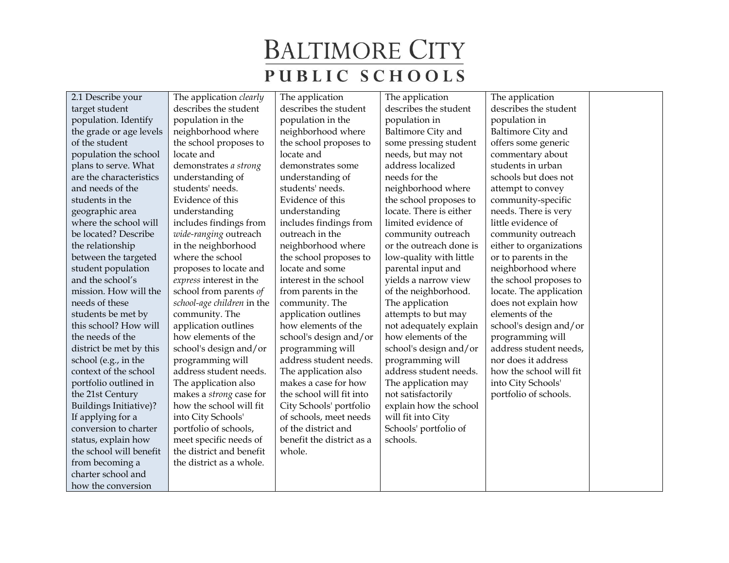# BALTIMORE CITY
## PUBLIC SCHOOLS

| 2.1 Describe your target student population. Identify the grade or age levels of the student population the school plans to serve. What are the characteristics and needs of the students in the geographic area where the school will be located? Describe the relationship between the targeted student population and the school's mission. How will the needs of these students be met by this school? How will the needs of the district be met by this school (e.g., in the context of the school portfolio outlined in the 21st Century Buildings Initiative)? If applying for a conversion to charter status, explain how the school will benefit from becoming a charter school and how the conversion | The application *clearly* describes the student population in the neighborhood where the school proposes to locate and demonstrates *a strong* understanding of students' needs. Evidence of this understanding includes findings from *wide-ranging* outreach in the neighborhood where the school proposes to locate and *express* interest in the school from parents *of school-age children* in the community. The application outlines how elements of the school's design and/or programming will address student needs. The application also makes a *strong* case for how the school will fit into City Schools' portfolio of schools, meet specific needs of the district and benefit the district as a whole. | The application describes the student population in the neighborhood where the school proposes to locate and demonstrates some understanding of students' needs. Evidence of this understanding includes findings from outreach in the neighborhood where the school proposes to locate and some interest in the school from parents in the community. The application outlines how elements of the school's design and/or programming will address student needs. The application also makes a case for how the school will fit into City Schools' portfolio of schools, meet needs of the district and benefit the district as a whole. | The application describes the student population in Baltimore City and some pressing student needs, but may not address localized needs for the neighborhood where the school proposes to locate. There is either limited evidence of community outreach or the outreach done is low-quality with little parental input and yields a narrow view of the neighborhood. The application attempts to but may not adequately explain how elements of the school's design and/or programming will address student needs. The application may not satisfactorily explain how the school will fit into City Schools' portfolio of schools. | The application describes the student population in Baltimore City and offers some generic commentary about students in urban schools but does not attempt to convey community-specific needs. There is very little evidence of community outreach either to organizations or to parents in the neighborhood where the school proposes to locate. The application does not explain how elements of the school's design and/or programming will address student needs, nor does it address how the school will fit into City Schools' portfolio of schools. | |
|---|---|---|---|---|---|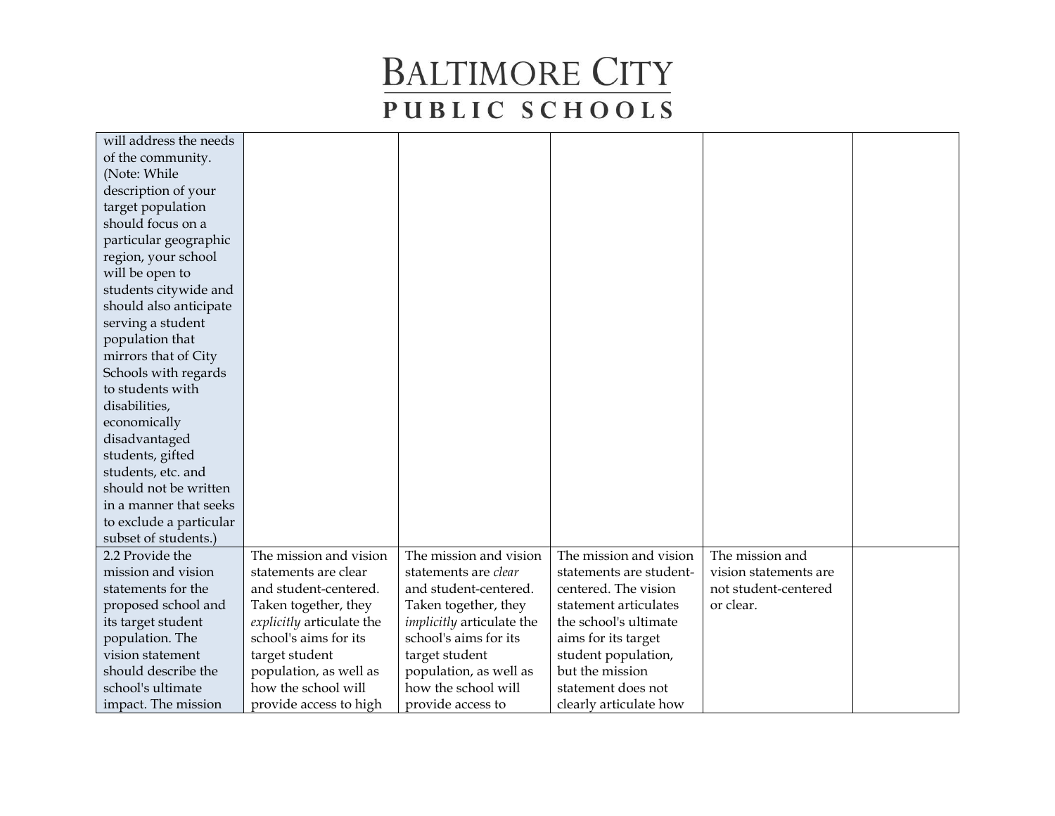| | | | | | |
|---|---|---|---|---|---|
| will address the needs of the community. (Note: While description of your target population should focus on a particular geographic region, your school will be open to students citywide and should also anticipate serving a student population that mirrors that of City Schools with regards to students with disabilities, economically disadvantaged students, gifted students, etc. and should not be written in a manner that seeks to exclude a particular subset of students.) | | | | | |
| 2.2 Provide the mission and vision statements for the proposed school and its target student population. The vision statement should describe the school's ultimate impact. The mission | The mission and vision statements are clear and student-centered. Taken together, they *explicitly* articulate the school's aims for its target student population, as well as how the school will provide access to high | The mission and vision statements are *clear* and student-centered. Taken together, they *implicitly* articulate the school's aims for its target student population, as well as how the school will provide access to | The mission and vision statements are student-centered. The vision statement articulates the school's ultimate aims for its target student population, but the mission statement does not clearly articulate how | The mission and vision statements are not student-centered or clear. | |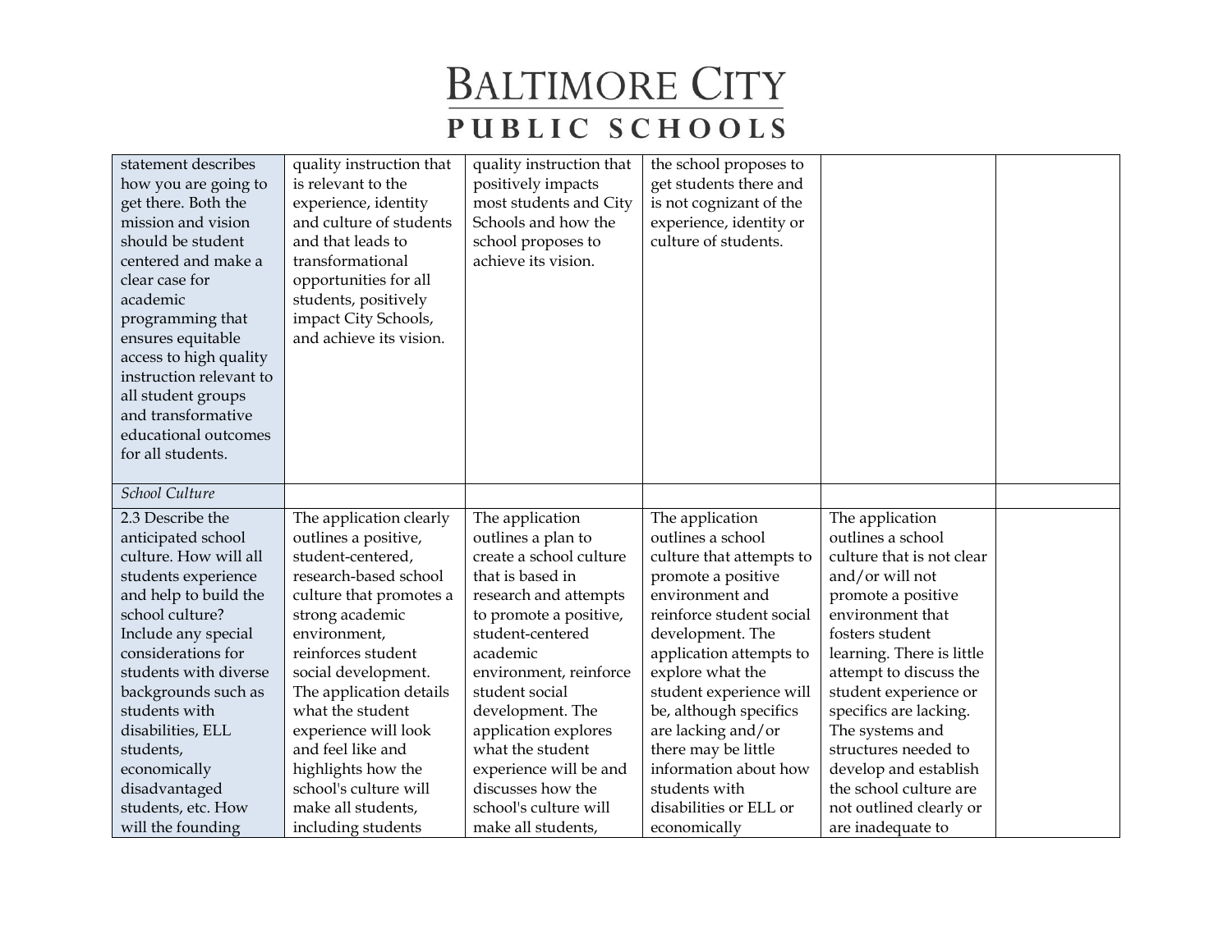| | | | | | |
|---|---|---|---|---|---|
| statement describes how you are going to get there. Both the mission and vision should be student centered and make a clear case for academic programming that ensures equitable access to high quality instruction relevant to all student groups and transformative educational outcomes for all students. | quality instruction that is relevant to the experience, identity and culture of students and that leads to transformational opportunities for all students, positively impact City Schools, and achieve its vision. | quality instruction that positively impacts most students and City Schools and how the school proposes to achieve its vision. | the school proposes to get students there and is not cognizant of the experience, identity or culture of students. | | |
| *School Culture* | | | | | |
| 2.3 Describe the anticipated school culture. How will all students experience and help to build the school culture? Include any special considerations for students with diverse backgrounds such as students with disabilities, ELL students, economically disadvantaged students, etc. How will the founding | The application clearly outlines a positive, student-centered, research-based school culture that promotes a strong academic environment, reinforces student social development. The application details what the student experience will look and feel like and highlights how the school's culture will make all students, including students | The application outlines a plan to create a school culture that is based in research and attempts to promote a positive, student-centered academic environment, reinforce student social development. The application explores what the student experience will be and discusses how the school's culture will make all students, | The application outlines a school culture that attempts to promote a positive environment and reinforce student social development. The application attempts to explore what the student experience will be, although specifics are lacking and/or there may be little information about how students with disabilities or ELL or economically | The application outlines a school culture that is not clear and/or will not promote a positive environment that fosters student learning. There is little attempt to discuss the student experience or specifics are lacking. The systems and structures needed to develop and establish the school culture are not outlined clearly or are inadequate to | |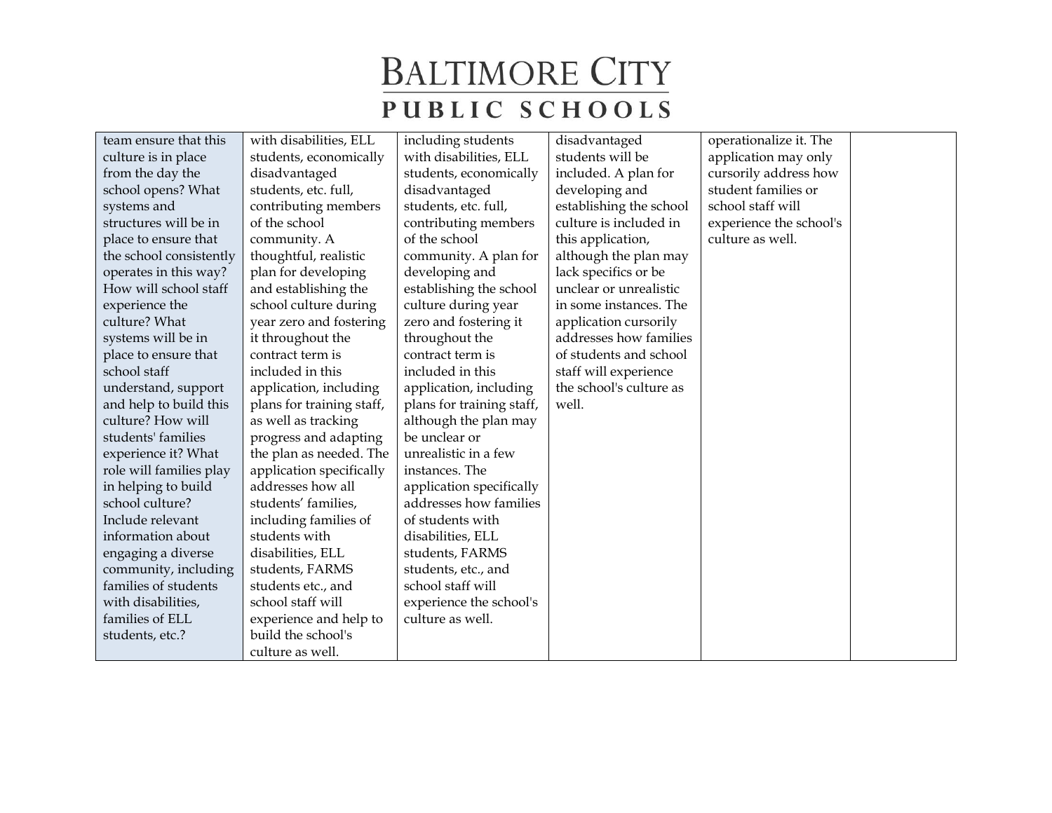| | | | | | |
|---|---|---|---|---|---|
| team ensure that this culture is in place from the day the school opens? What systems and structures will be in place to ensure that the school consistently operates in this way? How will school staff experience the culture? What systems will be in place to ensure that school staff understand, support and help to build this culture? How will students' families experience it? What role will families play in helping to build school culture? Include relevant information about engaging a diverse community, including families of students with disabilities, families of ELL students, etc.? | with disabilities, ELL students, economically disadvantaged students, etc. full, contributing members of the school community. A thoughtful, realistic plan for developing and establishing the school culture during year zero and fostering it throughout the contract term is included in this application, including plans for training staff, as well as tracking progress and adapting the plan as needed. The application specifically addresses how all students' families, including families of students with disabilities, ELL students, FARMS students etc., and school staff will experience and help to build the school's culture as well. | including students with disabilities, ELL students, economically disadvantaged students, etc. full, contributing members of the school community. A plan for developing and establishing the school culture during year zero and fostering it throughout the contract term is included in this application, including plans for training staff, although the plan may be unclear or unrealistic in a few instances. The application specifically addresses how families of students with disabilities, ELL students, FARMS students, etc., and school staff will experience the school's culture as well. | disadvantaged students will be included. A plan for developing and establishing the school culture is included in this application, although the plan may lack specifics or be unclear or unrealistic in some instances. The application cursorily addresses how families of students and school staff will experience the school's culture as well. | operationalize it. The application may only cursorily address how student families or school staff will experience the school's culture as well. | |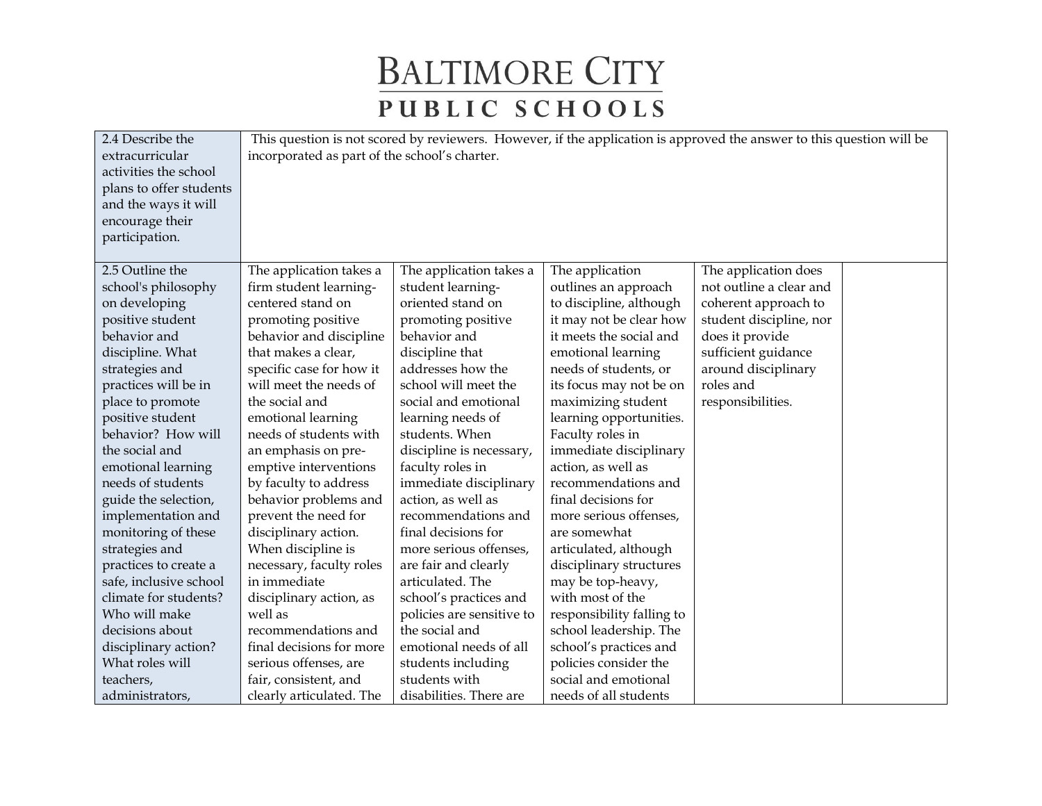# BALTIMORE CITY PUBLIC SCHOOLS

| | | | | | |
|---|---|---|---|---|---|
| 2.4 Describe the extracurricular activities the school plans to offer students and the ways it will encourage their participation. | This question is not scored by reviewers. However, if the application is approved the answer to this question will be incorporated as part of the school's charter. | | | | |
| 2.5 Outline the school's philosophy on developing positive student behavior and discipline. What strategies and practices will be in place to promote positive student behavior? How will the social and emotional learning needs of students guide the selection, implementation and monitoring of these strategies and practices to create a safe, inclusive school climate for students? Who will make decisions about disciplinary action? What roles will teachers, administrators, | The application takes a firm student learning-centered stand on promoting positive behavior and discipline that makes a clear, specific case for how it will meet the needs of the social and emotional learning needs of students with an emphasis on pre-emptive interventions by faculty to address behavior problems and prevent the need for disciplinary action. When discipline is necessary, faculty roles in immediate disciplinary action, as well as recommendations and final decisions for more serious offenses, are fair, consistent, and clearly articulated. The | The application takes a student learning-oriented stand on promoting positive behavior and discipline that addresses how the school will meet the social and emotional learning needs of students. When discipline is necessary, faculty roles in immediate disciplinary action, as well as recommendations and final decisions for more serious offenses, are fair and clearly articulated. The school's practices and policies are sensitive to the social and emotional needs of all students including students with disabilities. There are | The application outlines an approach to discipline, although it may not be clear how it meets the social and emotional learning needs of students, or its focus may not be on maximizing student learning opportunities. Faculty roles in immediate disciplinary action, as well as recommendations and final decisions for more serious offenses, are somewhat articulated, although disciplinary structures may be top-heavy, with most of the responsibility falling to school leadership. The school's practices and policies consider the social and emotional needs of all students | The application does not outline a clear and coherent approach to student discipline, nor does it provide sufficient guidance around disciplinary roles and responsibilities. | |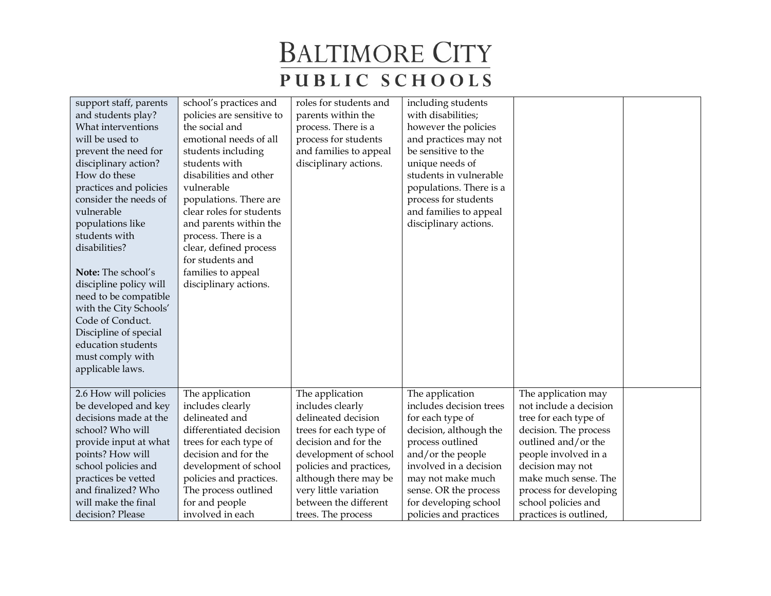| | | | | | |
|---|---|---|---|---|---|
| support staff, parents and students play? What interventions will be used to prevent the need for disciplinary action? How do these practices and policies consider the needs of vulnerable populations like students with disabilities?<br><br>**Note:** The school's discipline policy will need to be compatible with the City Schools' Code of Conduct. Discipline of special education students must comply with applicable laws. | school's practices and policies are sensitive to the social and emotional needs of all students including students with disabilities and other vulnerable populations. There are clear roles for students and parents within the process. There is a clear, defined process for students and families to appeal disciplinary actions. | roles for students and parents within the process. There is a process for students and families to appeal disciplinary actions. | including students with disabilities; however the policies and practices may not be sensitive to the unique needs of students in vulnerable populations. There is a process for students and families to appeal disciplinary actions. | | |
| 2.6 How will policies be developed and key decisions made at the school? Who will provide input at what points? How will school policies and practices be vetted and finalized? Who will make the final decision? Please | The application includes clearly delineated and differentiated decision trees for each type of decision and for the development of school policies and practices. The process outlined for and people involved in each | The application includes clearly delineated decision trees for each type of decision and for the development of school policies and practices, although there may be very little variation between the different trees. The process | The application includes decision trees for each type of decision, although the process outlined and/or the people involved in a decision may not make much sense. OR the process for developing school policies and practices | The application may not include a decision tree for each type of decision. The process outlined and/or the people involved in a decision may not make much sense. The process for developing school policies and practices is outlined, | |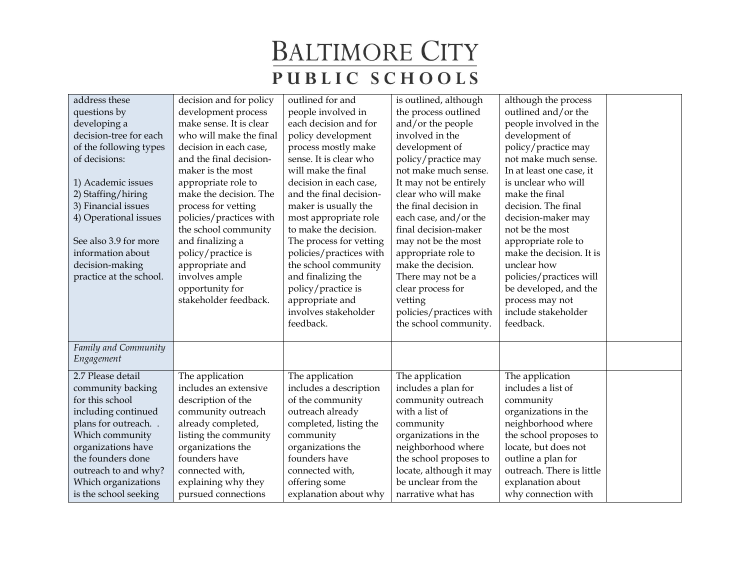| | | | | | |
|---|---|---|---|---|---|
| address these questions by developing a decision-tree for each of the following types of decisions:<br><br>1) Academic issues<br>2) Staffing/hiring<br>3) Financial issues<br>4) Operational issues<br><br>See also 3.9 for more information about decision-making practice at the school. | decision and for policy development process make sense. It is clear who will make the final decision in each case, and the final decision-maker is the most appropriate role to make the decision. The process for vetting policies/practices with the school community and finalizing a policy/practice is appropriate and involves ample opportunity for stakeholder feedback. | outlined for and people involved in each decision and for policy development process mostly make sense. It is clear who will make the final decision in each case, and the final decision-maker is usually the most appropriate role to make the decision. The process for vetting policies/practices with the school community and finalizing the policy/practice is appropriate and involves stakeholder feedback. | is outlined, although the process outlined and/or the people involved in the development of policy/practice may not make much sense. It may not be entirely clear who will make the final decision in each case, and/or the final decision-maker may not be the most appropriate role to make the decision. There may not be a clear process for vetting policies/practices with the school community. | although the process outlined and/or the people involved in the development of policy/practice may not make much sense. In at least one case, it is unclear who will make the final decision. The final decision-maker may not be the most appropriate role to make the decision. It is unclear how policies/practices will be developed, and the process may not include stakeholder feedback. | |
| *Family and Community Engagement* | | | | | |
| 2.7 Please detail community backing for this school including continued plans for outreach. . Which community organizations have the founders done outreach to and why? Which organizations is the school seeking | The application includes an extensive description of the community outreach already completed, listing the community organizations the founders have connected with, explaining why they pursued connections | The application includes a description of the community outreach already completed, listing the community organizations the founders have connected with, offering some explanation about why | The application includes a plan for community outreach with a list of community organizations in the neighborhood where the school proposes to locate, although it may be unclear from the narrative what has | The application includes a list of community organizations in the neighborhood where the school proposes to locate, but does not outline a plan for outreach. There is little explanation about why connection with | |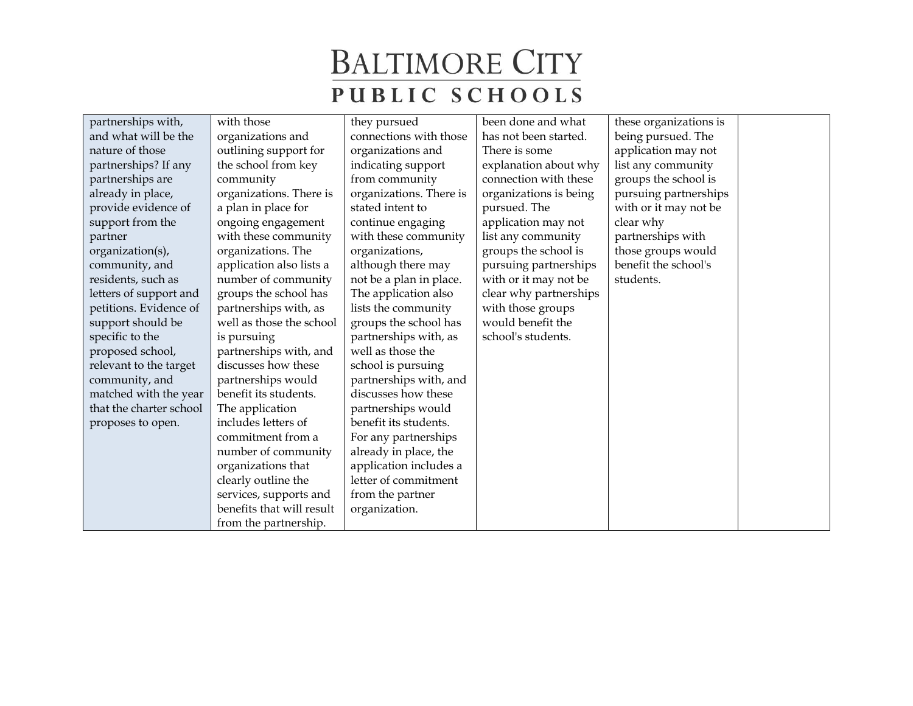| | | | | | |
|---|---|---|---|---|---|
| partnerships with, and what will be the nature of those partnerships? If any partnerships are already in place, provide evidence of support from the partner organization(s), community, and residents, such as letters of support and petitions. Evidence of support should be specific to the proposed school, relevant to the target community, and matched with the year that the charter school proposes to open. | with those organizations and outlining support for the school from key community organizations. There is a plan in place for ongoing engagement with these community organizations. The application also lists a number of community groups the school has partnerships with, as well as those the school is pursuing partnerships with, and discusses how these partnerships would benefit its students. The application includes letters of commitment from a number of community organizations that clearly outline the services, supports and benefits that will result from the partnership. | they pursued connections with those organizations and indicating support from community organizations. There is stated intent to continue engaging with these community organizations, although there may not be a plan in place. The application also lists the community groups the school has partnerships with, as well as those the school is pursuing partnerships with, and discusses how these partnerships would benefit its students. For any partnerships already in place, the application includes a letter of commitment from the partner organization. | been done and what has not been started. There is some explanation about why connection with these organizations is being pursued. The application may not list any community groups the school is pursuing partnerships with or it may not be clear why partnerships with those groups would benefit the school's students. | these organizations is being pursued. The application may not list any community groups the school is pursuing partnerships with or it may not be clear why partnerships with those groups would benefit the school's students. | |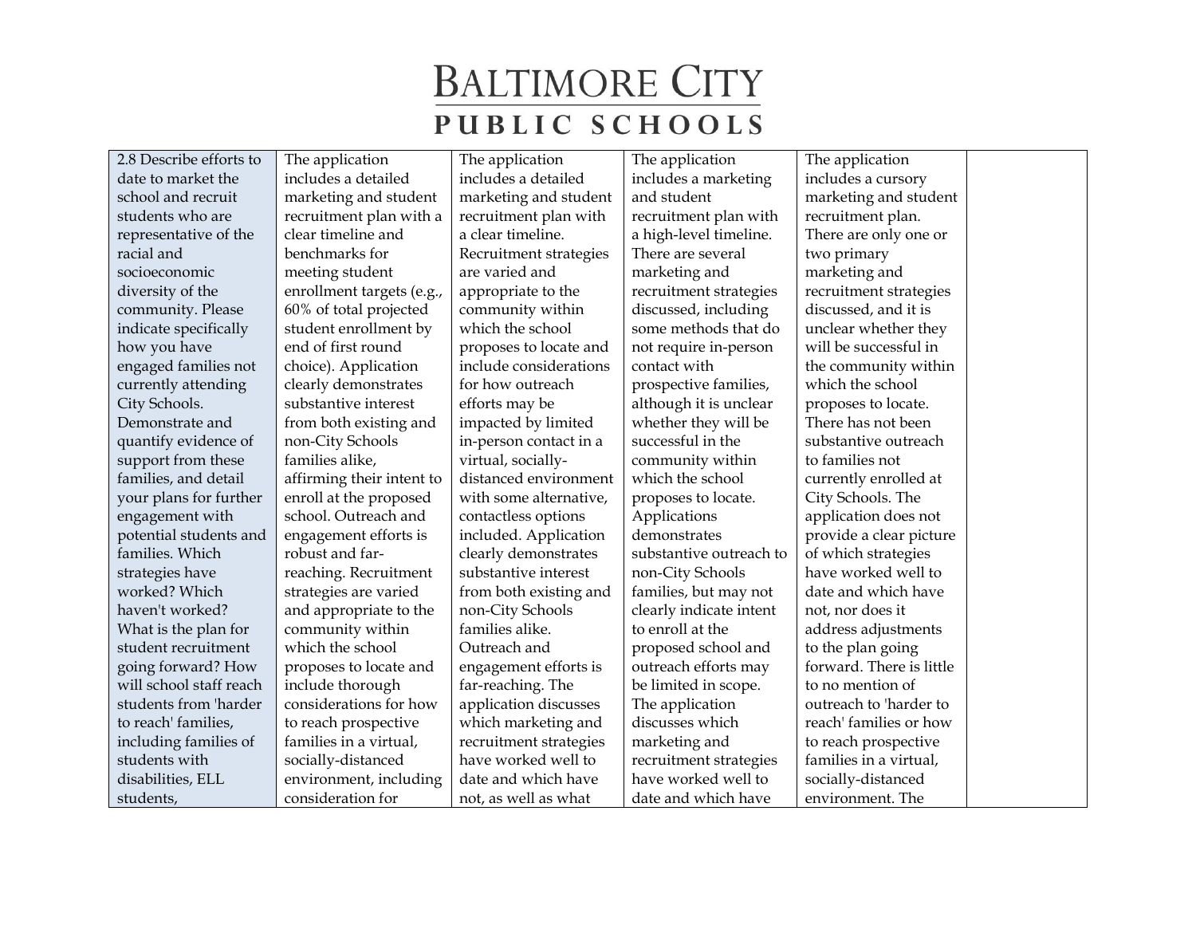| 2.8 Describe efforts to date to market the school and recruit students who are representative of the racial and socioeconomic diversity of the community. Please indicate specifically how you have engaged families not currently attending City Schools. Demonstrate and quantify evidence of support from these families, and detail your plans for further engagement with potential students and families. Which strategies have worked? Which haven't worked? What is the plan for student recruitment going forward? How will school staff reach students from 'harder to reach' families, including families of students with disabilities, ELL students, | The application includes a detailed marketing and student recruitment plan with a clear timeline and benchmarks for meeting student enrollment targets (e.g., 60% of total projected student enrollment by end of first round choice). Application clearly demonstrates substantive interest from both existing and non-City Schools families alike, affirming their intent to enroll at the proposed school. Outreach and engagement efforts is robust and far-reaching. Recruitment strategies are varied and appropriate to the community within which the school proposes to locate and include thorough considerations for how to reach prospective families in a virtual, socially-distanced environment, including consideration for | The application includes a detailed marketing and student recruitment plan with a clear timeline. Recruitment strategies are varied and appropriate to the community within which the school proposes to locate and include considerations for how outreach efforts may be impacted by limited in-person contact in a virtual, socially-distanced environment with some alternative, contactless options included. Application clearly demonstrates substantive interest from both existing and non-City Schools families alike. Outreach and engagement efforts is far-reaching. The application discusses which marketing and recruitment strategies have worked well to date and which have not, as well as what | The application includes a marketing and student recruitment plan with a high-level timeline. There are several marketing and recruitment strategies discussed, including some methods that do not require in-person contact with prospective families, although it is unclear whether they will be successful in the community within which the school proposes to locate. Applications demonstrates substantive outreach to non-City Schools families, but may not clearly indicate intent to enroll at the proposed school and outreach efforts may be limited in scope. The application discusses which marketing and recruitment strategies have worked well to date and which have | The application includes a cursory marketing and student recruitment plan. There are only one or two primary marketing and recruitment strategies discussed, and it is unclear whether they will be successful in the community within which the school proposes to locate. There has not been substantive outreach to families not currently enrolled at City Schools. The application does not provide a clear picture of which strategies have worked well to date and which have not, nor does it address adjustments to the plan going forward. There is little to no mention of outreach to 'harder to reach' families or how to reach prospective families in a virtual, socially-distanced environment. The | |
|---|---|---|---|---|---|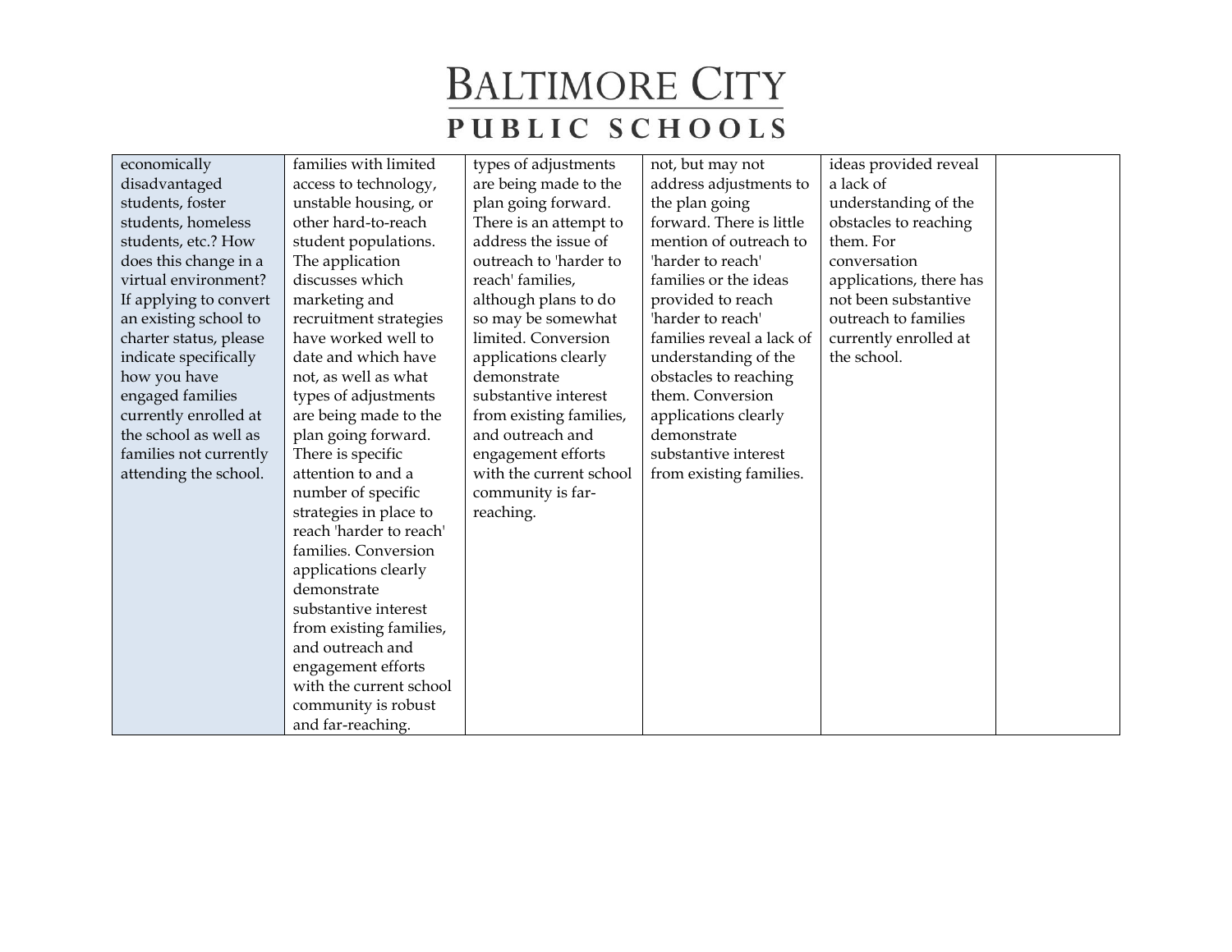| | | | | | |
|---|---|---|---|---|---|
| economically disadvantaged students, foster students, homeless students, etc.? How does this change in a virtual environment? If applying to convert an existing school to charter status, please indicate specifically how you have engaged families currently enrolled at the school as well as families not currently attending the school. | families with limited access to technology, unstable housing, or other hard-to-reach student populations. The application discusses which marketing and recruitment strategies have worked well to date and which have not, as well as what types of adjustments are being made to the plan going forward. There is specific attention to and a number of specific strategies in place to reach 'harder to reach' families. Conversion applications clearly demonstrate substantive interest from existing families, and outreach and engagement efforts with the current school community is robust and far-reaching. | types of adjustments are being made to the plan going forward. There is an attempt to address the issue of outreach to 'harder to reach' families, although plans to do so may be somewhat limited. Conversion applications clearly demonstrate substantive interest from existing families, and outreach and engagement efforts with the current school community is far-reaching. | not, but may not address adjustments to the plan going forward. There is little mention of outreach to 'harder to reach' families or the ideas provided to reach 'harder to reach' families reveal a lack of understanding of the obstacles to reaching them. Conversion applications clearly demonstrate substantive interest from existing families. | ideas provided reveal a lack of understanding of the obstacles to reaching them. For conversation applications, there has not been substantive outreach to families currently enrolled at the school. | |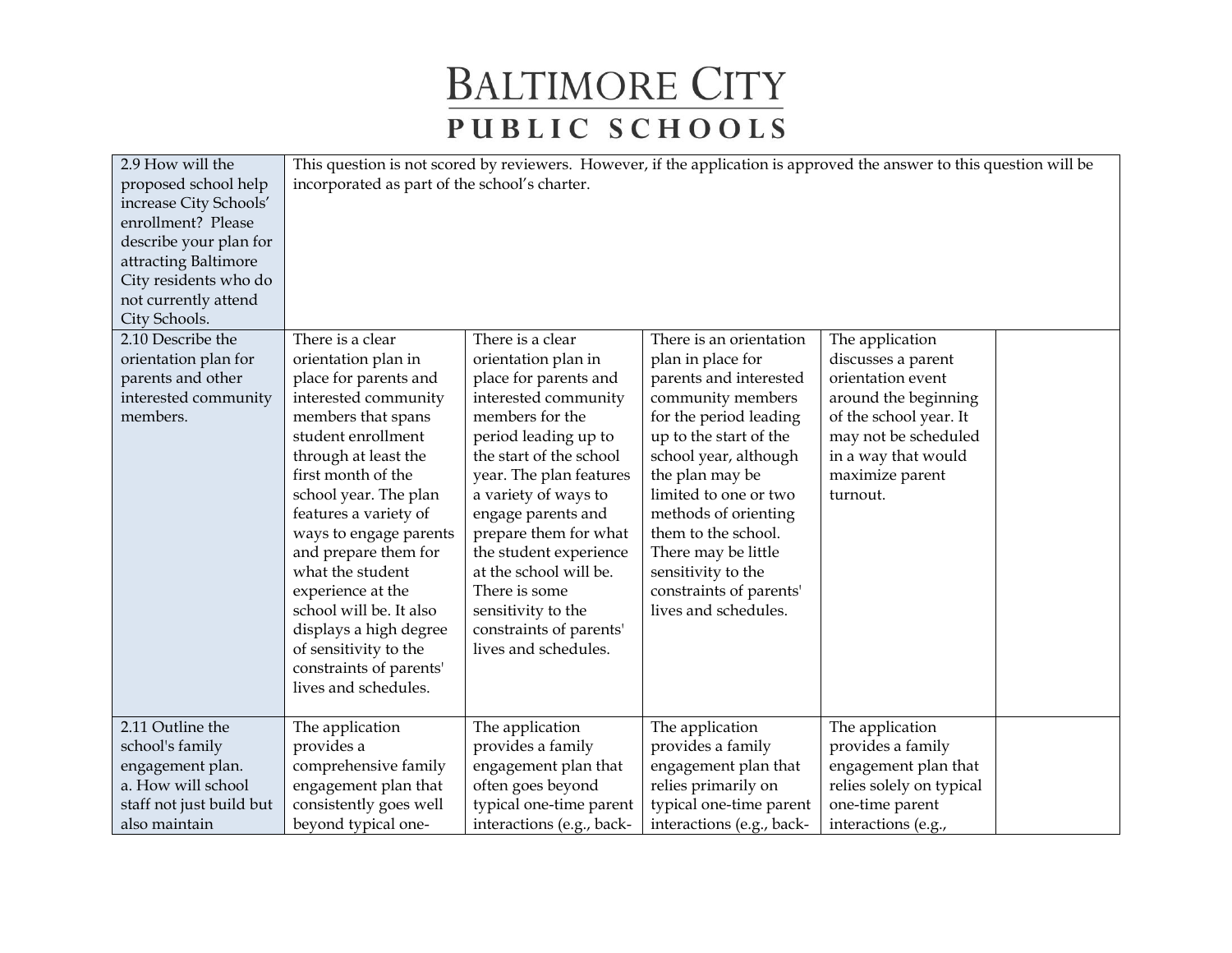# BALTIMORE CITY PUBLIC SCHOOLS

| | | | | | |
|---|---|---|---|---|---|
| 2.9 How will the proposed school help increase City Schools' enrollment? Please describe your plan for attracting Baltimore City residents who do not currently attend City Schools. | This question is not scored by reviewers. However, if the application is approved the answer to this question will be incorporated as part of the school's charter. | | | | |
| 2.10 Describe the orientation plan for parents and other interested community members. | There is a clear orientation plan in place for parents and interested community members that spans student enrollment through at least the first month of the school year. The plan features a variety of ways to engage parents and prepare them for what the student experience at the school will be. It also displays a high degree of sensitivity to the constraints of parents' lives and schedules. | There is a clear orientation plan in place for parents and interested community members for the period leading up to the start of the school year. The plan features a variety of ways to engage parents and prepare them for what the student experience at the school will be. There is some sensitivity to the constraints of parents' lives and schedules. | There is an orientation plan in place for parents and interested community members for the period leading up to the start of the school year, although the plan may be limited to one or two methods of orienting them to the school. There may be little sensitivity to the constraints of parents' lives and schedules. | The application discusses a parent orientation event around the beginning of the school year. It may not be scheduled in a way that would maximize parent turnout. | |
| 2.11 Outline the school's family engagement plan.<br>a. How will school staff not just build but also maintain | The application provides a comprehensive family engagement plan that consistently goes well beyond typical one- | The application provides a family engagement plan that often goes beyond typical one-time parent interactions (e.g., back- | The application provides a family engagement plan that relies primarily on typical one-time parent interactions (e.g., back- | The application provides a family engagement plan that relies solely on typical one-time parent interactions (e.g., | |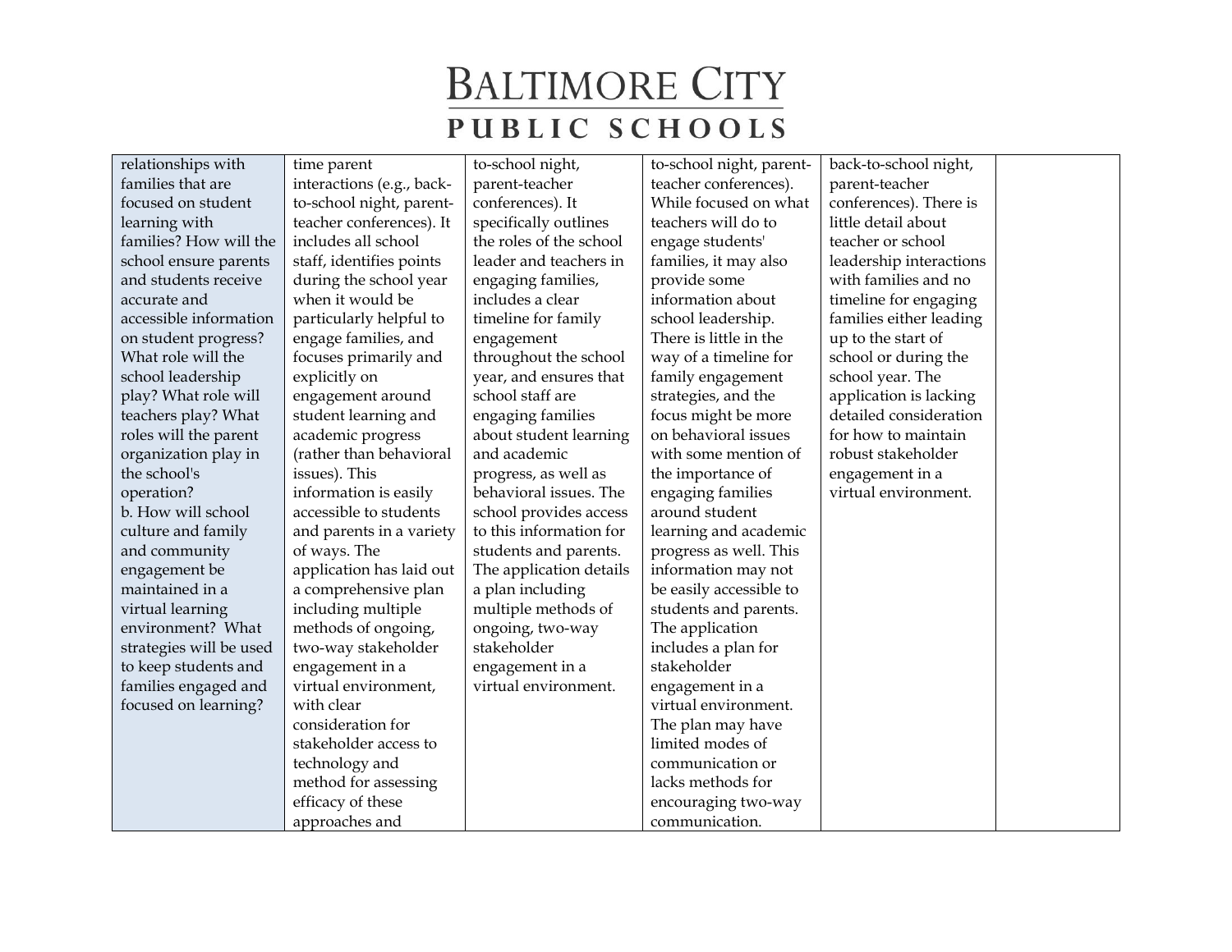| | | | | | |
|---|---|---|---|---|---|
| relationships with families that are focused on student learning with families? How will the school ensure parents and students receive accurate and accessible information on student progress? What role will the school leadership play? What role will teachers play? What roles will the parent organization play in the school's operation?<br>b. How will school culture and family and community engagement be maintained in a virtual learning environment? What strategies will be used to keep students and families engaged and focused on learning? | time parent interactions (e.g., back-to-school night, parent-teacher conferences). It includes all school staff, identifies points during the school year when it would be particularly helpful to engage families, and focuses primarily and explicitly on engagement around student learning and academic progress (rather than behavioral issues). This information is easily accessible to students and parents in a variety of ways. The application has laid out a comprehensive plan including multiple methods of ongoing, two-way stakeholder engagement in a virtual environment, with clear consideration for stakeholder access to technology and method for assessing efficacy of these approaches and | to-school night, parent-teacher conferences). It specifically outlines the roles of the school leader and teachers in engaging families, includes a clear timeline for family engagement throughout the school year, and ensures that school staff are engaging families about student learning and academic progress, as well as behavioral issues. The school provides access to this information for students and parents. The application details a plan including multiple methods of ongoing, two-way stakeholder engagement in a virtual environment. | to-school night, parent-teacher conferences). While focused on what teachers will do to engage students' families, it may also provide some information about school leadership. There is little in the way of a timeline for family engagement strategies, and the focus might be more on behavioral issues with some mention of the importance of engaging families around student learning and academic progress as well. This information may not be easily accessible to students and parents. The application includes a plan for stakeholder engagement in a virtual environment. The plan may have limited modes of communication or lacks methods for encouraging two-way communication. | back-to-school night, parent-teacher conferences). There is little detail about teacher or school leadership interactions with families and no timeline for engaging families either leading up to the start of school or during the school year. The application is lacking detailed consideration for how to maintain robust stakeholder engagement in a virtual environment. | |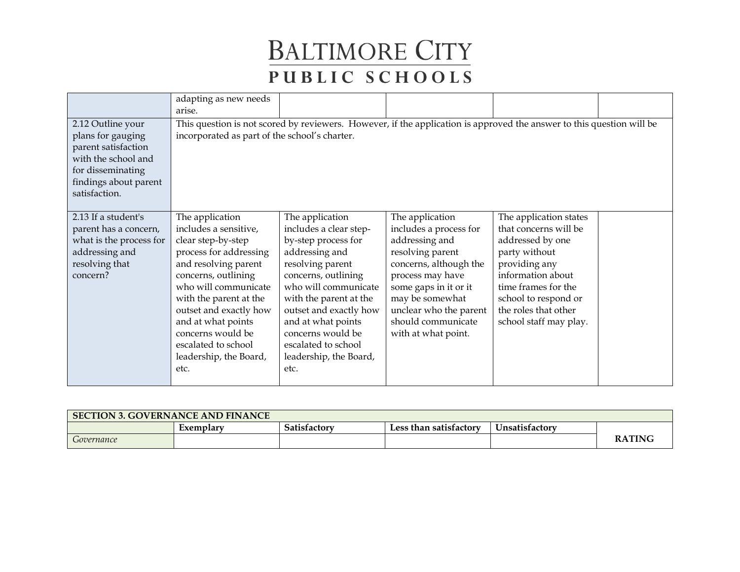| | | | | | |
|---|---|---|---|---|---|
| | adapting as new needs arise. | | | | |
| 2.12 Outline your plans for gauging parent satisfaction with the school and for disseminating findings about parent satisfaction. | This question is not scored by reviewers. However, if the application is approved the answer to this question will be incorporated as part of the school's charter. | | | | |
| 2.13 If a student's parent has a concern, what is the process for addressing and resolving that concern? | The application includes a sensitive, clear step-by-step process for addressing and resolving parent concerns, outlining who will communicate with the parent at the outset and exactly how and at what points concerns would be escalated to school leadership, the Board, etc. | The application includes a clear step-by-step process for addressing and resolving parent concerns, outlining who will communicate with the parent at the outset and exactly how and at what points concerns would be escalated to school leadership, the Board, etc. | The application includes a process for addressing and resolving parent concerns, although the process may have some gaps in it or it may be somewhat unclear who the parent should communicate with at what point. | The application states that concerns will be addressed by one party without providing any information about time frames for the school to respond or the roles that other school staff may play. | |

| **SECTION 3. GOVERNANCE AND FINANCE** | | | | | |
|---|---|---|---|---|---|
| | **Exemplary** | **Satisfactory** | **Less than satisfactory** | **Unsatisfactory** | **RATING** |
| *Governance* | | | | | |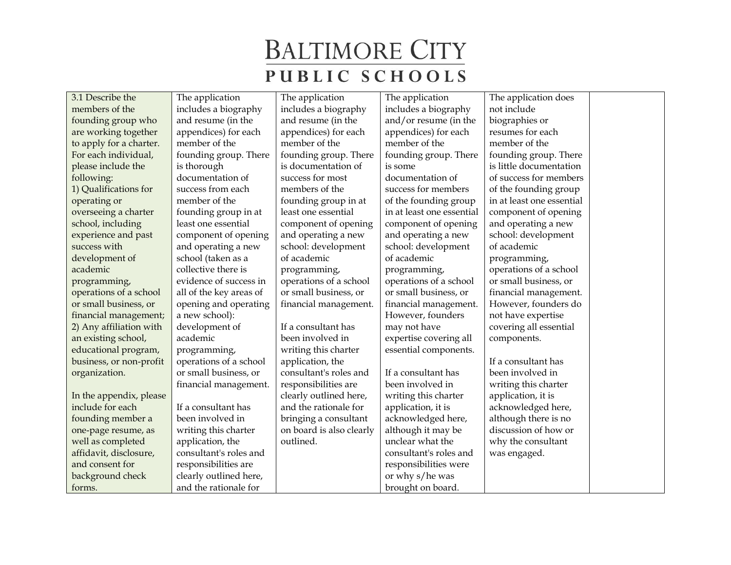| 3.1 Describe the members of the founding group who are working together to apply for a charter. For each individual, please include the following:<br>1) Qualifications for operating or overseeing a charter school, including experience and past success with development of academic programming, operations of a school or small business, or financial management;<br>2) Any affiliation with an existing school, educational program, business, or non-profit organization.<br><br>In the appendix, please include for each founding member a one-page resume, as well as completed affidavit, disclosure, and consent for background check forms. | The application includes a biography and resume (in the appendices) for each member of the founding group. There is thorough documentation of success from each member of the founding group in at least one essential component of opening and operating a new school (taken as a collective there is evidence of success in all of the key areas of opening and operating a new school): development of academic programming, operations of a school or small business, or financial management.<br><br>If a consultant has been involved in writing this charter application, the consultant's roles and responsibilities are clearly outlined here, and the rationale for | The application includes a biography and resume (in the appendices) for each member of the founding group. There is documentation of success for most members of the founding group in at least one essential component of opening and operating a new school: development of academic programming, operations of a school or small business, or financial management.<br><br>If a consultant has been involved in writing this charter application, the consultant's roles and responsibilities are clearly outlined here, and the rationale for bringing a consultant on board is also clearly outlined. | The application includes a biography and/or resume (in the appendices) for each member of the founding group. There is some documentation of success for members of the founding group in at least one essential component of opening and operating a new school: development of academic programming, operations of a school or small business, or financial management. However, founders may not have expertise covering all essential components.<br><br>If a consultant has been involved in writing this charter application, it is acknowledged here, although it may be unclear what the consultant's roles and responsibilities were or why s/he was brought on board. | The application does not include biographies or resumes for each member of the founding group. There is little documentation of success for members of the founding group in at least one essential component of opening and operating a new school: development of academic programming, operations of a school or small business, or financial management. However, founders do not have expertise covering all essential components.<br><br>If a consultant has been involved in writing this charter application, it is acknowledged here, although there is no discussion of how or why the consultant was engaged. | |
|---|---|---|---|---|---|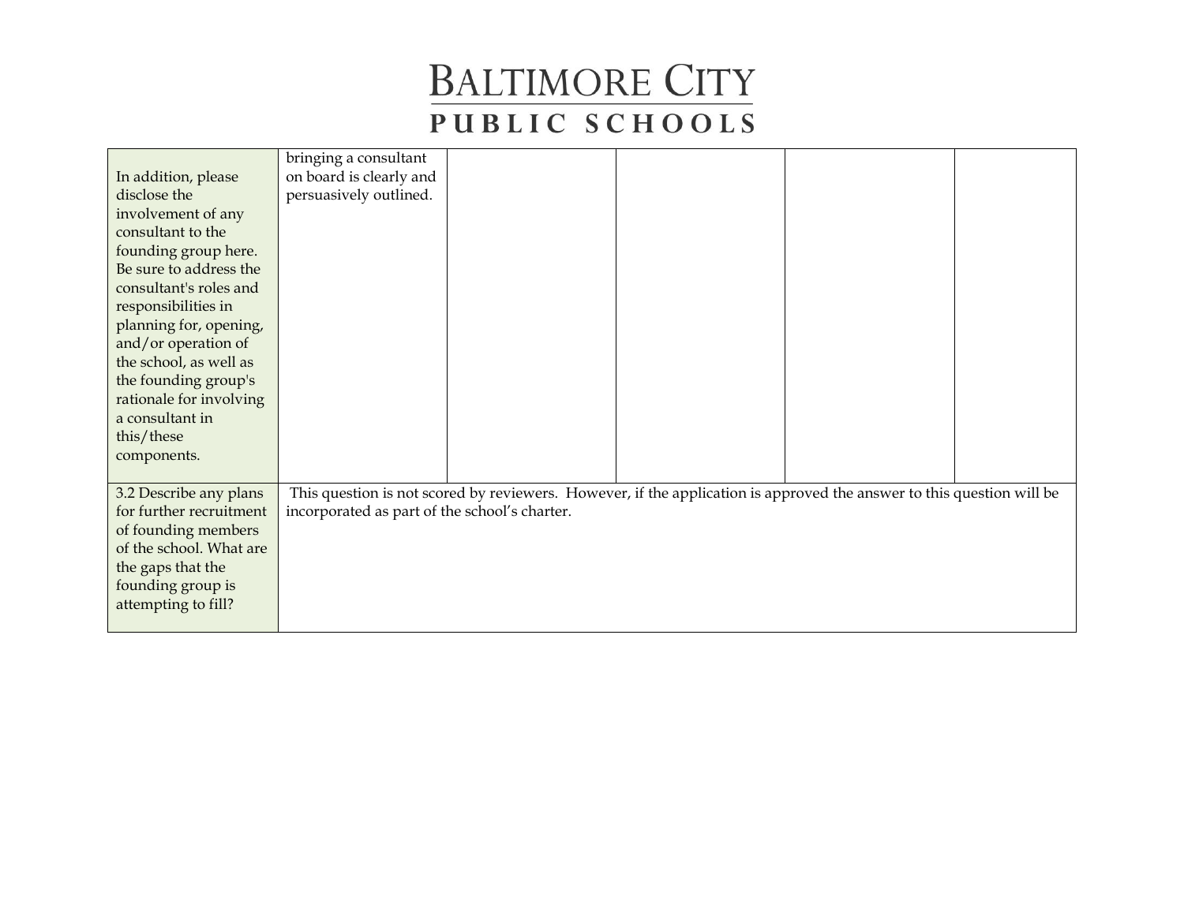| | | | | | |
|---|---|---|---|---|---|
| In addition, please disclose the involvement of any consultant to the founding group here. Be sure to address the consultant's roles and responsibilities in planning for, opening, and/or operation of the school, as well as the founding group's rationale for involving a consultant in this/these components. | bringing a consultant on board is clearly and persuasively outlined. | | | | |
| 3.2 Describe any plans for further recruitment of founding members of the school. What are the gaps that the founding group is attempting to fill? | This question is not scored by reviewers. However, if the application is approved the answer to this question will be incorporated as part of the school's charter. | | | | |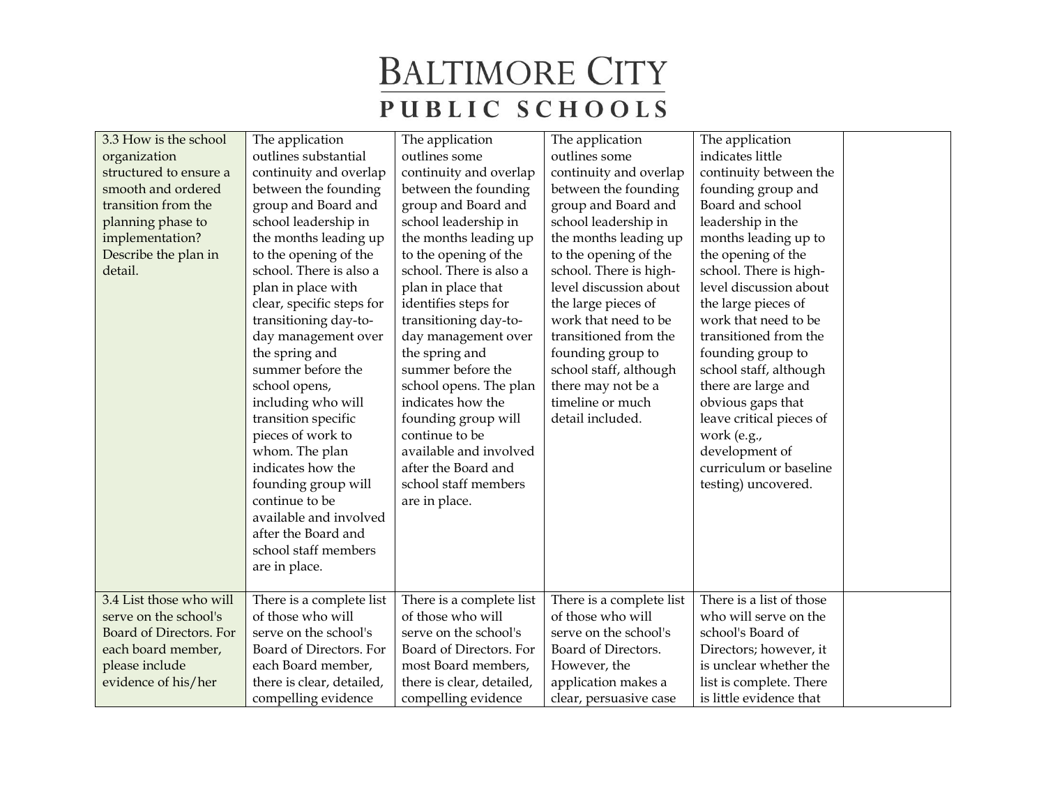| | | | | | |
|---|---|---|---|---|---|
| 3.3 How is the school organization structured to ensure a smooth and ordered transition from the planning phase to implementation? Describe the plan in detail. | The application outlines substantial continuity and overlap between the founding group and Board and school leadership in the months leading up to the opening of the school. There is also a plan in place with clear, specific steps for transitioning day-to-day management over the spring and summer before the school opens, including who will transition specific pieces of work to whom. The plan indicates how the founding group will continue to be available and involved after the Board and school staff members are in place. | The application outlines some continuity and overlap between the founding group and Board and school leadership in the months leading up to the opening of the school. There is also a plan in place that identifies steps for transitioning day-to-day management over the spring and summer before the school opens. The plan indicates how the founding group will continue to be available and involved after the Board and school staff members are in place. | The application outlines some continuity and overlap between the founding group and Board and school leadership in the months leading up to the opening of the school. There is high-level discussion about the large pieces of work that need to be transitioned from the founding group to school staff, although there may not be a timeline or much detail included. | The application indicates little continuity between the founding group and Board and school leadership in the months leading up to the opening of the school. There is high-level discussion about the large pieces of work that need to be transitioned from the founding group to school staff, although there are large and obvious gaps that leave critical pieces of work (e.g., development of curriculum or baseline testing) uncovered. | |
| 3.4 List those who will serve on the school's Board of Directors. For each board member, please include evidence of his/her | There is a complete list of those who will serve on the school's Board of Directors. For each Board member, there is clear, detailed, compelling evidence | There is a complete list of those who will serve on the school's Board of Directors. For most Board members, there is clear, detailed, compelling evidence | There is a complete list of those who will serve on the school's Board of Directors. However, the application makes a clear, persuasive case | There is a list of those who will serve on the school's Board of Directors; however, it is unclear whether the list is complete. There is little evidence that | |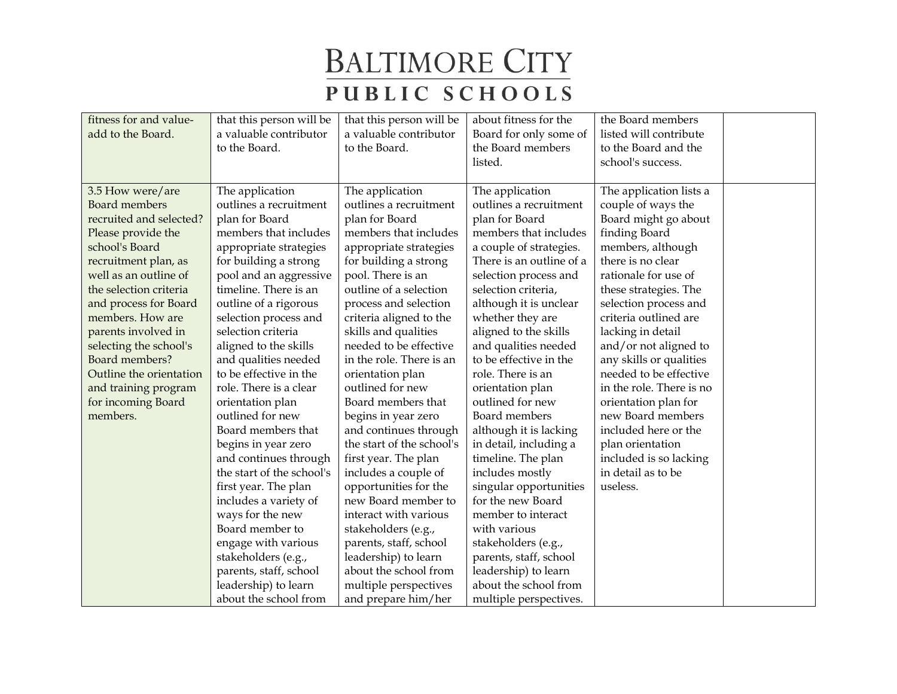| | | | | | |
|---|---|---|---|---|---|
| fitness for and value-add to the Board. | that this person will be a valuable contributor to the Board. | that this person will be a valuable contributor to the Board. | about fitness for the Board for only some of the Board members listed. | the Board members listed will contribute to the Board and the school's success. | |
| 3.5 How were/are Board members recruited and selected? Please provide the school's Board recruitment plan, as well as an outline of the selection criteria and process for Board members. How are parents involved in selecting the school's Board members? Outline the orientation and training program for incoming Board members. | The application outlines a recruitment plan for Board members that includes appropriate strategies for building a strong pool and an aggressive timeline. There is an outline of a rigorous selection process and selection criteria aligned to the skills and qualities needed to be effective in the role. There is a clear orientation plan outlined for new Board members that begins in year zero and continues through the start of the school's first year. The plan includes a variety of ways for the new Board member to engage with various stakeholders (e.g., parents, staff, school leadership) to learn about the school from | The application outlines a recruitment plan for Board members that includes appropriate strategies for building a strong pool. There is an outline of a selection process and selection criteria aligned to the skills and qualities needed to be effective in the role. There is an orientation plan outlined for new Board members that begins in year zero and continues through the start of the school's first year. The plan includes a couple of opportunities for the new Board member to interact with various stakeholders (e.g., parents, staff, school leadership) to learn about the school from multiple perspectives and prepare him/her | The application outlines a recruitment plan for Board members that includes a couple of strategies. There is an outline of a selection process and selection criteria, although it is unclear whether they are aligned to the skills and qualities needed to be effective in the role. There is an orientation plan outlined for new Board members although it is lacking in detail, including a timeline. The plan includes mostly singular opportunities for the new Board member to interact with various stakeholders (e.g., parents, staff, school leadership) to learn about the school from multiple perspectives. | The application lists a couple of ways the Board might go about finding Board members, although there is no clear rationale for use of these strategies. The selection process and criteria outlined are lacking in detail and/or not aligned to any skills or qualities needed to be effective in the role. There is no orientation plan for new Board members included here or the plan orientation included is so lacking in detail as to be useless. | |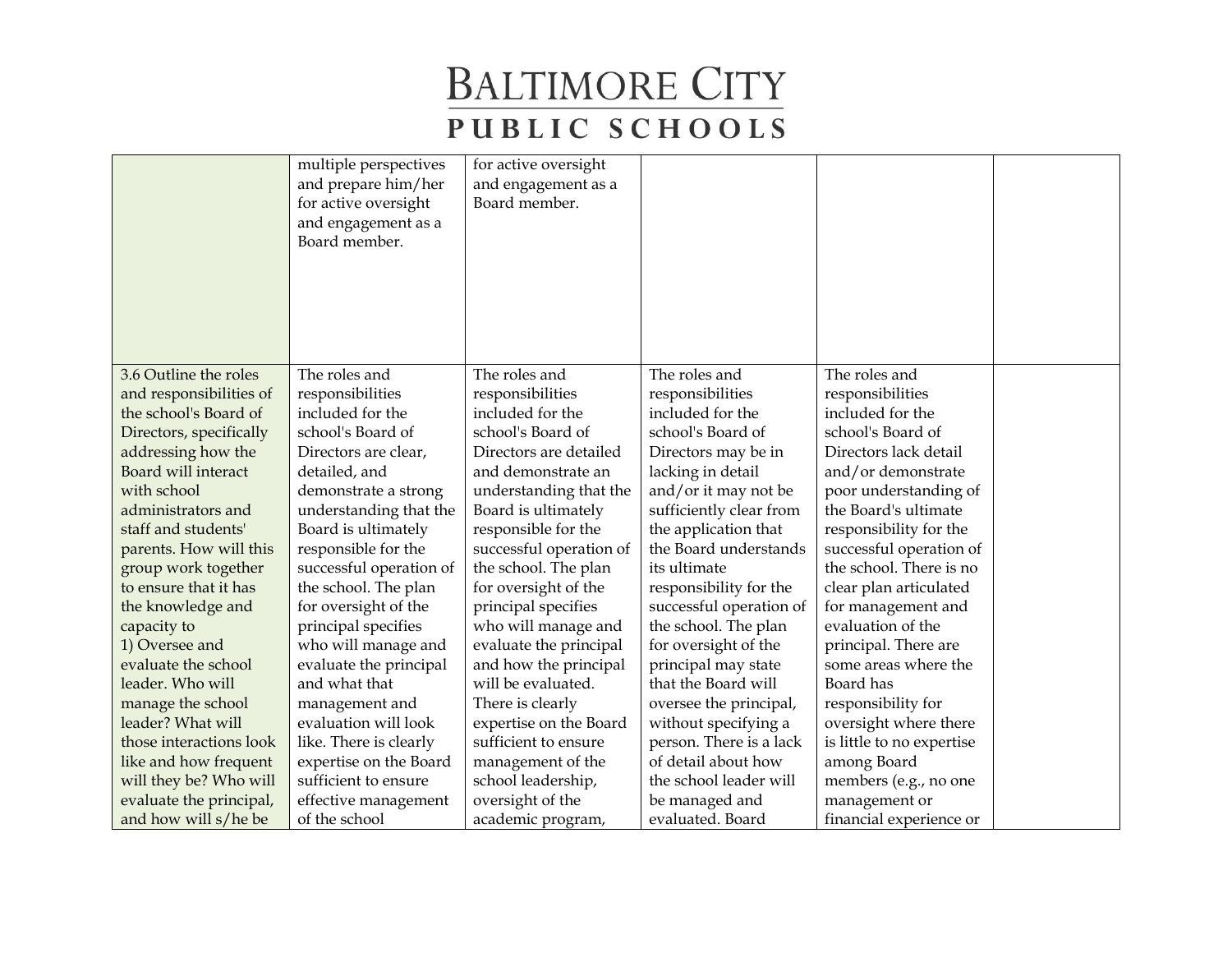| | | | | | |
|---|---|---|---|---|---|
| | multiple perspectives and prepare him/her for active oversight and engagement as a Board member. | for active oversight and engagement as a Board member. | | | |
| 3.6 Outline the roles and responsibilities of the school's Board of Directors, specifically addressing how the Board will interact with school administrators and staff and students' parents. How will this group work together to ensure that it has the knowledge and capacity to 1) Oversee and evaluate the school leader. Who will manage the school leader? What will those interactions look like and how frequent will they be? Who will evaluate the principal, and how will s/he be | The roles and responsibilities included for the school's Board of Directors are clear, detailed, and demonstrate a strong understanding that the Board is ultimately responsible for the successful operation of the school. The plan for oversight of the principal specifies who will manage and evaluate the principal and what that management and evaluation will look like. There is clearly expertise on the Board sufficient to ensure effective management of the school | The roles and responsibilities included for the school's Board of Directors are detailed and demonstrate an understanding that the Board is ultimately responsible for the successful operation of the school. The plan for oversight of the principal specifies who will manage and evaluate the principal and how the principal will be evaluated. There is clearly expertise on the Board sufficient to ensure management of the school leadership, oversight of the academic program, | The roles and responsibilities included for the school's Board of Directors may be in lacking in detail and/or it may not be sufficiently clear from the application that the Board understands its ultimate responsibility for the successful operation of the school. The plan for oversight of the principal may state that the Board will oversee the principal, without specifying a person. There is a lack of detail about how the school leader will be managed and evaluated. Board | The roles and responsibilities included for the school's Board of Directors lack detail and/or demonstrate poor understanding of the Board's ultimate responsibility for the successful operation of the school. There is no clear plan articulated for management and evaluation of the principal. There are some areas where the Board has responsibility for oversight where there is little to no expertise among Board members (e.g., no one management or financial experience or | |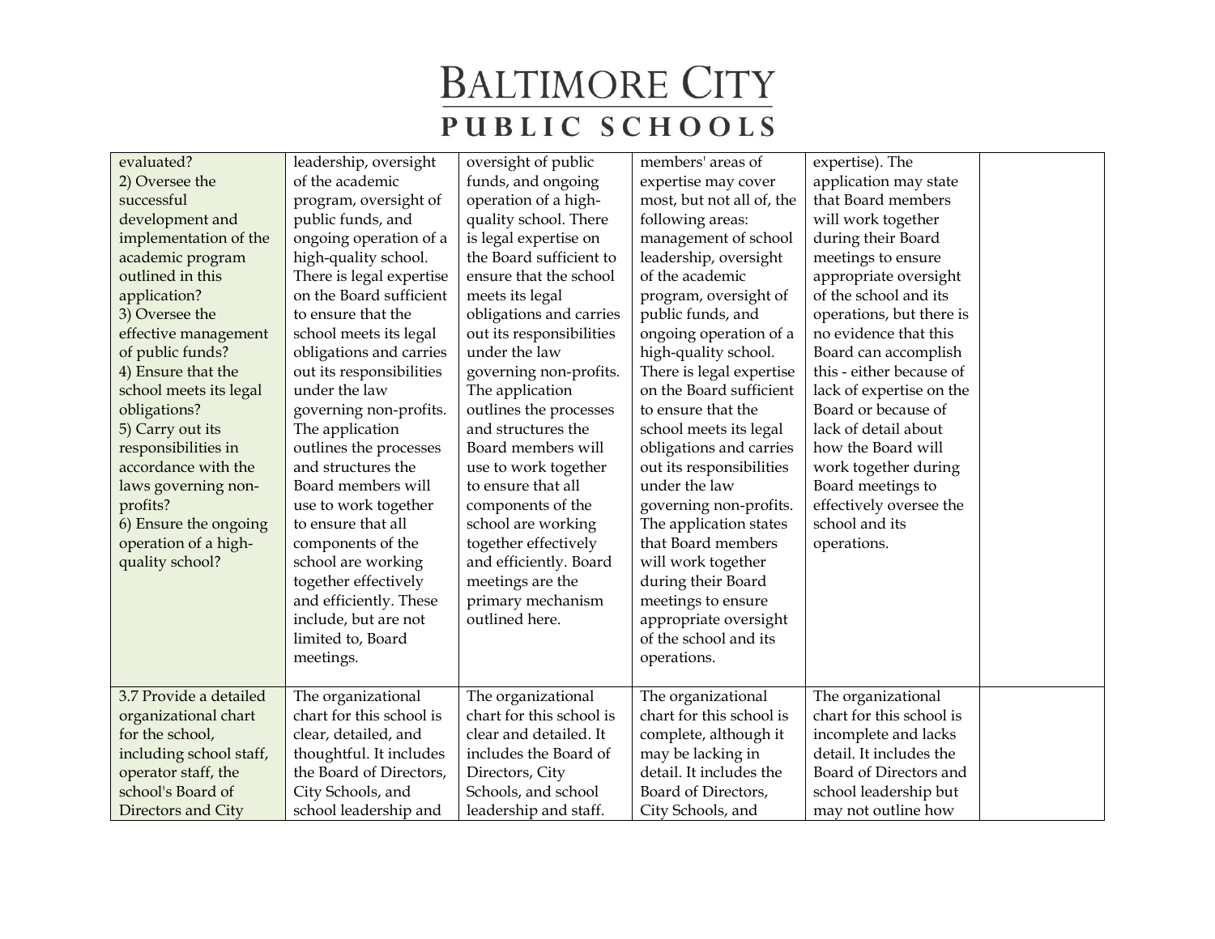| | | | | | |
|---|---|---|---|---|---|
| evaluated?<br>2) Oversee the successful development and implementation of the academic program outlined in this application?<br>3) Oversee the effective management of public funds?<br>4) Ensure that the school meets its legal obligations?<br>5) Carry out its responsibilities in accordance with the laws governing non-profits?<br>6) Ensure the ongoing operation of a high-quality school? | leadership, oversight of the academic program, oversight of public funds, and ongoing operation of a high-quality school. There is legal expertise on the Board sufficient to ensure that the school meets its legal obligations and carries out its responsibilities under the law governing non-profits. The application outlines the processes and structures the Board members will use to work together to ensure that all components of the school are working together effectively and efficiently. These include, but are not limited to, Board meetings. | oversight of public funds, and ongoing operation of a high-quality school. There is legal expertise on the Board sufficient to ensure that the school meets its legal obligations and carries out its responsibilities under the law governing non-profits. The application outlines the processes and structures the Board members will use to work together to ensure that all components of the school are working together effectively and efficiently. Board meetings are the primary mechanism outlined here. | members' areas of expertise may cover most, but not all of, the following areas: management of school leadership, oversight of the academic program, oversight of public funds, and ongoing operation of a high-quality school. There is legal expertise on the Board sufficient to ensure that the school meets its legal obligations and carries out its responsibilities under the law governing non-profits. The application states that Board members will work together during their Board meetings to ensure appropriate oversight of the school and its operations. | expertise). The application may state that Board members will work together during their Board meetings to ensure appropriate oversight of the school and its operations, but there is no evidence that this Board can accomplish this - either because of lack of expertise on the Board or because of lack of detail about how the Board will work together during Board meetings to effectively oversee the school and its operations. | |
| 3.7 Provide a detailed organizational chart for the school, including school staff, operator staff, the school's Board of Directors and City | The organizational chart for this school is clear, detailed, and thoughtful. It includes the Board of Directors, City Schools, and school leadership and | The organizational chart for this school is clear and detailed. It includes the Board of Directors, City Schools, and school leadership and staff. | The organizational chart for this school is complete, although it may be lacking in detail. It includes the Board of Directors, City Schools, and | The organizational chart for this school is incomplete and lacks detail. It includes the Board of Directors and school leadership but may not outline how | |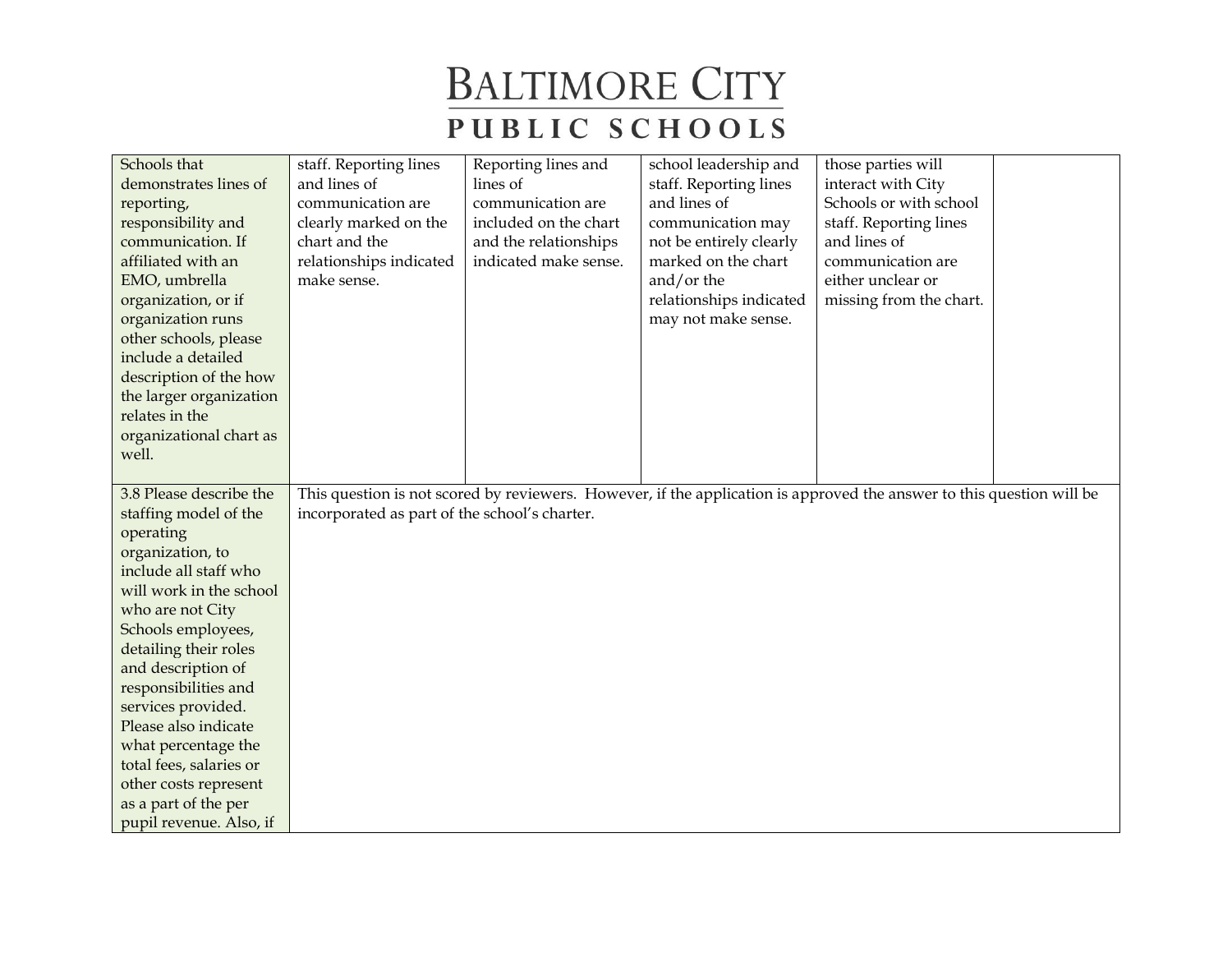| | | | | | |
|---|---|---|---|---|---|
| Schools that demonstrates lines of reporting, responsibility and communication. If affiliated with an EMO, umbrella organization, or if organization runs other schools, please include a detailed description of the how the larger organization relates in the organizational chart as well. | staff. Reporting lines and lines of communication are clearly marked on the chart and the relationships indicated make sense. | Reporting lines and lines of communication are included on the chart and the relationships indicated make sense. | school leadership and staff. Reporting lines and lines of communication may not be entirely clearly marked on the chart and/or the relationships indicated may not make sense. | those parties will interact with City Schools or with school staff. Reporting lines and lines of communication are either unclear or missing from the chart. | |
| 3.8 Please describe the staffing model of the operating organization, to include all staff who will work in the school who are not City Schools employees, detailing their roles and description of responsibilities and services provided. Please also indicate what percentage the total fees, salaries or other costs represent as a part of the per pupil revenue. Also, if | This question is not scored by reviewers. However, if the application is approved the answer to this question will be incorporated as part of the school's charter. | | | | |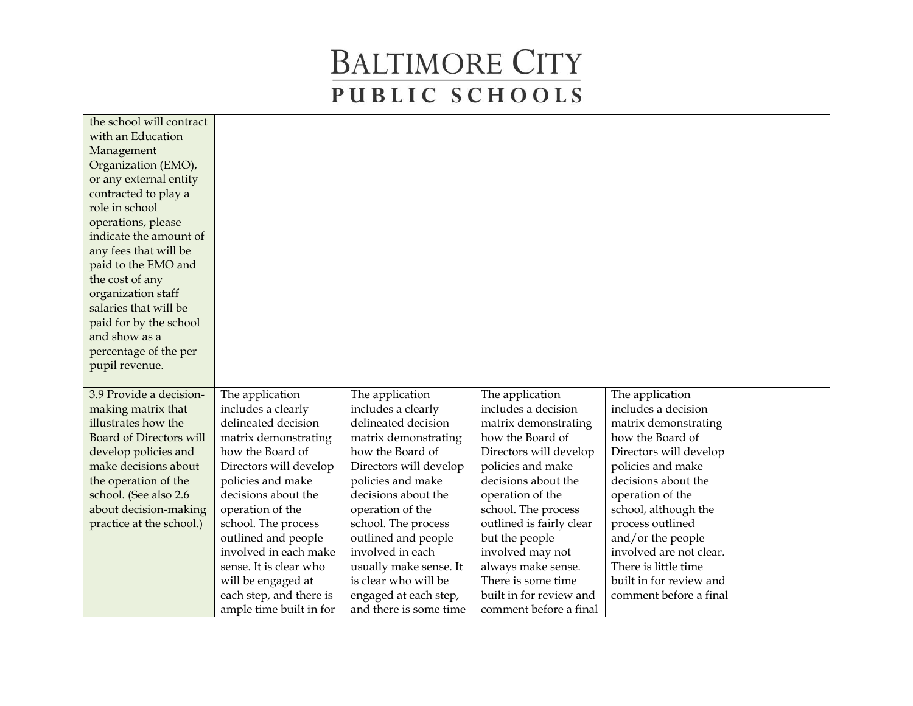| | | | | | |
|---|---|---|---|---|---|
| the school will contract with an Education Management Organization (EMO), or any external entity contracted to play a role in school operations, please indicate the amount of any fees that will be paid to the EMO and the cost of any organization staff salaries that will be paid for by the school and show as a percentage of the per pupil revenue. | | | | | |
| 3.9 Provide a decision-making matrix that illustrates how the Board of Directors will develop policies and make decisions about the operation of the school. (See also 2.6 about decision-making practice at the school.) | The application includes a clearly delineated decision matrix demonstrating how the Board of Directors will develop policies and make decisions about the operation of the school. The process outlined and people involved in each make sense. It is clear who will be engaged at each step, and there is ample time built in for | The application includes a clearly delineated decision matrix demonstrating how the Board of Directors will develop policies and make decisions about the operation of the school. The process outlined and people involved in each usually make sense. It is clear who will be engaged at each step, and there is some time | The application includes a decision matrix demonstrating how the Board of Directors will develop policies and make decisions about the operation of the school. The process outlined is fairly clear but the people involved may not always make sense. There is some time built in for review and comment before a final | The application includes a decision matrix demonstrating how the Board of Directors will develop policies and make decisions about the operation of the school, although the process outlined and/or the people involved are not clear. There is little time built in for review and comment before a final | |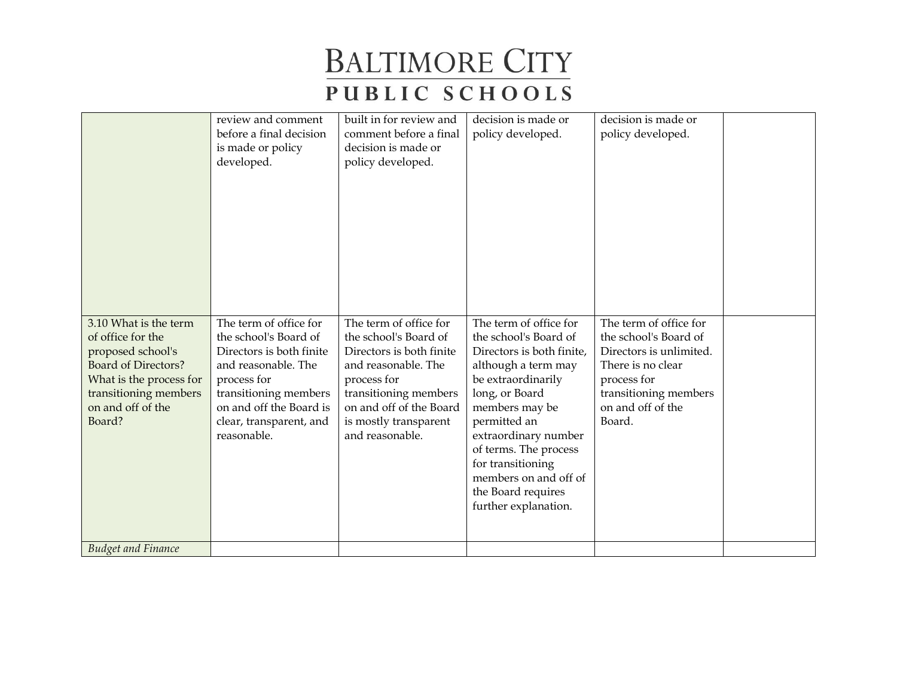| | | | | | |
|---|---|---|---|---|---|
| | review and comment before a final decision is made or policy developed. | built in for review and comment before a final decision is made or policy developed. | decision is made or policy developed. | decision is made or policy developed. | |
| 3.10 What is the term of office for the proposed school's Board of Directors? What is the process for transitioning members on and off of the Board? | The term of office for the school's Board of Directors is both finite and reasonable. The process for transitioning members on and off the Board is clear, transparent, and reasonable. | The term of office for the school's Board of Directors is both finite and reasonable. The process for transitioning members on and off of the Board is mostly transparent and reasonable. | The term of office for the school's Board of Directors is both finite, although a term may be extraordinarily long, or Board members may be permitted an extraordinary number of terms. The process for transitioning members on and off of the Board requires further explanation. | The term of office for the school's Board of Directors is unlimited. There is no clear process for transitioning members on and off of the Board. | |
| *Budget and Finance* | | | | | |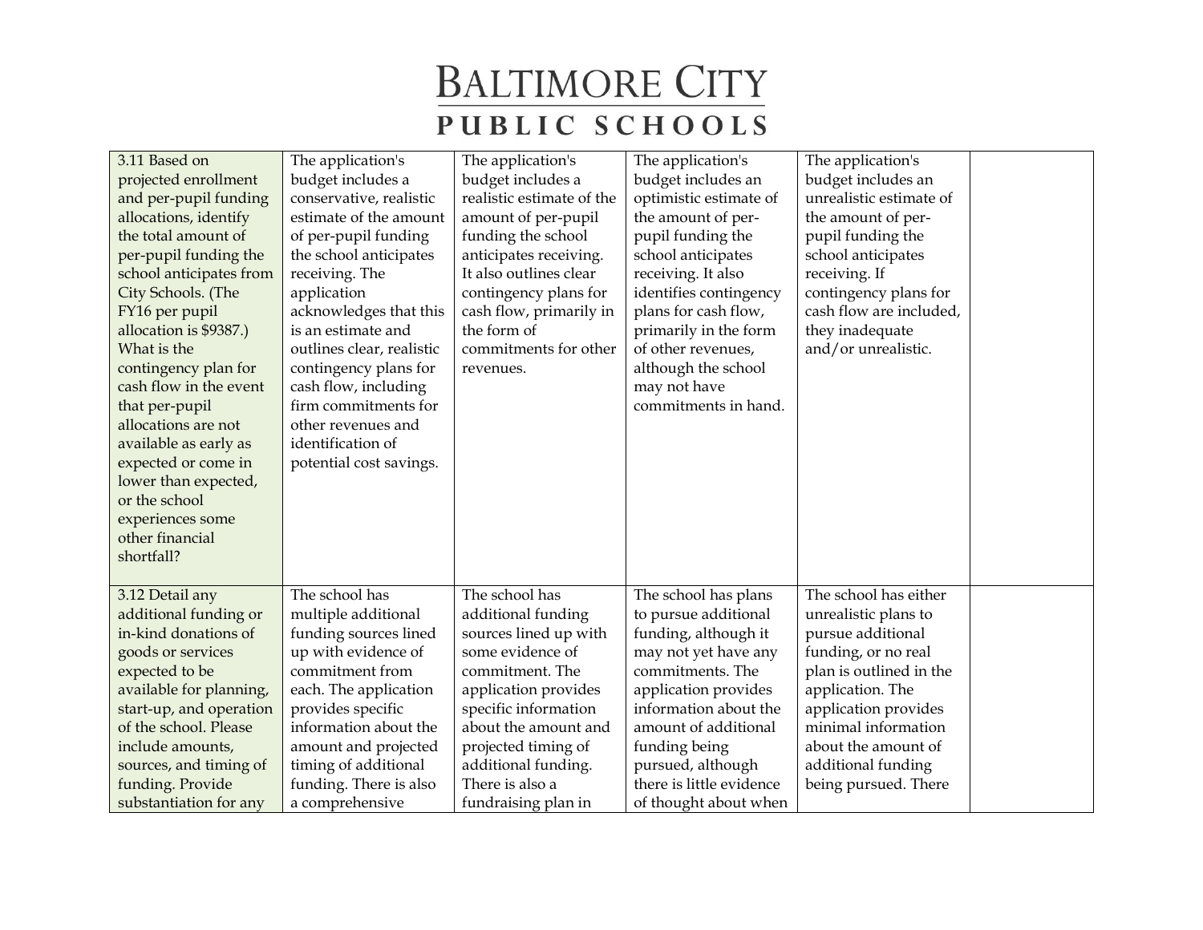| | | | | | |
|---|---|---|---|---|---|
| 3.11 Based on projected enrollment and per-pupil funding allocations, identify the total amount of per-pupil funding the school anticipates from City Schools. (The FY16 per pupil allocation is $9387.) What is the contingency plan for cash flow in the event that per-pupil allocations are not available as early as expected or come in lower than expected, or the school experiences some other financial shortfall? | The application's budget includes a conservative, realistic estimate of the amount of per-pupil funding the school anticipates receiving. The application acknowledges that this is an estimate and outlines clear, realistic contingency plans for cash flow, including firm commitments for other revenues and identification of potential cost savings. | The application's budget includes a realistic estimate of the amount of per-pupil funding the school anticipates receiving. It also outlines clear contingency plans for cash flow, primarily in the form of commitments for other revenues. | The application's budget includes an optimistic estimate of the amount of per-pupil funding the school anticipates receiving. It also identifies contingency plans for cash flow, primarily in the form of other revenues, although the school may not have commitments in hand. | The application's budget includes an unrealistic estimate of the amount of per-pupil funding the school anticipates receiving. If contingency plans for cash flow are included, they inadequate and/or unrealistic. | |
| 3.12 Detail any additional funding or in-kind donations of goods or services expected to be available for planning, start-up, and operation of the school. Please include amounts, sources, and timing of funding. Provide substantiation for any | The school has multiple additional funding sources lined up with evidence of commitment from each. The application provides specific information about the amount and projected timing of additional funding. There is also a comprehensive | The school has additional funding sources lined up with some evidence of commitment. The application provides specific information about the amount and projected timing of additional funding. There is also a fundraising plan in | The school has plans to pursue additional funding, although it may not yet have any commitments. The application provides information about the amount of additional funding being pursued, although there is little evidence of thought about when | The school has either unrealistic plans to pursue additional funding, or no real plan is outlined in the application. The application provides minimal information about the amount of additional funding being pursued. There | |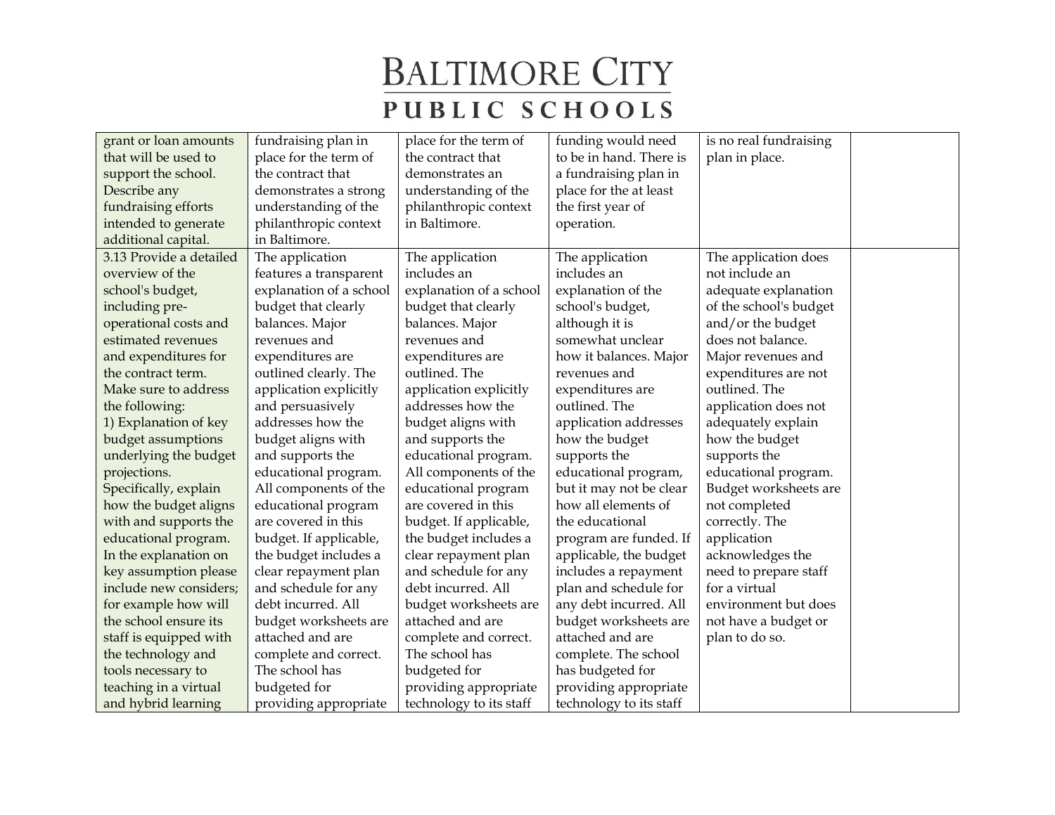| | | | | | |
|---|---|---|---|---|---|
| grant or loan amounts that will be used to support the school. Describe any fundraising efforts intended to generate additional capital. | fundraising plan in place for the term of the contract that demonstrates a strong understanding of the philanthropic context in Baltimore. | place for the term of the contract that demonstrates an understanding of the philanthropic context in Baltimore. | funding would need to be in hand. There is a fundraising plan in place for the at least the first year of operation. | is no real fundraising plan in place. | |
| 3.13 Provide a detailed overview of the school's budget, including pre-operational costs and estimated revenues and expenditures for the contract term. Make sure to address the following:<br>1) Explanation of key budget assumptions underlying the budget projections. Specifically, explain how the budget aligns with and supports the educational program. In the explanation on key assumption please include new considers; for example how will the school ensure its staff is equipped with the technology and tools necessary to teaching in a virtual and hybrid learning | The application features a transparent explanation of a school budget that clearly balances. Major revenues and expenditures are outlined clearly. The application explicitly and persuasively addresses how the budget aligns with and supports the educational program. All components of the educational program are covered in this budget. If applicable, the budget includes a clear repayment plan and schedule for any debt incurred. All budget worksheets are attached and are complete and correct. The school has budgeted for providing appropriate | The application includes an explanation of a school budget that clearly balances. Major revenues and expenditures are outlined. The application explicitly addresses how the budget aligns with and supports the educational program. All components of the educational program are covered in this budget. If applicable, the budget includes a clear repayment plan and schedule for any debt incurred. All budget worksheets are attached and are complete and correct. The school has budgeted for providing appropriate technology to its staff | The application includes an explanation of the school's budget, although it is somewhat unclear how it balances. Major revenues and expenditures are outlined. The application addresses how the budget supports the educational program, but it may not be clear how all elements of the educational program are funded. If applicable, the budget includes a repayment plan and schedule for any debt incurred. All budget worksheets are attached and are complete. The school has budgeted for providing appropriate technology to its staff | The application does not include an adequate explanation of the school's budget and/or the budget does not balance. Major revenues and expenditures are not outlined. The application does not adequately explain how the budget supports the educational program. Budget worksheets are not completed correctly. The application acknowledges the need to prepare staff for a virtual environment but does not have a budget or plan to do so. | |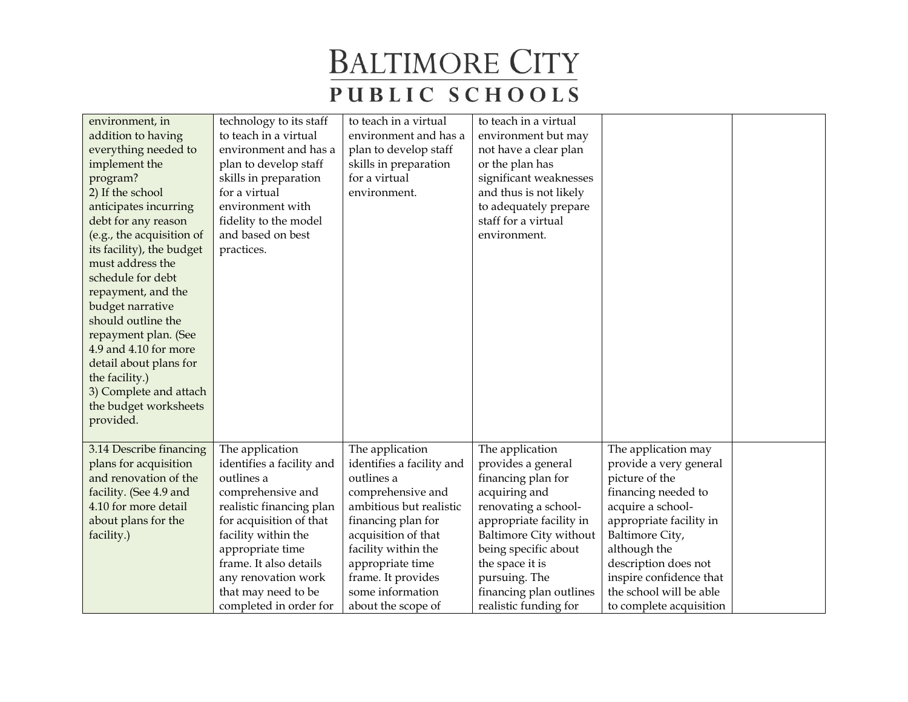| | | | | | |
|---|---|---|---|---|---|
| environment, in addition to having everything needed to implement the program?<br>2) If the school anticipates incurring debt for any reason (e.g., the acquisition of its facility), the budget must address the schedule for debt repayment, and the budget narrative should outline the repayment plan. (See 4.9 and 4.10 for more detail about plans for the facility.)<br>3) Complete and attach the budget worksheets provided. | technology to its staff to teach in a virtual environment and has a plan to develop staff skills in preparation for a virtual environment with fidelity to the model and based on best practices. | to teach in a virtual environment and has a plan to develop staff skills in preparation for a virtual environment. | to teach in a virtual environment but may not have a clear plan or the plan has significant weaknesses and thus is not likely to adequately prepare staff for a virtual environment. | | |
| 3.14 Describe financing plans for acquisition and renovation of the facility. (See 4.9 and 4.10 for more detail about plans for the facility.) | The application identifies a facility and outlines a comprehensive and realistic financing plan for acquisition of that facility within the appropriate time frame. It also details any renovation work that may need to be completed in order for | The application identifies a facility and outlines a comprehensive and ambitious but realistic financing plan for acquisition of that facility within the appropriate time frame. It provides some information about the scope of | The application provides a general financing plan for acquiring and renovating a school-appropriate facility in Baltimore City without being specific about the space it is pursuing. The financing plan outlines realistic funding for | The application may provide a very general picture of the financing needed to acquire a school-appropriate facility in Baltimore City, although the description does not inspire confidence that the school will be able to complete acquisition | |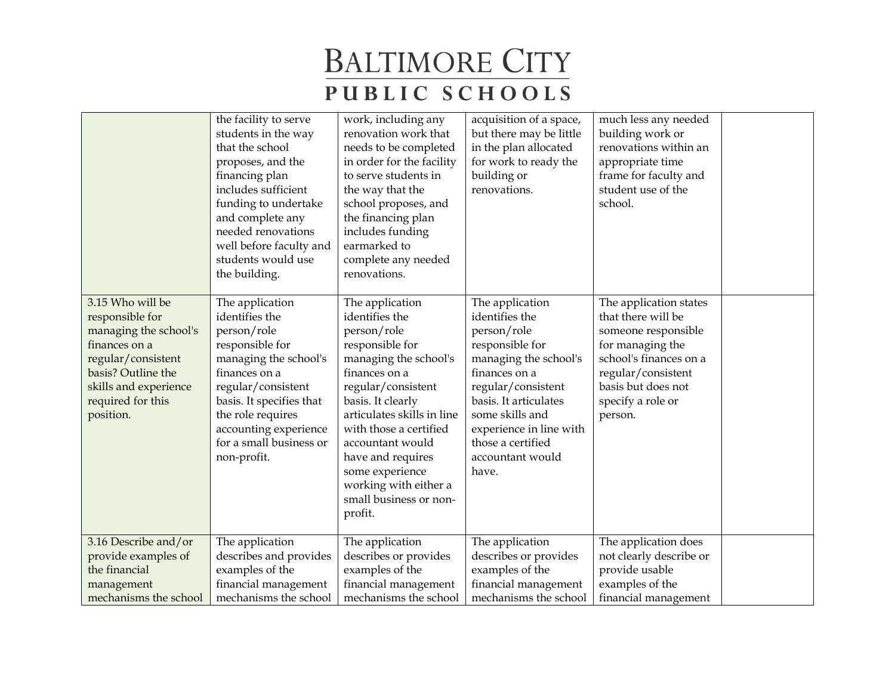| | | | | | |
|---|---|---|---|---|---|
| | the facility to serve students in the way that the school proposes, and the financing plan includes sufficient funding to undertake and complete any needed renovations well before faculty and students would use the building. | work, including any renovation work that needs to be completed in order for the facility to serve students in the way that the school proposes, and the financing plan includes funding earmarked to complete any needed renovations. | acquisition of a space, but there may be little in the plan allocated for work to ready the building or renovations. | much less any needed building work or renovations within an appropriate time frame for faculty and student use of the school. | |
| 3.15 Who will be responsible for managing the school's finances on a regular/consistent basis? Outline the skills and experience required for this position. | The application identifies the person/role responsible for managing the school's finances on a regular/consistent basis. It specifies that the role requires accounting experience for a small business or non-profit. | The application identifies the person/role responsible for managing the school's finances on a regular/consistent basis. It clearly articulates skills in line with those a certified accountant would have and requires some experience working with either a small business or non-profit. | The application identifies the person/role responsible for managing the school's finances on a regular/consistent basis. It articulates some skills and experience in line with those a certified accountant would have. | The application states that there will be someone responsible for managing the school's finances on a regular/consistent basis but does not specify a role or person. | |
| 3.16 Describe and/or provide examples of the financial management mechanisms the school | The application describes and provides examples of the financial management mechanisms the school | The application describes or provides examples of the financial management mechanisms the school | The application describes or provides examples of the financial management mechanisms the school | The application does not clearly describe or provide usable examples of the financial management | |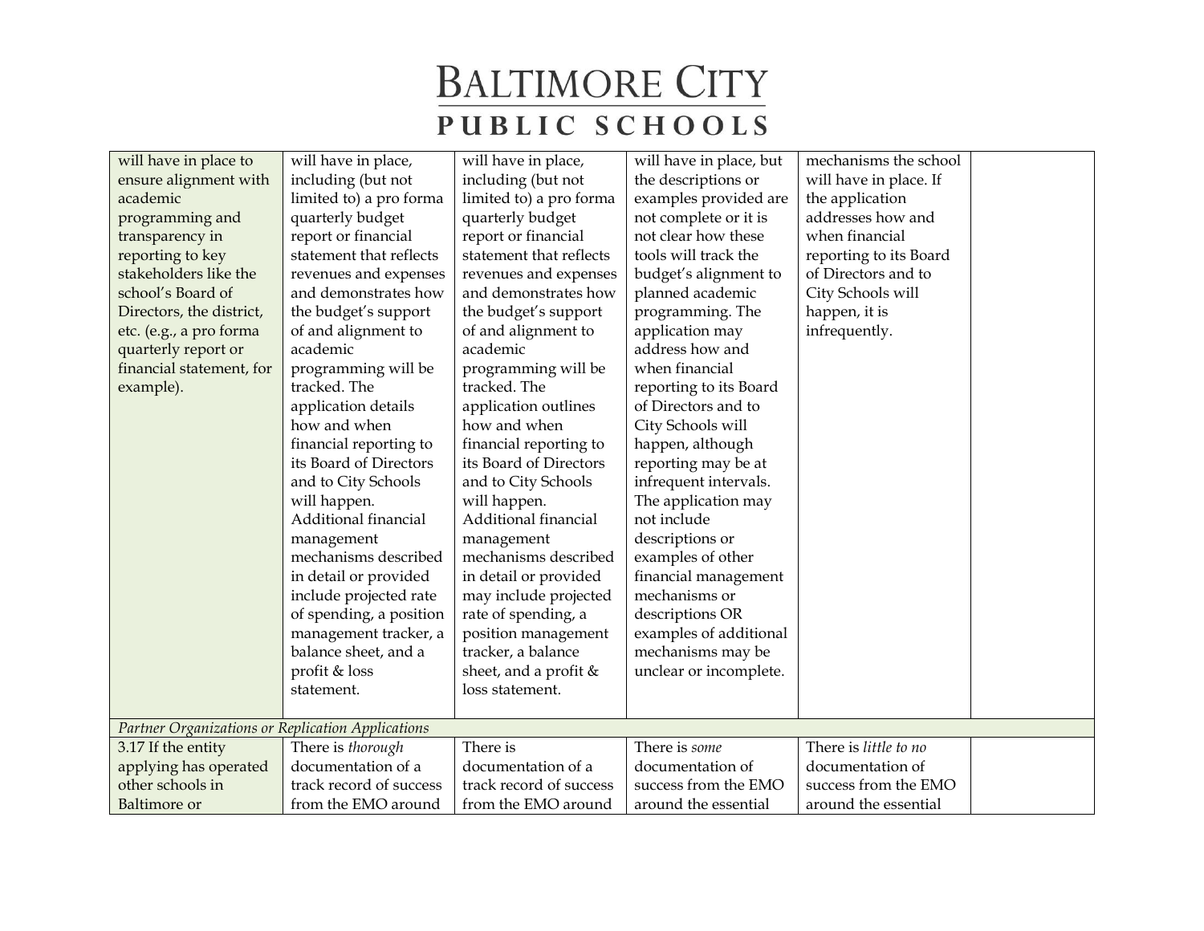| | | | | | |
|---|---|---|---|---|---|
| will have in place to ensure alignment with academic programming and transparency in reporting to key stakeholders like the school's Board of Directors, the district, etc. (e.g., a pro forma quarterly report or financial statement, for example). | will have in place, including (but not limited to) a pro forma quarterly budget report or financial statement that reflects revenues and expenses and demonstrates how the budget's support of and alignment to academic programming will be tracked. The application details how and when financial reporting to its Board of Directors and to City Schools will happen. Additional financial management mechanisms described in detail or provided include projected rate of spending, a position management tracker, a balance sheet, and a profit & loss statement. | will have in place, including (but not limited to) a pro forma quarterly budget report or financial statement that reflects revenues and expenses and demonstrates how the budget's support of and alignment to academic programming will be tracked. The application outlines how and when financial reporting to its Board of Directors and to City Schools will happen. Additional financial management mechanisms described in detail or provided may include projected rate of spending, a position management tracker, a balance sheet, and a profit & loss statement. | will have in place, but the descriptions or examples provided are not complete or it is not clear how these tools will track the budget's alignment to planned academic programming. The application may address how and when financial reporting to its Board of Directors and to City Schools will happen, although reporting may be at infrequent intervals. The application may not include descriptions or examples of other financial management mechanisms or descriptions OR examples of additional mechanisms may be unclear or incomplete. | mechanisms the school will have in place. If the application addresses how and when financial reporting to its Board of Directors and to City Schools will happen, it is infrequently. | |
| *Partner Organizations or Replication Applications* | | | | | |
| 3.17 If the entity applying has operated other schools in Baltimore or | There is *thorough* documentation of a track record of success from the EMO around | There is documentation of a track record of success from the EMO around | There is *some* documentation of success from the EMO around the essential | There is *little to no* documentation of success from the EMO around the essential | |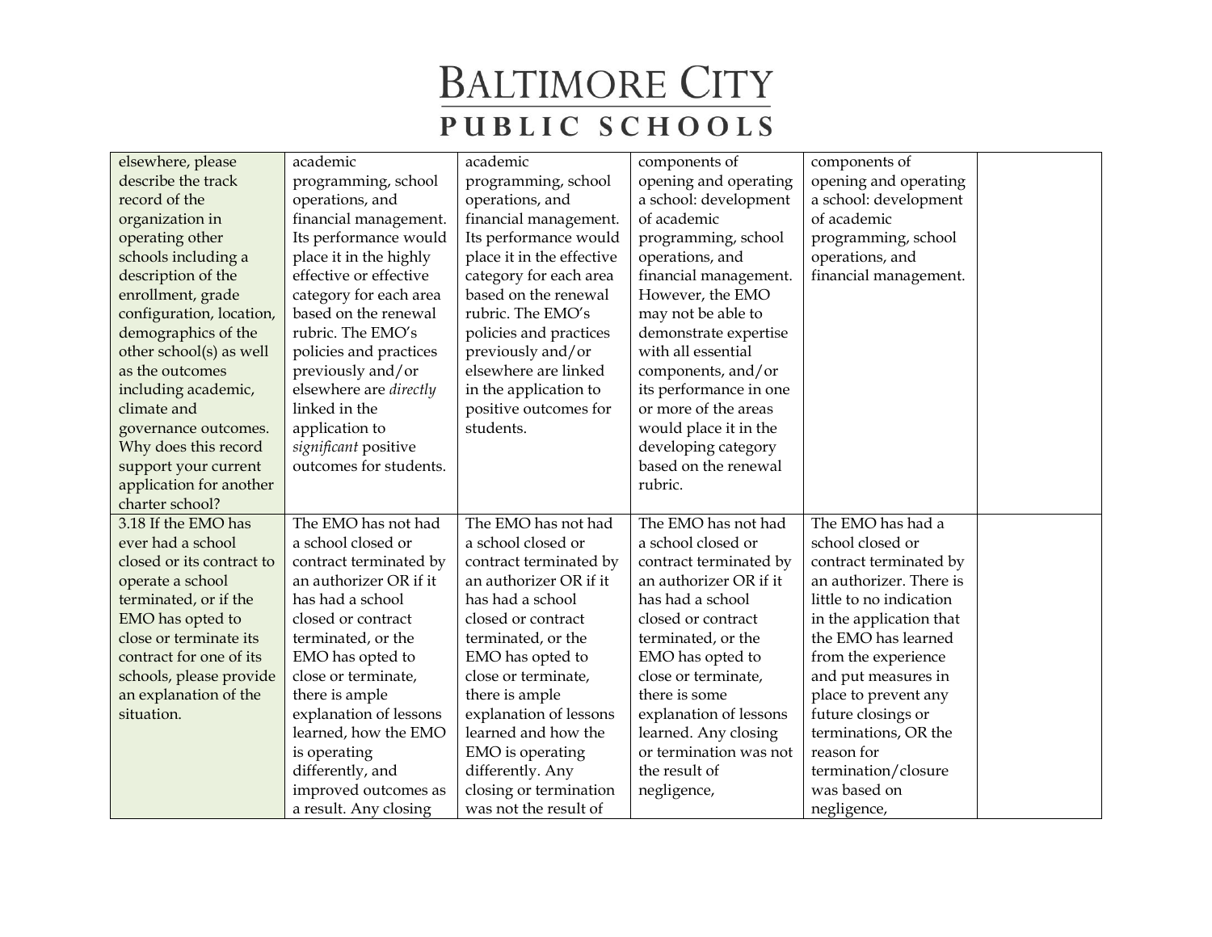| | | | | | |
|---|---|---|---|---|---|
| elsewhere, please describe the track record of the organization in operating other schools including a description of the enrollment, grade configuration, location, demographics of the other school(s) as well as the outcomes including academic, climate and governance outcomes. Why does this record support your current application for another charter school? | academic programming, school operations, and financial management. Its performance would place it in the highly effective or effective category for each area based on the renewal rubric. The EMO's policies and practices previously and/or elsewhere are *directly* linked in the application to *significant* positive outcomes for students. | academic programming, school operations, and financial management. Its performance would place it in the effective category for each area based on the renewal rubric. The EMO's policies and practices previously and/or elsewhere are linked in the application to positive outcomes for students. | components of opening and operating a school: development of academic programming, school operations, and financial management. However, the EMO may not be able to demonstrate expertise with all essential components, and/or its performance in one or more of the areas would place it in the developing category based on the renewal rubric. | components of opening and operating a school: development of academic programming, school operations, and financial management. | |
| 3.18 If the EMO has ever had a school closed or its contract to operate a school terminated, or if the EMO has opted to close or terminate its contract for one of its schools, please provide an explanation of the situation. | The EMO has not had a school closed or contract terminated by an authorizer OR if it has had a school closed or contract terminated, or the EMO has opted to close or terminate, there is ample explanation of lessons learned, how the EMO is operating differently, and improved outcomes as a result. Any closing | The EMO has not had a school closed or contract terminated by an authorizer OR if it has had a school closed or contract terminated, or the EMO has opted to close or terminate, there is ample explanation of lessons learned and how the EMO is operating differently. Any closing or termination was not the result of | The EMO has not had a school closed or contract terminated by an authorizer OR if it has had a school closed or contract terminated, or the EMO has opted to close or terminate, there is some explanation of lessons learned. Any closing or termination was not the result of negligence, | The EMO has had a school closed or contract terminated by an authorizer. There is little to no indication in the application that the EMO has learned from the experience and put measures in place to prevent any future closings or terminations, OR the reason for termination/closure was based on negligence, | |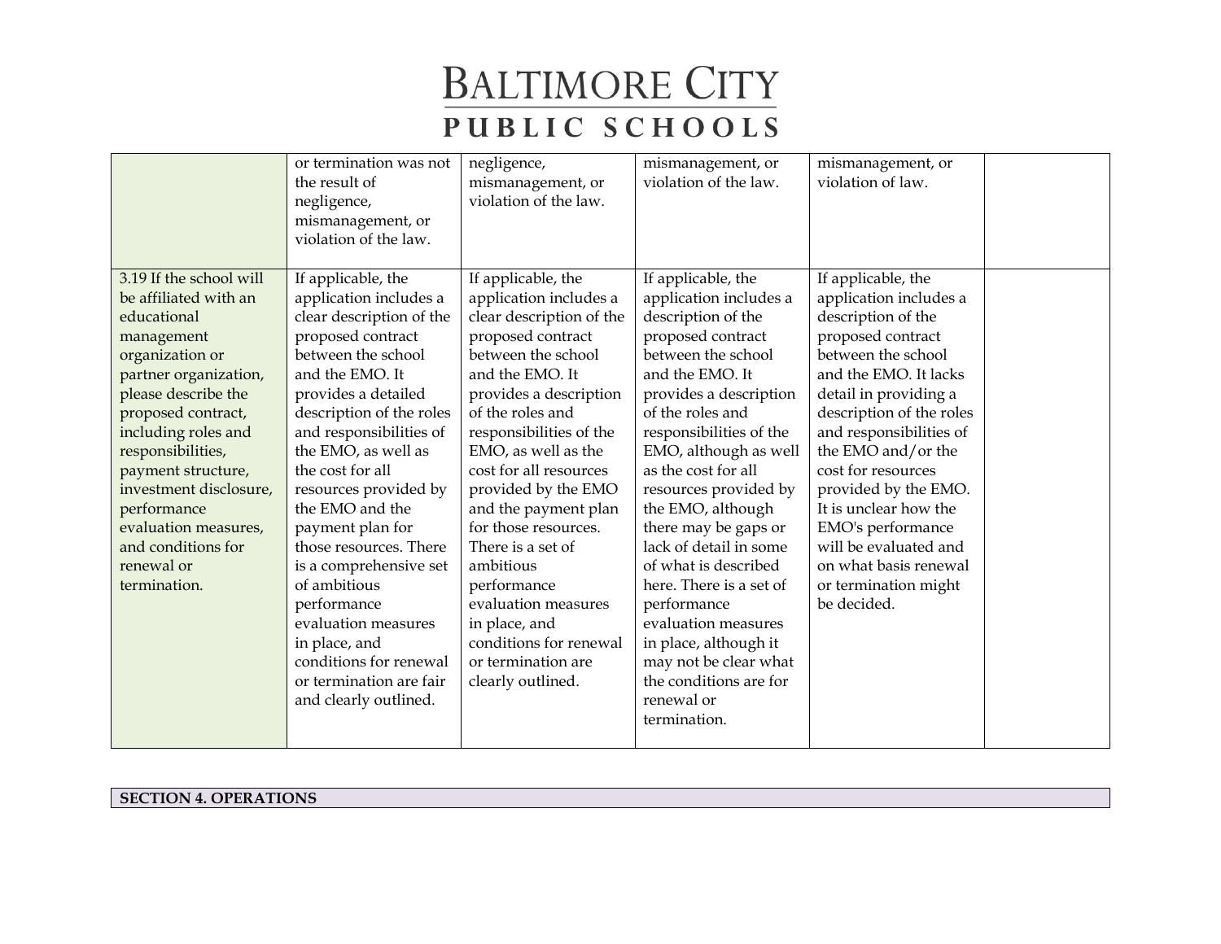| | | | | | |
|---|---|---|---|---|---|
| | or termination was not the result of negligence, mismanagement, or violation of the law. | negligence, mismanagement, or violation of the law. | mismanagement, or violation of the law. | mismanagement, or violation of law. | |
| 3.19 If the school will be affiliated with an educational management organization or partner organization, please describe the proposed contract, including roles and responsibilities, payment structure, investment disclosure, performance evaluation measures, and conditions for renewal or termination. | If applicable, the application includes a clear description of the proposed contract between the school and the EMO. It provides a detailed description of the roles and responsibilities of the EMO, as well as the cost for all resources provided by the EMO and the payment plan for those resources. There is a comprehensive set of ambitious performance evaluation measures in place, and conditions for renewal or termination are fair and clearly outlined. | If applicable, the application includes a clear description of the proposed contract between the school and the EMO. It provides a description of the roles and responsibilities of the EMO, as well as the cost for all resources provided by the EMO and the payment plan for those resources. There is a set of ambitious performance evaluation measures in place, and conditions for renewal or termination are clearly outlined. | If applicable, the application includes a description of the proposed contract between the school and the EMO. It provides a description of the roles and responsibilities of the EMO, although as well as the cost for all resources provided by the EMO, although there may be gaps or lack of detail in some of what is described here. There is a set of performance evaluation measures in place, although it may not be clear what the conditions are for renewal or termination. | If applicable, the application includes a description of the proposed contract between the school and the EMO. It lacks detail in providing a description of the roles and responsibilities of the EMO and/or the cost for resources provided by the EMO. It is unclear how the EMO's performance will be evaluated and on what basis renewal or termination might be decided. | |

**SECTION 4. OPERATIONS**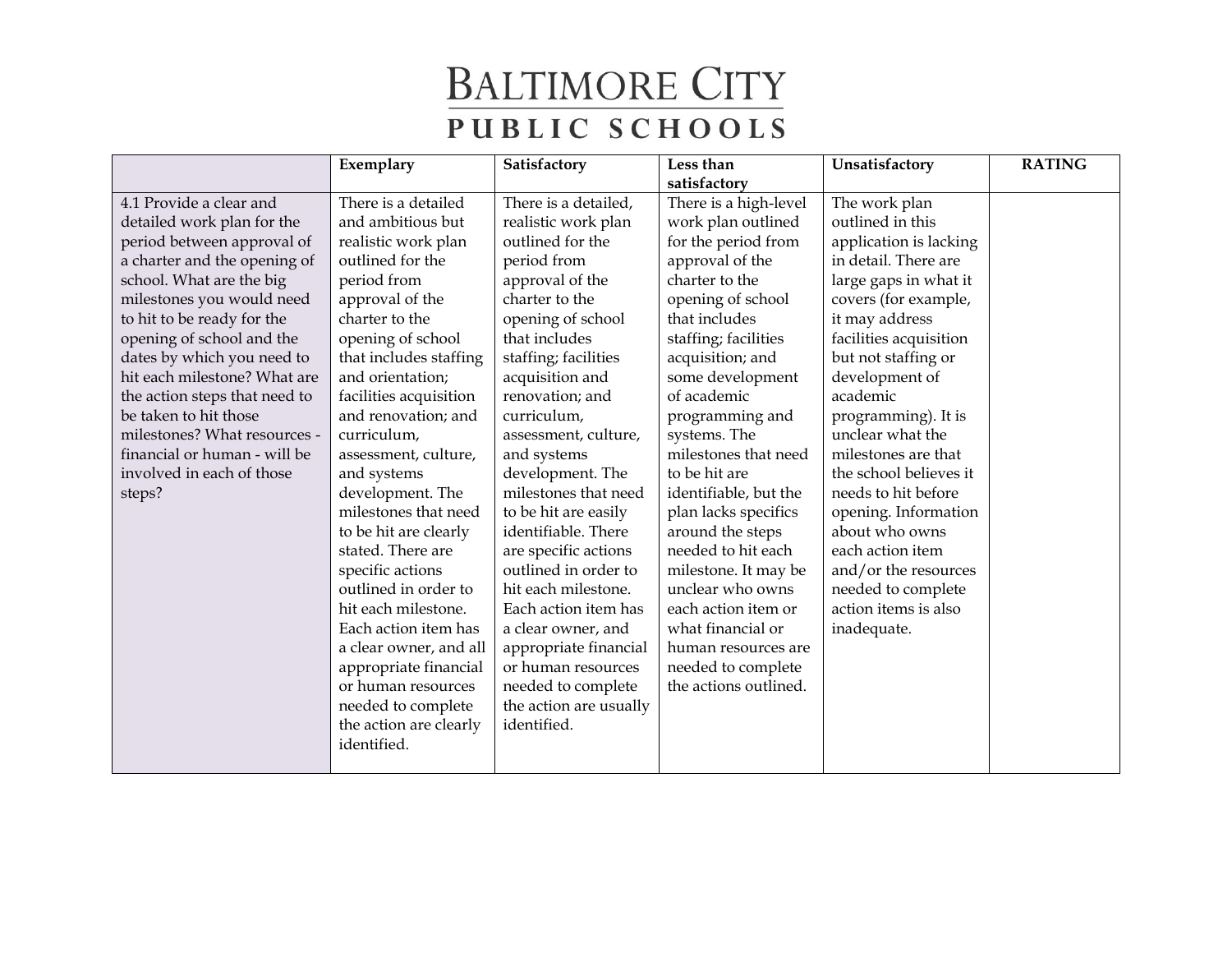# BALTIMORE CITY PUBLIC SCHOOLS

| | Exemplary | Satisfactory | Less than satisfactory | Unsatisfactory | RATING |
|---|---|---|---|---|---|
| 4.1 Provide a clear and detailed work plan for the period between approval of a charter and the opening of school. What are the big milestones you would need to hit to be ready for the opening of school and the dates by which you need to hit each milestone? What are the action steps that need to be taken to hit those milestones? What resources - financial or human - will be involved in each of those steps? | There is a detailed and ambitious but realistic work plan outlined for the period from approval of the charter to the opening of school that includes staffing and orientation; facilities acquisition and renovation; and curriculum, assessment, culture, and systems development. The milestones that need to be hit are clearly stated. There are specific actions outlined in order to hit each milestone. Each action item has a clear owner, and all appropriate financial or human resources needed to complete the action are clearly identified. | There is a detailed, realistic work plan outlined for the period from approval of the charter to the opening of school that includes staffing; facilities acquisition and renovation; and curriculum, assessment, culture, and systems development. The milestones that need to be hit are easily identifiable. There are specific actions outlined in order to hit each milestone. Each action item has a clear owner, and appropriate financial or human resources needed to complete the action are usually identified. | There is a high-level work plan outlined for the period from approval of the charter to the opening of school that includes staffing; facilities acquisition; and some development of academic programming and systems. The milestones that need to be hit are identifiable, but the plan lacks specifics around the steps needed to hit each milestone. It may be unclear who owns each action item or what financial or human resources are needed to complete the actions outlined. | The work plan outlined in this application is lacking in detail. There are large gaps in what it covers (for example, it may address facilities acquisition but not staffing or development of academic programming). It is unclear what the milestones are that the school believes it needs to hit before opening. Information about who owns each action item and/or the resources needed to complete action items is also inadequate. | |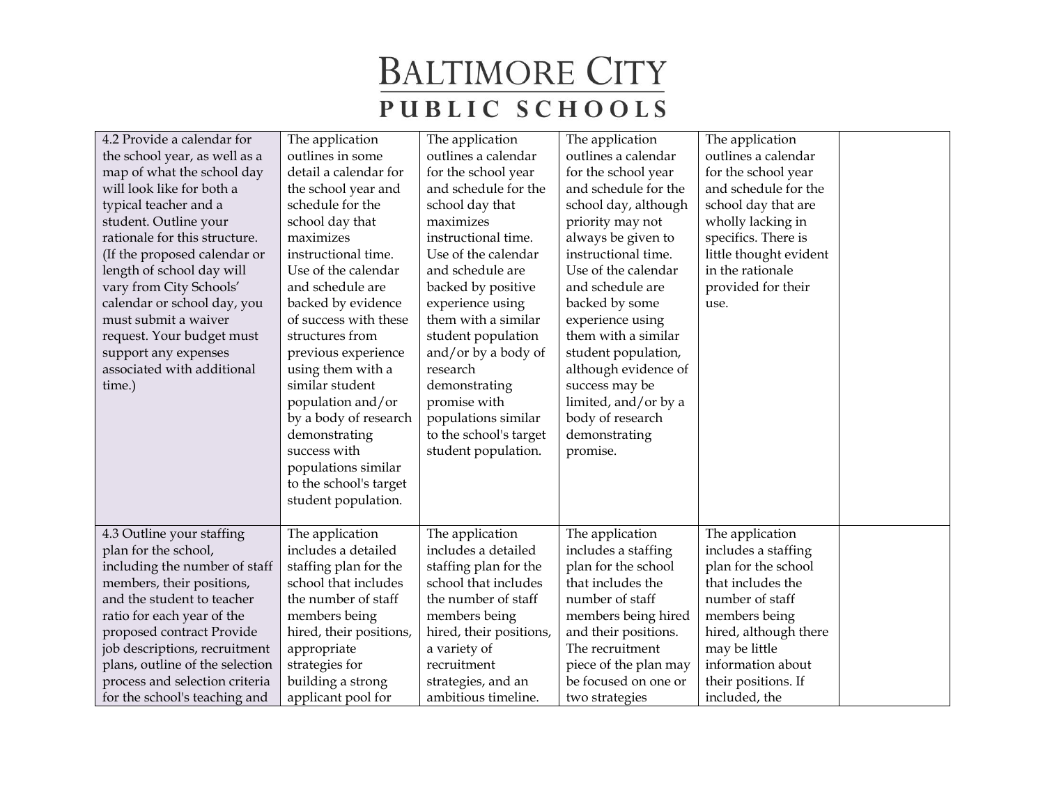# BALTIMORE CITY PUBLIC SCHOOLS

| | | | | | |
|---|---|---|---|---|---|
| 4.2 Provide a calendar for the school year, as well as a map of what the school day will look like for both a typical teacher and a student. Outline your rationale for this structure. (If the proposed calendar or length of school day will vary from City Schools' calendar or school day, you must submit a waiver request. Your budget must support any expenses associated with additional time.) | The application outlines in some detail a calendar for the school year and schedule for the school day that maximizes instructional time. Use of the calendar and schedule are backed by evidence of success with these structures from previous experience using them with a similar student population and/or by a body of research demonstrating success with populations similar to the school's target student population. | The application outlines a calendar for the school year and schedule for the school day that maximizes instructional time. Use of the calendar and schedule are backed by positive experience using them with a similar student population and/or by a body of research demonstrating promise with populations similar to the school's target student population. | The application outlines a calendar for the school year and schedule for the school day, although priority may not always be given to instructional time. Use of the calendar and schedule are backed by some experience using them with a similar student population, although evidence of success may be limited, and/or by a body of research demonstrating promise. | The application outlines a calendar for the school year and schedule for the school day that are wholly lacking in specifics. There is little thought evident in the rationale provided for their use. | |
| 4.3 Outline your staffing plan for the school, including the number of staff members, their positions, and the student to teacher ratio for each year of the proposed contract Provide job descriptions, recruitment plans, outline of the selection process and selection criteria for the school's teaching and | The application includes a detailed staffing plan for the school that includes the number of staff members being hired, their positions, appropriate strategies for building a strong applicant pool for | The application includes a detailed staffing plan for the school that includes the number of staff members being hired, their positions, a variety of recruitment strategies, and an ambitious timeline. | The application includes a staffing plan for the school that includes the number of staff members being hired and their positions. The recruitment piece of the plan may be focused on one or two strategies | The application includes a staffing plan for the school that includes the number of staff members being hired, although there may be little information about their positions. If included, the | |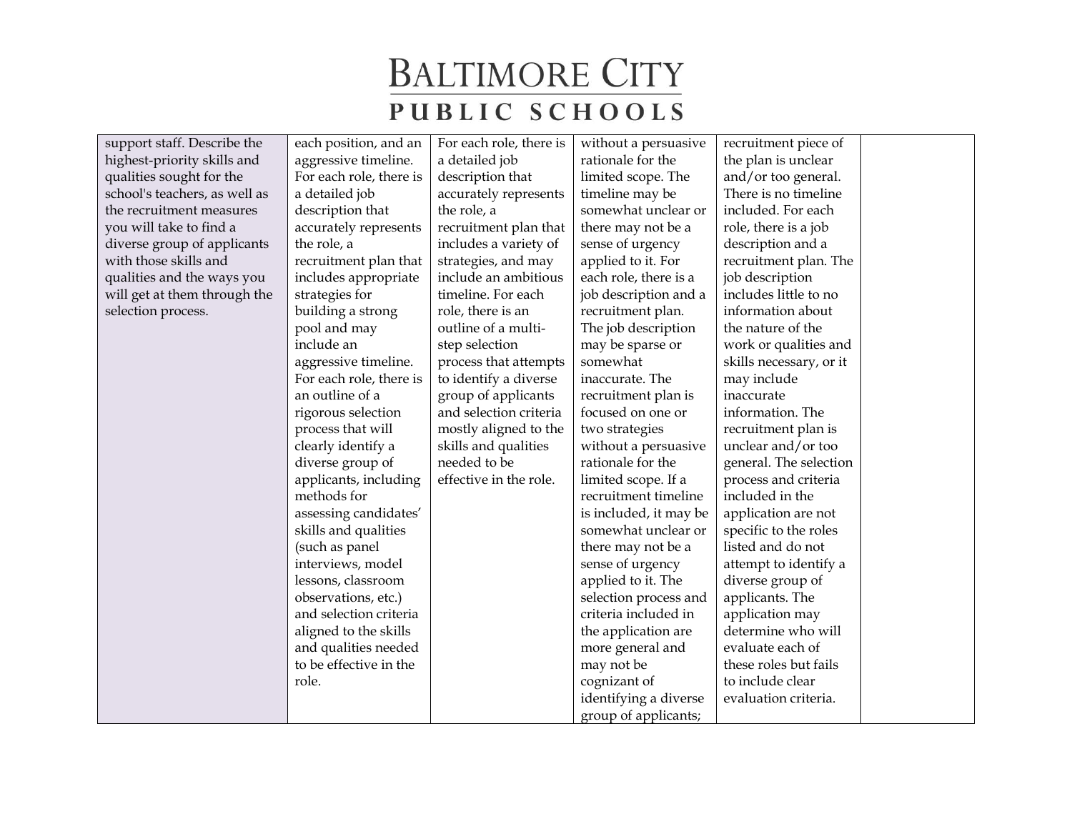| support staff. Describe the highest-priority skills and qualities sought for the school's teachers, as well as the recruitment measures you will take to find a diverse group of applicants with those skills and qualities and the ways you will get at them through the selection process. | each position, and an aggressive timeline. For each role, there is a detailed job description that accurately represents the role, a recruitment plan that includes appropriate strategies for building a strong pool and may include an aggressive timeline. For each role, there is an outline of a rigorous selection process that will clearly identify a diverse group of applicants, including methods for assessing candidates' skills and qualities (such as panel interviews, model lessons, classroom observations, etc.) and selection criteria aligned to the skills and qualities needed to be effective in the role. | For each role, there is a detailed job description that accurately represents the role, a recruitment plan that includes a variety of strategies, and may include an ambitious timeline. For each role, there is an outline of a multi-step selection process that attempts to identify a diverse group of applicants and selection criteria mostly aligned to the skills and qualities needed to be effective in the role. | without a persuasive rationale for the limited scope. The timeline may be somewhat unclear or there may not be a sense of urgency applied to it. For each role, there is a job description and a recruitment plan. The job description may be sparse or somewhat inaccurate. The recruitment plan is focused on one or two strategies without a persuasive rationale for the limited scope. If a recruitment timeline is included, it may be somewhat unclear or there may not be a sense of urgency applied to it. The selection process and criteria included in the application are more general and may not be cognizant of identifying a diverse group of applicants; | recruitment piece of the plan is unclear and/or too general. There is no timeline included. For each role, there is a job description and a recruitment plan. The job description includes little to no information about the nature of the work or qualities and skills necessary, or it may include inaccurate information. The recruitment plan is unclear and/or too general. The selection process and criteria included in the application are not specific to the roles listed and do not attempt to identify a diverse group of applicants. The application may determine who will evaluate each of these roles but fails to include clear evaluation criteria. | |
|---|---|---|---|---|---|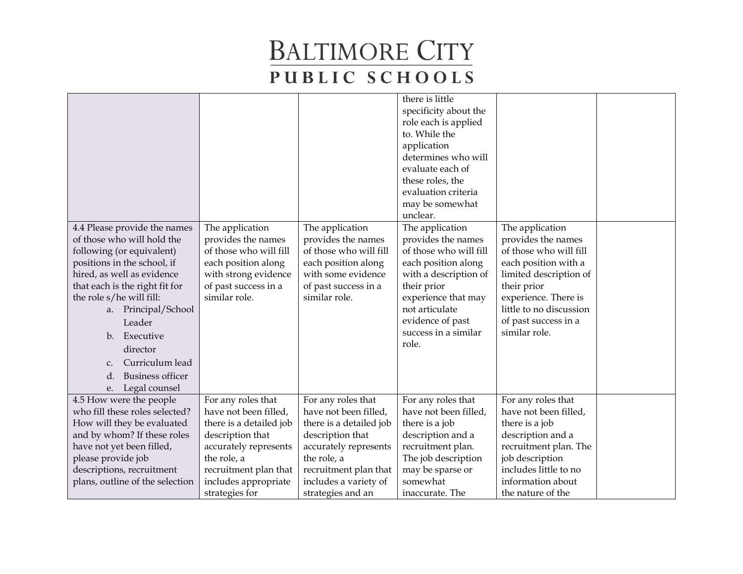| | | | | | |
|---|---|---|---|---|---|
| | | | there is little specificity about the role each is applied to. While the application determines who will evaluate each of these roles, the evaluation criteria may be somewhat unclear. | | |
| 4.4 Please provide the names of those who will hold the following (or equivalent) positions in the school, if hired, as well as evidence that each is the right fit for the role s/he will fill:<br>a. Principal/School Leader<br>b. Executive director<br>c. Curriculum lead<br>d. Business officer<br>e. Legal counsel | The application provides the names of those who will fill each position along with strong evidence of past success in a similar role. | The application provides the names of those who will fill each position along with some evidence of past success in a similar role. | The application provides the names of those who will fill each position along with a description of their prior experience that may not articulate evidence of past success in a similar role. | The application provides the names of those who will fill each position with a limited description of their prior experience. There is little to no discussion of past success in a similar role. | |
| 4.5 How were the people who fill these roles selected? How will they be evaluated and by whom? If these roles have not yet been filled, please provide job descriptions, recruitment plans, outline of the selection | For any roles that have not been filled, there is a detailed job description that accurately represents the role, a recruitment plan that includes appropriate strategies for | For any roles that have not been filled, there is a detailed job description that accurately represents the role, a recruitment plan that includes a variety of strategies and an | For any roles that have not been filled, there is a job description and a recruitment plan. The job description may be sparse or somewhat inaccurate. The | For any roles that have not been filled, there is a job description and a recruitment plan. The job description includes little to no information about the nature of the | |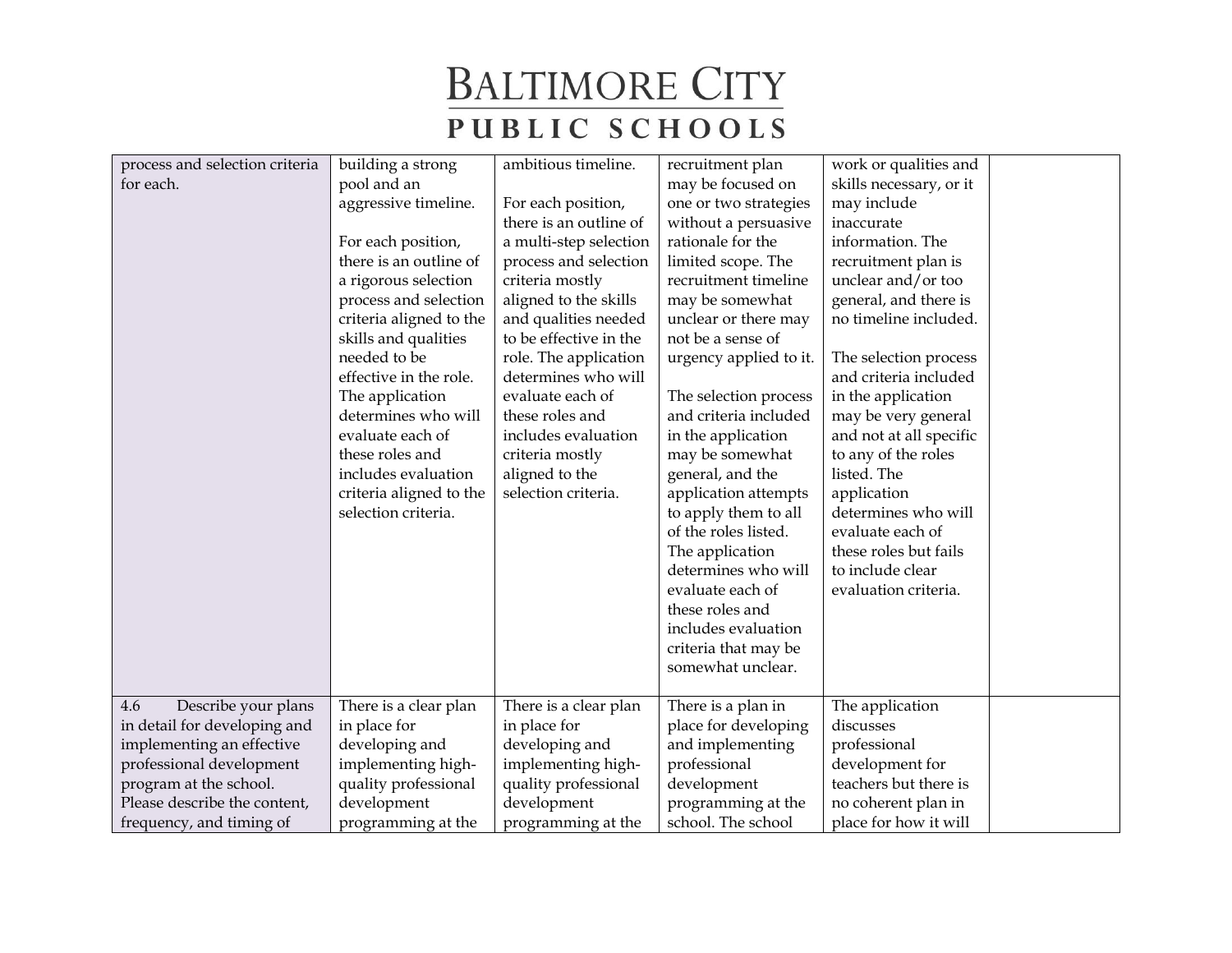| | | | | | |
|---|---|---|---|---|---|
| process and selection criteria for each. | building a strong pool and an aggressive timeline.<br><br>For each position, there is an outline of a rigorous selection process and selection criteria aligned to the skills and qualities needed to be effective in the role. The application determines who will evaluate each of these roles and includes evaluation criteria aligned to the selection criteria. | ambitious timeline.<br><br>For each position, there is an outline of a multi-step selection process and selection criteria mostly aligned to the skills and qualities needed to be effective in the role. The application determines who will evaluate each of these roles and includes evaluation criteria mostly aligned to the selection criteria. | recruitment plan may be focused on one or two strategies without a persuasive rationale for the limited scope. The recruitment timeline may be somewhat unclear or there may not be a sense of urgency applied to it.<br><br>The selection process and criteria included in the application may be somewhat general, and the application attempts to apply them to all of the roles listed. The application determines who will evaluate each of these roles and includes evaluation criteria that may be somewhat unclear. | work or qualities and skills necessary, or it may include inaccurate information. The recruitment plan is unclear and/or too general, and there is no timeline included.<br><br>The selection process and criteria included in the application may be very general and not at all specific to any of the roles listed. The application determines who will evaluate each of these roles but fails to include clear evaluation criteria. | |
| 4.6 Describe your plans in detail for developing and implementing an effective professional development program at the school. Please describe the content, frequency, and timing of | There is a clear plan in place for developing and implementing high-quality professional development programming at the | There is a clear plan in place for developing and implementing high-quality professional development programming at the | There is a plan in place for developing and implementing professional development programming at the school. The school | The application discusses professional development for teachers but there is no coherent plan in place for how it will | |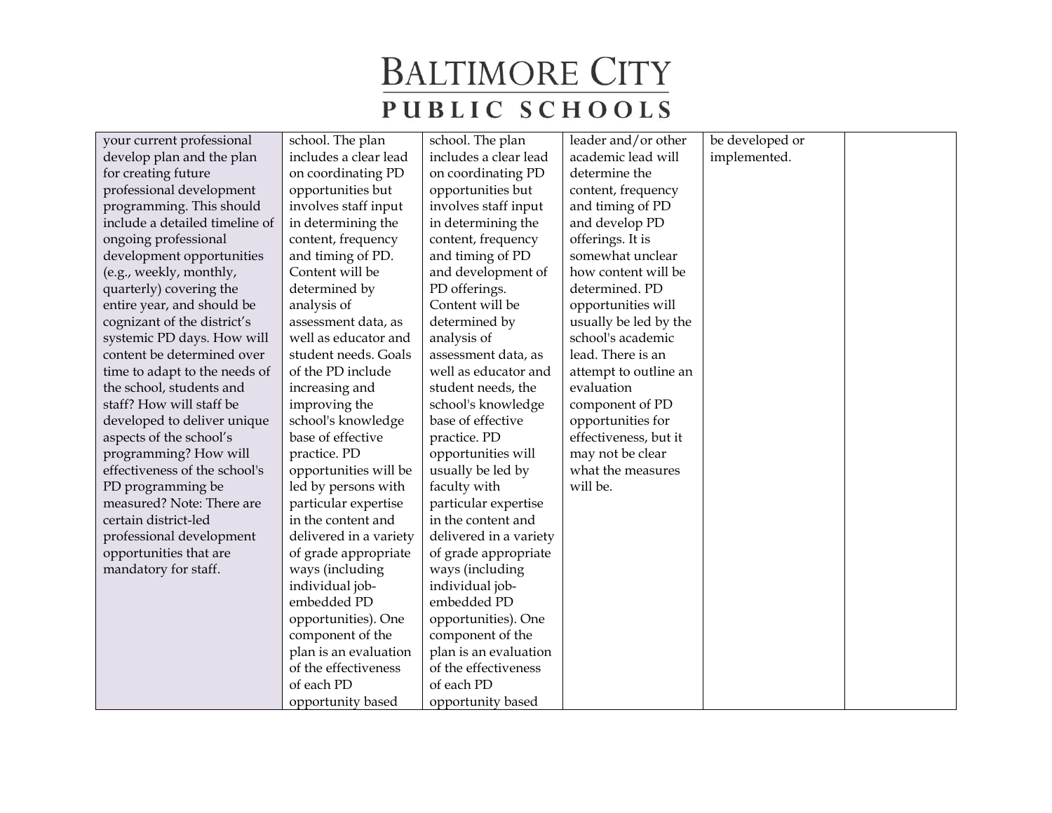| | | | | | |
|---|---|---|---|---|---|
| your current professional develop plan and the plan for creating future professional development programming. This should include a detailed timeline of ongoing professional development opportunities (e.g., weekly, monthly, quarterly) covering the entire year, and should be cognizant of the district's systemic PD days. How will content be determined over time to adapt to the needs of the school, students and staff? How will staff be developed to deliver unique aspects of the school's programming? How will effectiveness of the school's PD programming be measured? Note: There are certain district-led professional development opportunities that are mandatory for staff. | school. The plan includes a clear lead on coordinating PD opportunities but involves staff input in determining the content, frequency and timing of PD. Content will be determined by analysis of assessment data, as well as educator and student needs. Goals of the PD include increasing and improving the school's knowledge base of effective practice. PD opportunities will be led by persons with particular expertise in the content and delivered in a variety of grade appropriate ways (including individual job-embedded PD opportunities). One component of the plan is an evaluation of the effectiveness of each PD opportunity based | school. The plan includes a clear lead on coordinating PD opportunities but involves staff input in determining the content, frequency and timing of PD and development of PD offerings. Content will be determined by analysis of assessment data, as well as educator and student needs, the school's knowledge base of effective practice. PD opportunities will usually be led by faculty with particular expertise in the content and delivered in a variety of grade appropriate ways (including individual job-embedded PD opportunities). One component of the plan is an evaluation of the effectiveness of each PD opportunity based | leader and/or other academic lead will determine the content, frequency and timing of PD and develop PD offerings. It is somewhat unclear how content will be determined. PD opportunities will usually be led by the school's academic lead. There is an attempt to outline an evaluation component of PD opportunities for effectiveness, but it may not be clear what the measures will be. | be developed or implemented. | |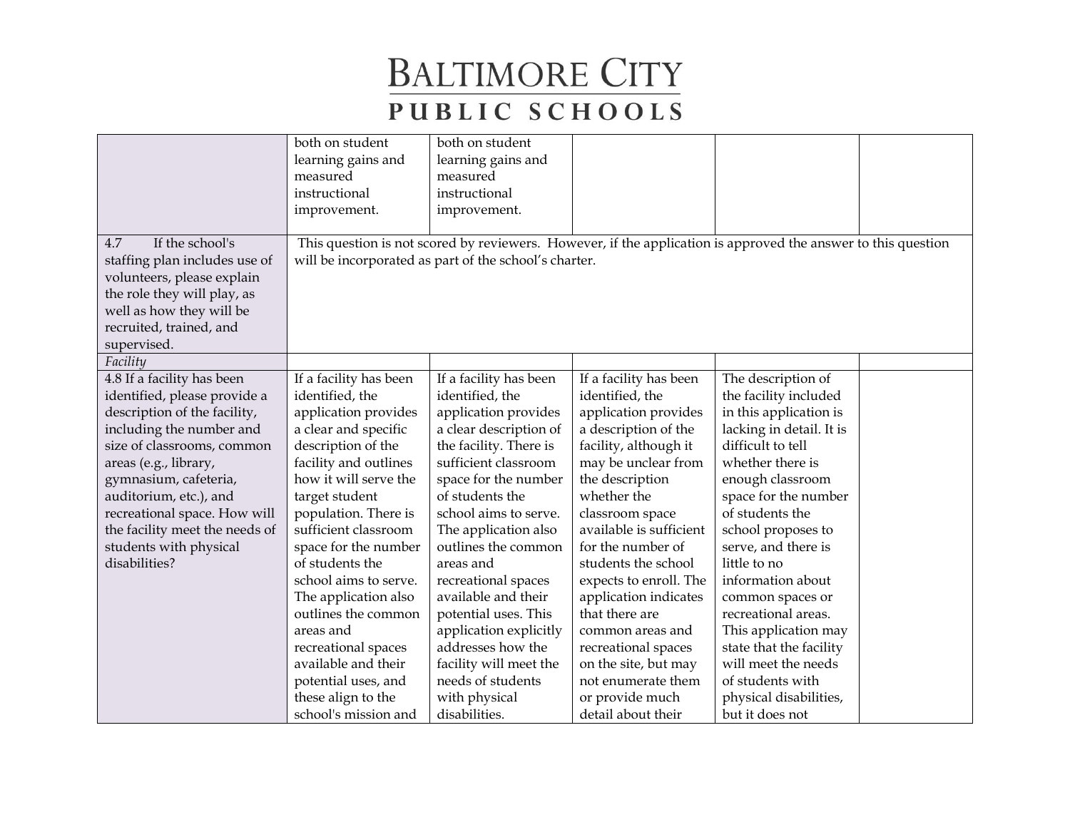| | | | | | |
|---|---|---|---|---|---|
| | both on student learning gains and measured instructional improvement. | both on student learning gains and measured instructional improvement. | | | |
| 4.7 If the school's staffing plan includes use of volunteers, please explain the role they will play, as well as how they will be recruited, trained, and supervised. | This question is not scored by reviewers. However, if the application is approved the answer to this question will be incorporated as part of the school's charter. | | | | |
| *Facility* | | | | | |
| 4.8 If a facility has been identified, please provide a description of the facility, including the number and size of classrooms, common areas (e.g., library, gymnasium, cafeteria, auditorium, etc.), and recreational space. How will the facility meet the needs of students with physical disabilities? | If a facility has been identified, the application provides a clear and specific description of the facility and outlines how it will serve the target student population. There is sufficient classroom space for the number of students the school aims to serve. The application also outlines the common areas and recreational spaces available and their potential uses, and these align to the school's mission and | If a facility has been identified, the application provides a clear description of the facility. There is sufficient classroom space for the number of students the school aims to serve. The application also outlines the common areas and recreational spaces available and their potential uses. This application explicitly addresses how the facility will meet the needs of students with physical disabilities. | If a facility has been identified, the application provides a description of the facility, although it may be unclear from the description whether the classroom space available is sufficient for the number of students the school expects to enroll. The application indicates that there are common areas and recreational spaces on the site, but may not enumerate them or provide much detail about their | The description of the facility included in this application is lacking in detail. It is difficult to tell whether there is enough classroom space for the number of students the school proposes to serve, and there is little to no information about common spaces or recreational areas. This application may state that the facility will meet the needs of students with physical disabilities, but it does not | |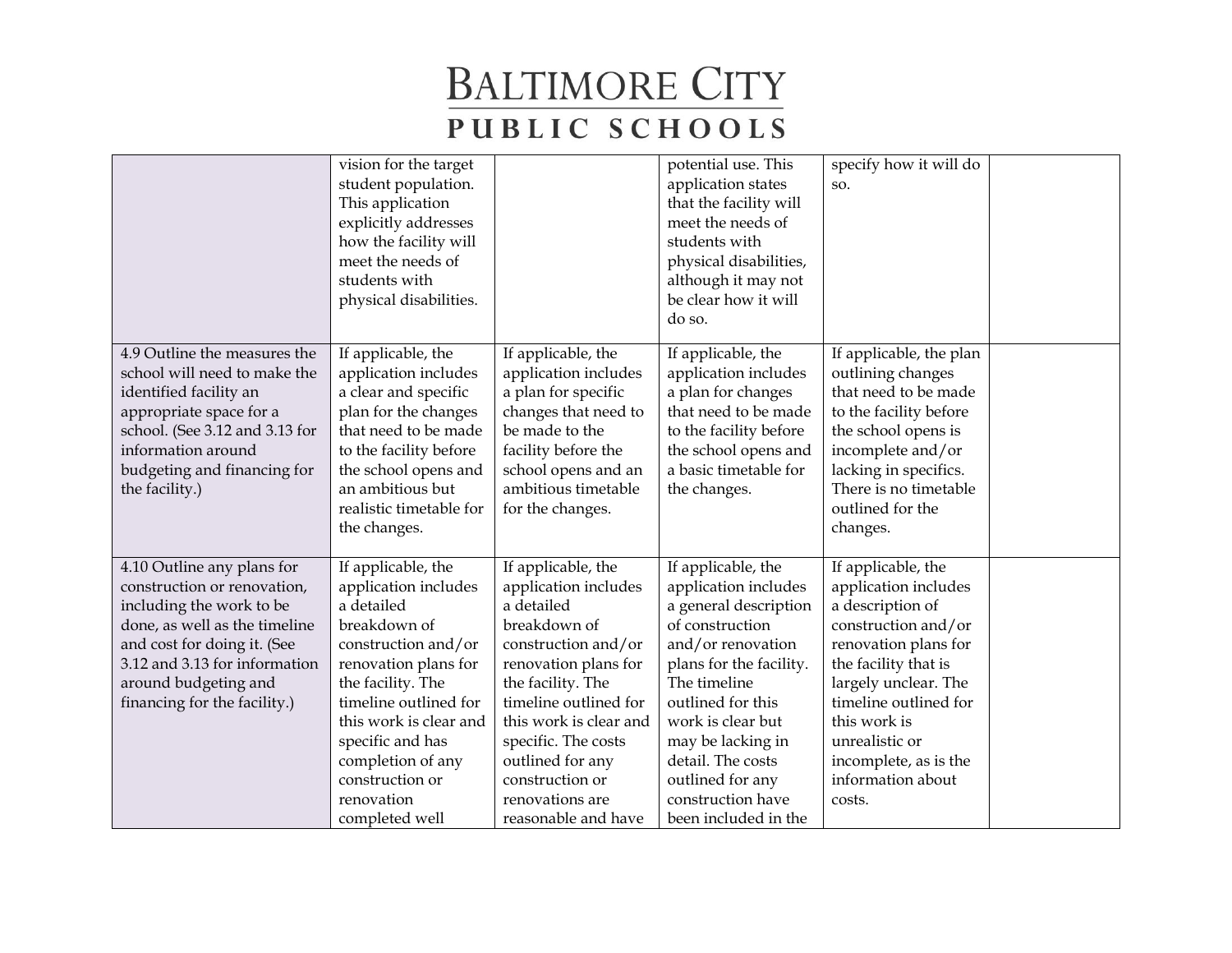| | | | | | |
|---|---|---|---|---|---|
| | vision for the target student population. This application explicitly addresses how the facility will meet the needs of students with physical disabilities. | | potential use. This application states that the facility will meet the needs of students with physical disabilities, although it may not be clear how it will do so. | specify how it will do so. | |
| 4.9 Outline the measures the school will need to make the identified facility an appropriate space for a school. (See 3.12 and 3.13 for information around budgeting and financing for the facility.) | If applicable, the application includes a clear and specific plan for the changes that need to be made to the facility before the school opens and an ambitious but realistic timetable for the changes. | If applicable, the application includes a plan for specific changes that need to be made to the facility before the school opens and an ambitious timetable for the changes. | If applicable, the application includes a plan for changes that need to be made to the facility before the school opens and a basic timetable for the changes. | If applicable, the plan outlining changes that need to be made to the facility before the school opens is incomplete and/or lacking in specifics. There is no timetable outlined for the changes. | |
| 4.10 Outline any plans for construction or renovation, including the work to be done, as well as the timeline and cost for doing it. (See 3.12 and 3.13 for information around budgeting and financing for the facility.) | If applicable, the application includes a detailed breakdown of construction and/or renovation plans for the facility. The timeline outlined for this work is clear and specific and has completion of any construction or renovation completed well | If applicable, the application includes a detailed breakdown of construction and/or renovation plans for the facility. The timeline outlined for this work is clear and specific. The costs outlined for any construction or renovations are reasonable and have | If applicable, the application includes a general description of construction and/or renovation plans for the facility. The timeline outlined for this work is clear but may be lacking in detail. The costs outlined for any construction have been included in the | If applicable, the application includes a description of construction and/or renovation plans for the facility that is largely unclear. The timeline outlined for this work is unrealistic or incomplete, as is the information about costs. | |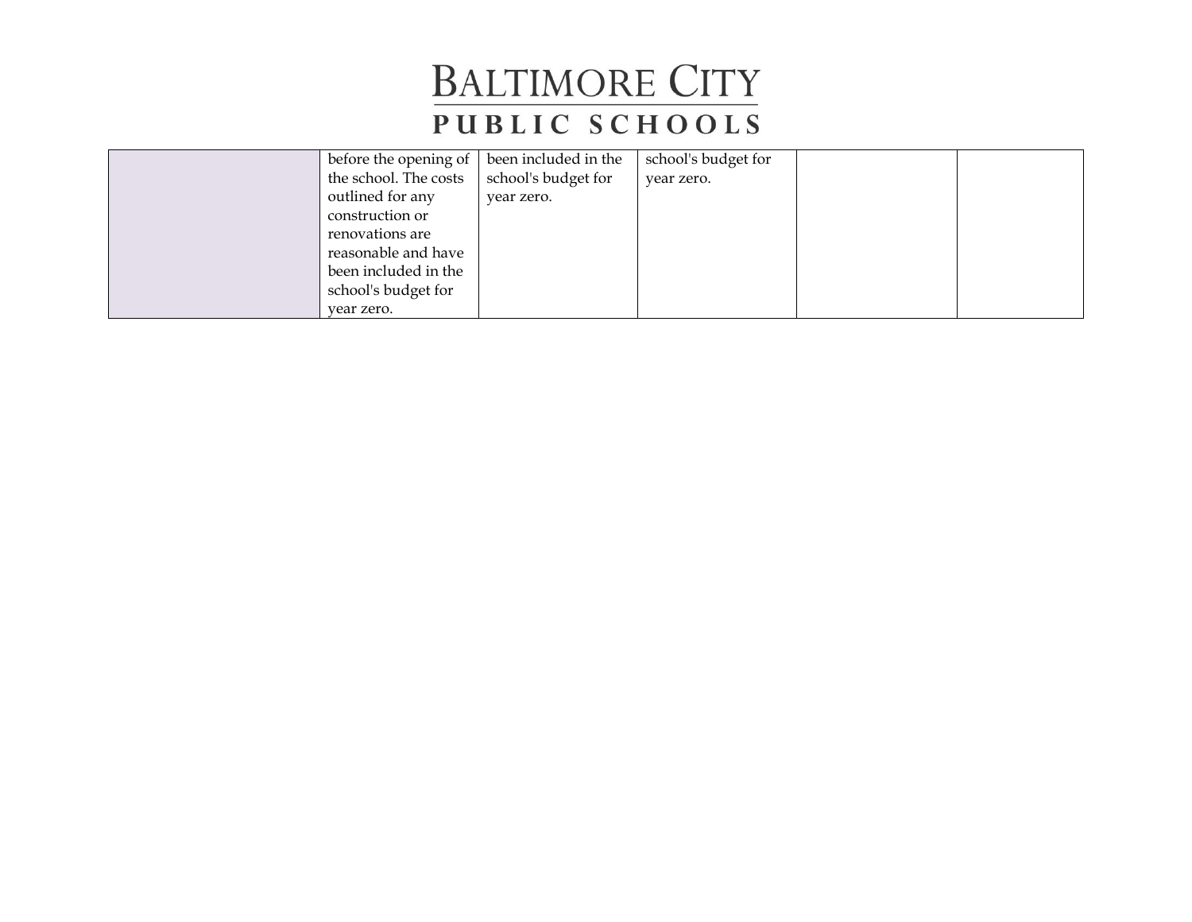| | | | | | |
|---|---|---|---|---|---|
| | before the opening of the school. The costs outlined for any construction or renovations are reasonable and have been included in the school's budget for year zero. | been included in the school's budget for year zero. | school's budget for year zero. | | |